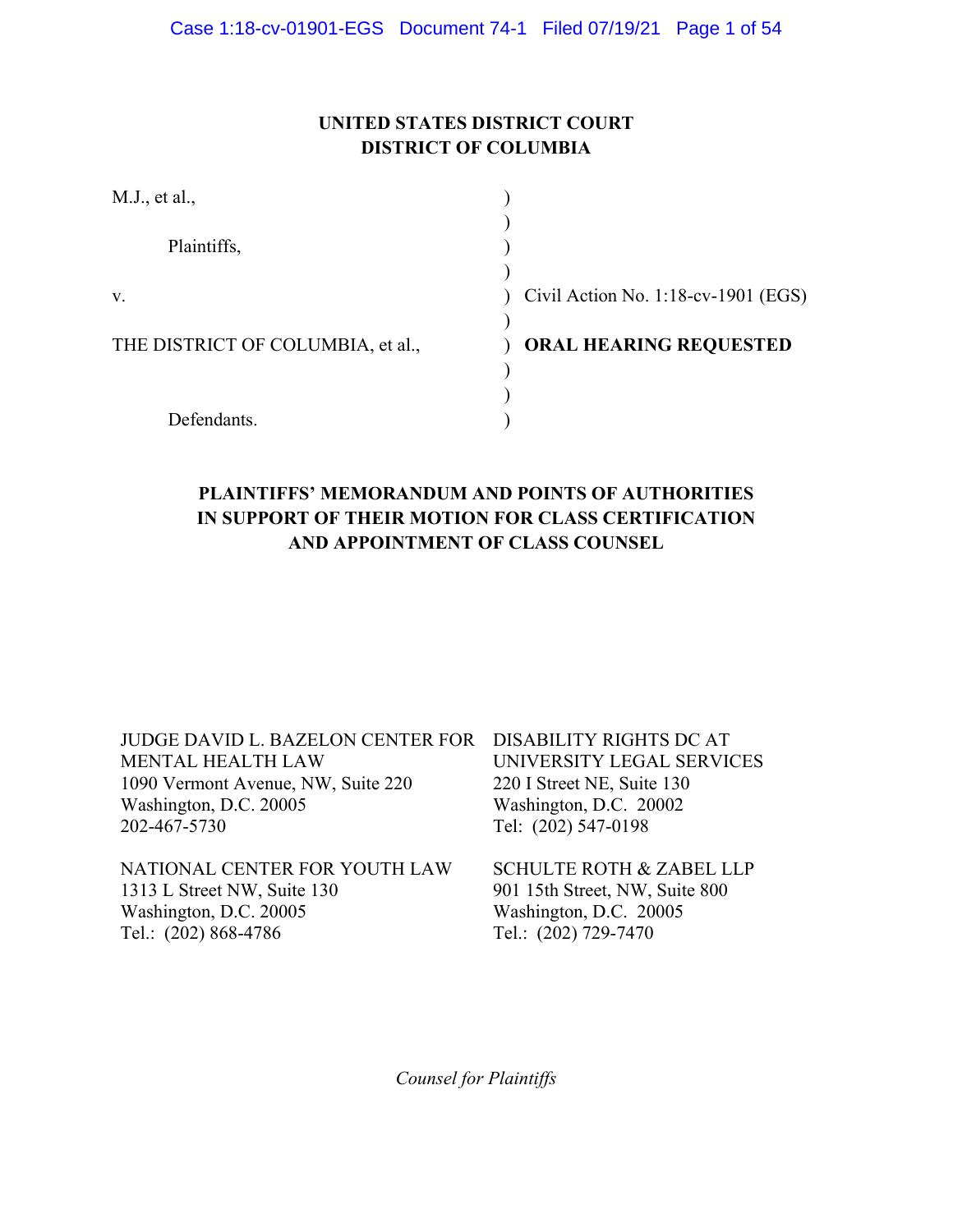**UNITED STATES DISTRICT COURT**
**DISTRICT OF COLUMBIA**

| | | |
|---|---|---|
| M.J., et al., | ) | |
| | ) | |
| Plaintiffs, | ) | |
| | ) | |
| v. | ) | Civil Action No. 1:18-cv-1901 (EGS) |
| | ) | |
| THE DISTRICT OF COLUMBIA, et al., | ) | **ORAL HEARING REQUESTED** |
| | ) | |
| | ) | |
| Defendants. | ) | |

**PLAINTIFFS' MEMORANDUM AND POINTS OF AUTHORITIES IN SUPPORT OF THEIR MOTION FOR CLASS CERTIFICATION AND APPOINTMENT OF CLASS COUNSEL**

JUDGE DAVID L. BAZELON CENTER FOR MENTAL HEALTH LAW
1090 Vermont Avenue, NW, Suite 220
Washington, D.C. 20005
202-467-5730

DISABILITY RIGHTS DC AT UNIVERSITY LEGAL SERVICES
220 I Street NE, Suite 130
Washington, D.C. 20002
Tel: (202) 547-0198

NATIONAL CENTER FOR YOUTH LAW
1313 L Street NW, Suite 130
Washington, D.C. 20005
Tel.: (202) 868-4786

SCHULTE ROTH & ZABEL LLP
901 15th Street, NW, Suite 800
Washington, D.C. 20005
Tel.: (202) 729-7470

*Counsel for Plaintiffs*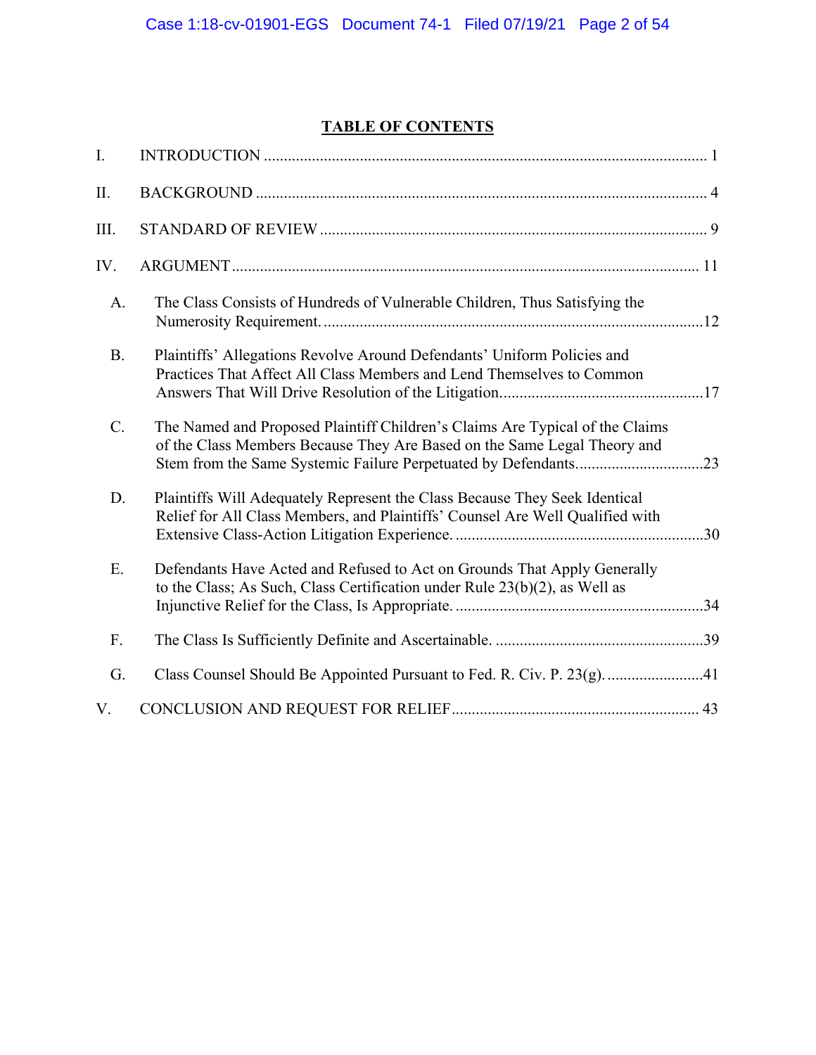# TABLE OF CONTENTS

I. INTRODUCTION ..... 1

II. BACKGROUND ..... 4

III. STANDARD OF REVIEW ..... 9

IV. ARGUMENT ..... 11

- A. The Class Consists of Hundreds of Vulnerable Children, Thus Satisfying the Numerosity Requirement. ..... 12
- B. Plaintiffs' Allegations Revolve Around Defendants' Uniform Policies and Practices That Affect All Class Members and Lend Themselves to Common Answers That Will Drive Resolution of the Litigation. ..... 17
- C. The Named and Proposed Plaintiff Children's Claims Are Typical of the Claims of the Class Members Because They Are Based on the Same Legal Theory and Stem from the Same Systemic Failure Perpetuated by Defendants. ..... 23
- D. Plaintiffs Will Adequately Represent the Class Because They Seek Identical Relief for All Class Members, and Plaintiffs' Counsel Are Well Qualified with Extensive Class-Action Litigation Experience. ..... 30
- E. Defendants Have Acted and Refused to Act on Grounds That Apply Generally to the Class; As Such, Class Certification under Rule 23(b)(2), as Well as Injunctive Relief for the Class, Is Appropriate. ..... 34
- F. The Class Is Sufficiently Definite and Ascertainable. ..... 39
- G. Class Counsel Should Be Appointed Pursuant to Fed. R. Civ. P. 23(g). ..... 41

V. CONCLUSION AND REQUEST FOR RELIEF ..... 43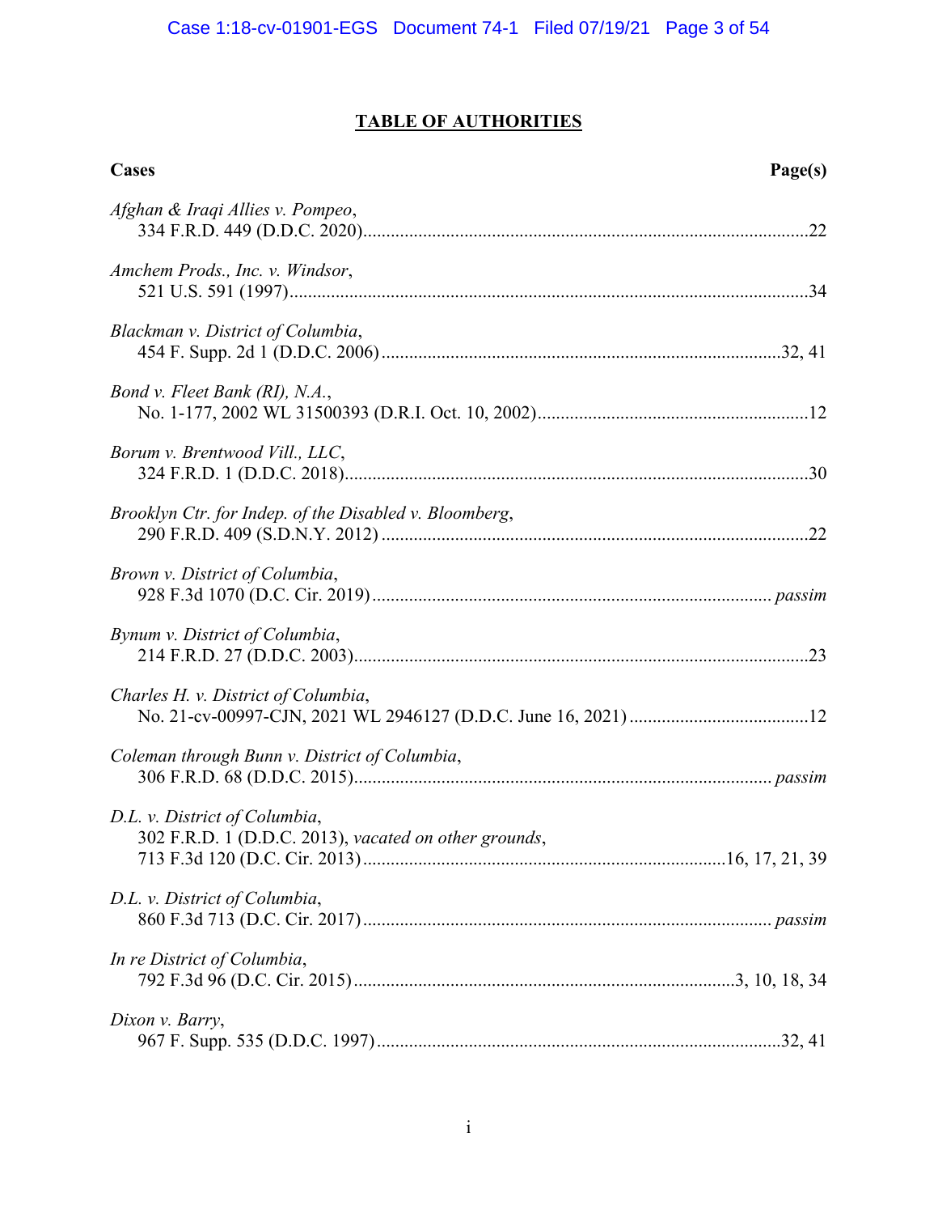## TABLE OF AUTHORITIES

| Cases | Page(s) |
|---|---|
| *Afghan & Iraqi Allies v. Pompeo*, 334 F.R.D. 449 (D.D.C. 2020) | 22 |
| *Amchem Prods., Inc. v. Windsor*, 521 U.S. 591 (1997) | 34 |
| *Blackman v. District of Columbia*, 454 F. Supp. 2d 1 (D.D.C. 2006) | 32, 41 |
| *Bond v. Fleet Bank (RI), N.A.*, No. 1-177, 2002 WL 31500393 (D.R.I. Oct. 10, 2002) | 12 |
| *Borum v. Brentwood Vill., LLC*, 324 F.R.D. 1 (D.D.C. 2018) | 30 |
| *Brooklyn Ctr. for Indep. of the Disabled v. Bloomberg*, 290 F.R.D. 409 (S.D.N.Y. 2012) | 22 |
| *Brown v. District of Columbia*, 928 F.3d 1070 (D.C. Cir. 2019) | *passim* |
| *Bynum v. District of Columbia*, 214 F.R.D. 27 (D.D.C. 2003) | 23 |
| *Charles H. v. District of Columbia*, No. 21-cv-00997-CJN, 2021 WL 2946127 (D.D.C. June 16, 2021) | 12 |
| *Coleman through Bunn v. District of Columbia*, 306 F.R.D. 68 (D.D.C. 2015) | *passim* |
| *D.L. v. District of Columbia*, 302 F.R.D. 1 (D.D.C. 2013), *vacated on other grounds*, 713 F.3d 120 (D.C. Cir. 2013) | 16, 17, 21, 39 |
| *D.L. v. District of Columbia*, 860 F.3d 713 (D.C. Cir. 2017) | *passim* |
| *In re District of Columbia*, 792 F.3d 96 (D.C. Cir. 2015) | 3, 10, 18, 34 |
| *Dixon v. Barry*, 967 F. Supp. 535 (D.D.C. 1997) | 32, 41 |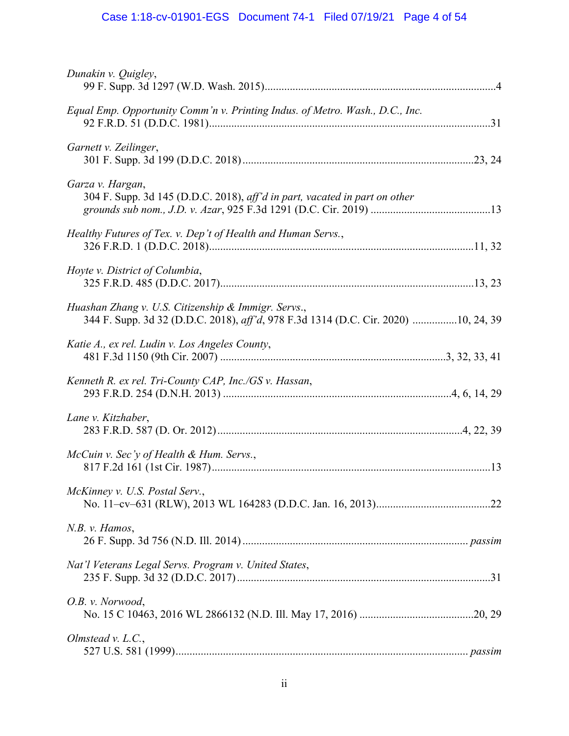*Dunakin v. Quigley*,
99 F. Supp. 3d 1297 (W.D. Wash. 2015)....................................................................................4

*Equal Emp. Opportunity Comm'n v. Printing Indus. of Metro. Wash., D.C., Inc.*
92 F.R.D. 51 (D.D.C. 1981).....................................................................................................31

*Garnett v. Zeilinger*,
301 F. Supp. 3d 199 (D.D.C. 2018)..................................................................................23, 24

*Garza v. Hargan*,
304 F. Supp. 3d 145 (D.D.C. 2018), *aff'd in part, vacated in part on other grounds sub nom., J.D. v. Azar*, 925 F.3d 1291 (D.C. Cir. 2019) ..........................................13

*Healthy Futures of Tex. v. Dep't of Health and Human Servs.*,
326 F.R.D. 1 (D.D.C. 2018)...............................................................................................11, 32

*Hoyte v. District of Columbia*,
325 F.R.D. 485 (D.D.C. 2017)..........................................................................................13, 23

*Huashan Zhang v. U.S. Citizenship & Immigr. Servs*.,
344 F. Supp. 3d 32 (D.D.C. 2018), *aff'd*, 978 F.3d 1314 (D.C. Cir. 2020) ................10, 24, 39

*Katie A., ex rel. Ludin v. Los Angeles County*,
481 F.3d 1150 (9th Cir. 2007) ................................................................................3, 32, 33, 41

*Kenneth R. ex rel. Tri-County CAP, Inc./GS v. Hassan*,
293 F.R.D. 254 (D.N.H. 2013) .................................................................................4, 6, 14, 29

*Lane v. Kitzhaber*,
283 F.R.D. 587 (D. Or. 2012).......................................................................................4, 22, 39

*McCuin v. Sec'y of Health & Hum. Servs.*,
817 F.2d 161 (1st Cir. 1987)....................................................................................................13

*McKinney v. U.S. Postal Serv.*,
No. 11–cv–631 (RLW), 2013 WL 164283 (D.D.C. Jan. 16, 2013)........................................22

*N.B. v. Hamos*,
26 F. Supp. 3d 756 (N.D. Ill. 2014) ................................................................................ *passim*

*Nat'l Veterans Legal Servs. Program v. United States*,
235 F. Supp. 3d 32 (D.D.C. 2017)...........................................................................................31

*O.B. v. Norwood*,
No. 15 C 10463, 2016 WL 2866132 (N.D. Ill. May 17, 2016) .........................................20, 29

*Olmstead v. L.C.*,
527 U.S. 581 (1999)........................................................................................................ *passim*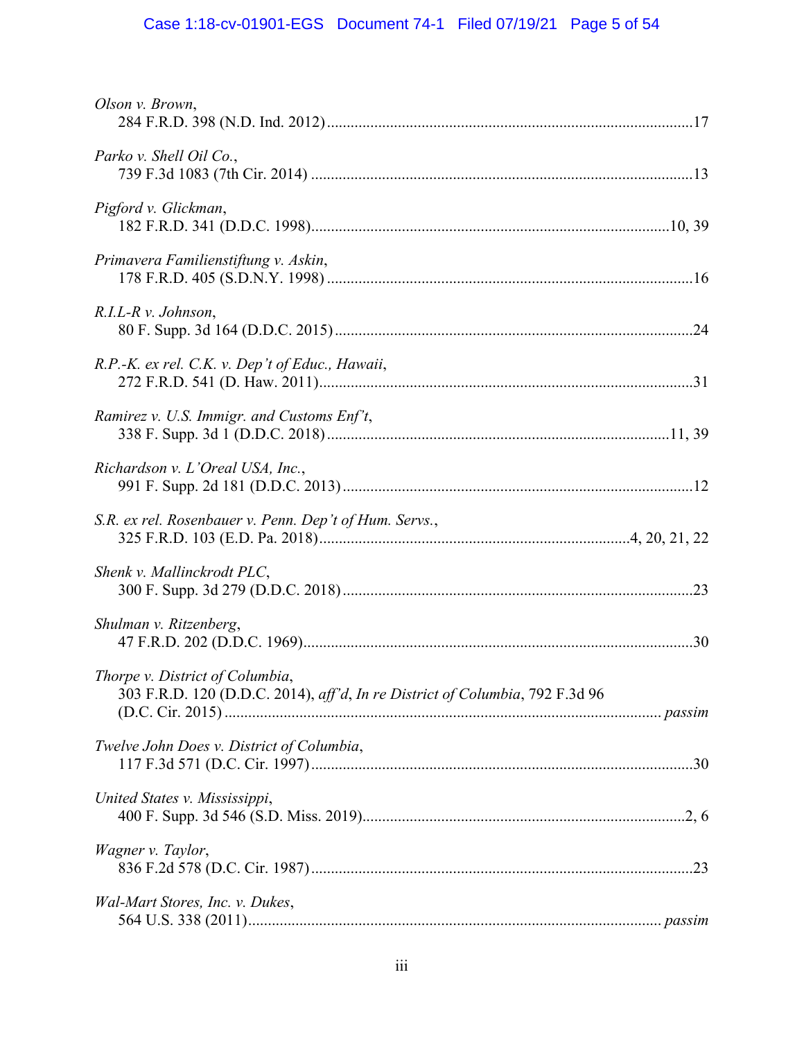*Olson v. Brown*,
284 F.R.D. 398 (N.D. Ind. 2012) .......................................................................................... 17

*Parko v. Shell Oil Co.*,
739 F.3d 1083 (7th Cir. 2014) ............................................................................................. 13

*Pigford v. Glickman*,
182 F.R.D. 341 (D.D.C. 1998) ........................................................................................ 10, 39

*Primavera Familienstiftung v. Askin*,
178 F.R.D. 405 (S.D.N.Y. 1998) .......................................................................................... 16

*R.I.L-R v. Johnson*,
80 F. Supp. 3d 164 (D.D.C. 2015) ....................................................................................... 24

*R.P.-K. ex rel. C.K. v. Dep't of Educ., Hawaii*,
272 F.R.D. 541 (D. Haw. 2011) ............................................................................................ 31

*Ramirez v. U.S. Immigr. and Customs Enf't*,
338 F. Supp. 3d 1 (D.D.C. 2018) .................................................................................... 11, 39

*Richardson v. L'Oreal USA, Inc.*,
991 F. Supp. 2d 181 (D.D.C. 2013) ..................................................................................... 12

*S.R. ex rel. Rosenbauer v. Penn. Dep't of Hum. Servs.*,
325 F.R.D. 103 (E.D. Pa. 2018) ............................................................................ 4, 20, 21, 22

*Shenk v. Mallinckrodt PLC*,
300 F. Supp. 3d 279 (D.D.C. 2018) ..................................................................................... 23

*Shulman v. Ritzenberg*,
47 F.R.D. 202 (D.D.C. 1969) ............................................................................................... 30

*Thorpe v. District of Columbia*,
303 F.R.D. 120 (D.D.C. 2014), *aff'd*, *In re District of Columbia*, 792 F.3d 96
(D.C. Cir. 2015) ........................................................................................................... *passim*

*Twelve John Does v. District of Columbia*,
117 F.3d 571 (D.C. Cir. 1997) ............................................................................................. 30

*United States v. Mississippi*,
400 F. Supp. 3d 546 (S.D. Miss. 2019) ............................................................................... 2, 6

*Wagner v. Taylor*,
836 F.2d 578 (D.C. Cir. 1987) ............................................................................................. 23

*Wal-Mart Stores, Inc. v. Dukes*,
564 U.S. 338 (2011) ..................................................................................................... *passim*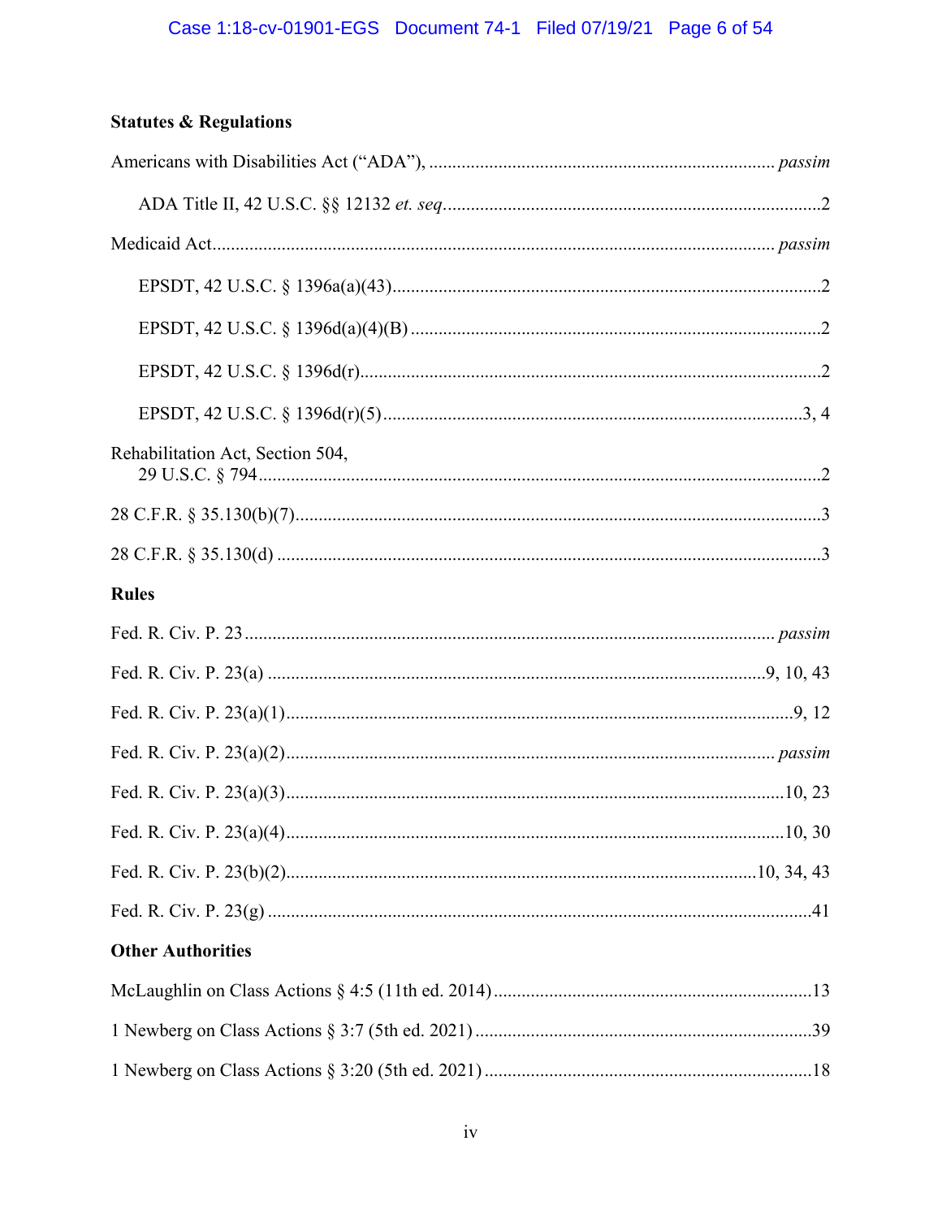**Statutes & Regulations**

Americans with Disabilities Act ("ADA"), ........................................................................... *passim*

ADA Title II, 42 U.S.C. §§ 12132 *et. seq*....................................................................................2

Medicaid Act........................................................................................................................ *passim*

EPSDT, 42 U.S.C. § 1396a(a)(43)...........................................................................................2

EPSDT, 42 U.S.C. § 1396d(a)(4)(B) .......................................................................................2

EPSDT, 42 U.S.C. § 1396d(r)...................................................................................................2

EPSDT, 42 U.S.C. § 1396d(r)(5)..........................................................................................3, 4

Rehabilitation Act, Section 504,
29 U.S.C. § 794........................................................................................................................2

28 C.F.R. § 35.130(b)(7)..................................................................................................................3

28 C.F.R. § 35.130(d) .....................................................................................................................3

**Rules**

Fed. R. Civ. P. 23................................................................................................................. *passim*

Fed. R. Civ. P. 23(a) ..........................................................................................................9, 10, 43

Fed. R. Civ. P. 23(a)(1)...............................................................................................................9, 12

Fed. R. Civ. P. 23(a)(2)......................................................................................................... *passim*

Fed. R. Civ. P. 23(a)(3)...........................................................................................................10, 23

Fed. R. Civ. P. 23(a)(4)...........................................................................................................10, 30

Fed. R. Civ. P. 23(b)(2).....................................................................................................10, 34, 43

Fed. R. Civ. P. 23(g) .....................................................................................................................41

**Other Authorities**

McLaughlin on Class Actions § 4:5 (11th ed. 2014)....................................................................13

1 Newberg on Class Actions § 3:7 (5th ed. 2021).........................................................................39

1 Newberg on Class Actions § 3:20 (5th ed. 2021).......................................................................18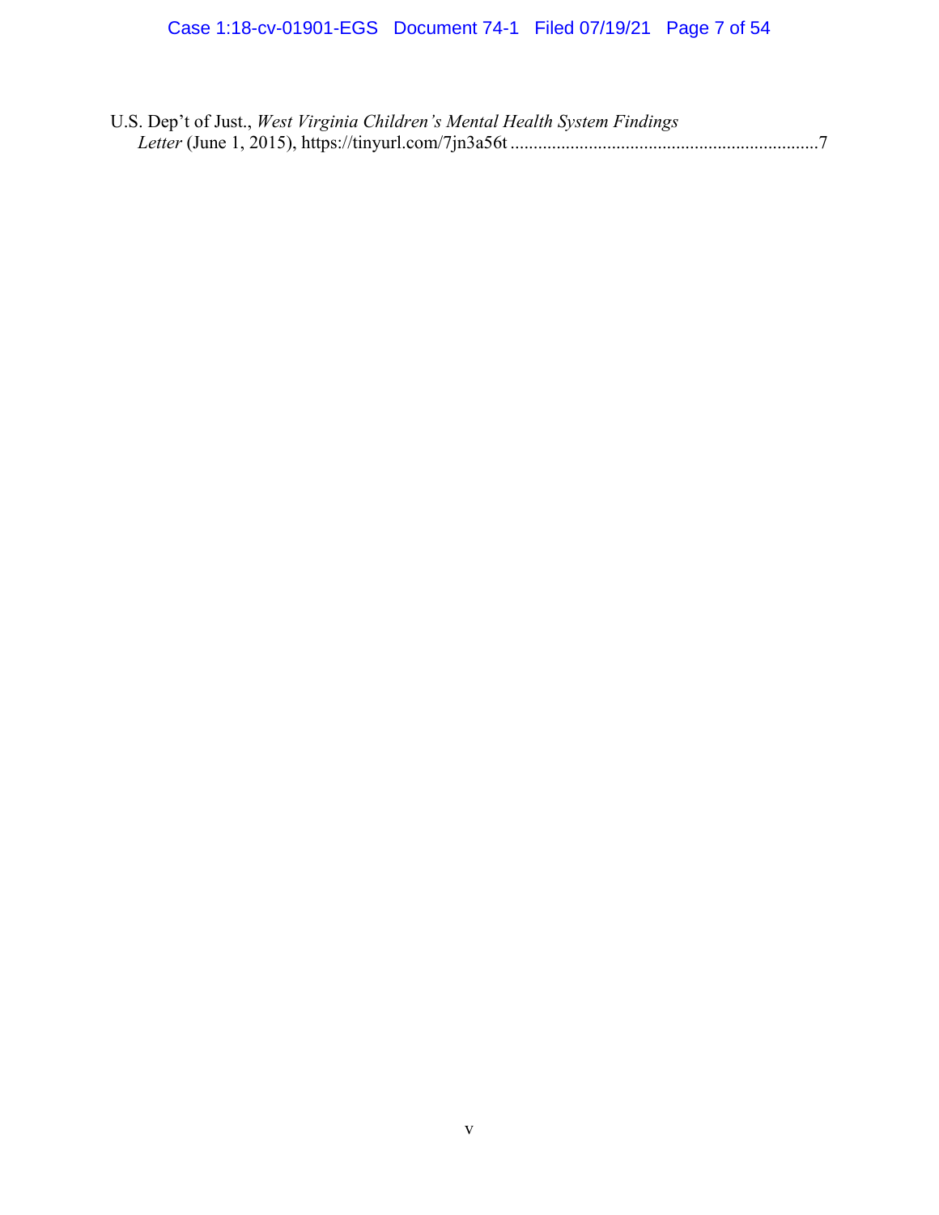U.S. Dep't of Just., *West Virginia Children's Mental Health System Findings Letter* (June 1, 2015), https://tinyurl.com/7jn3a56t ....................................................................7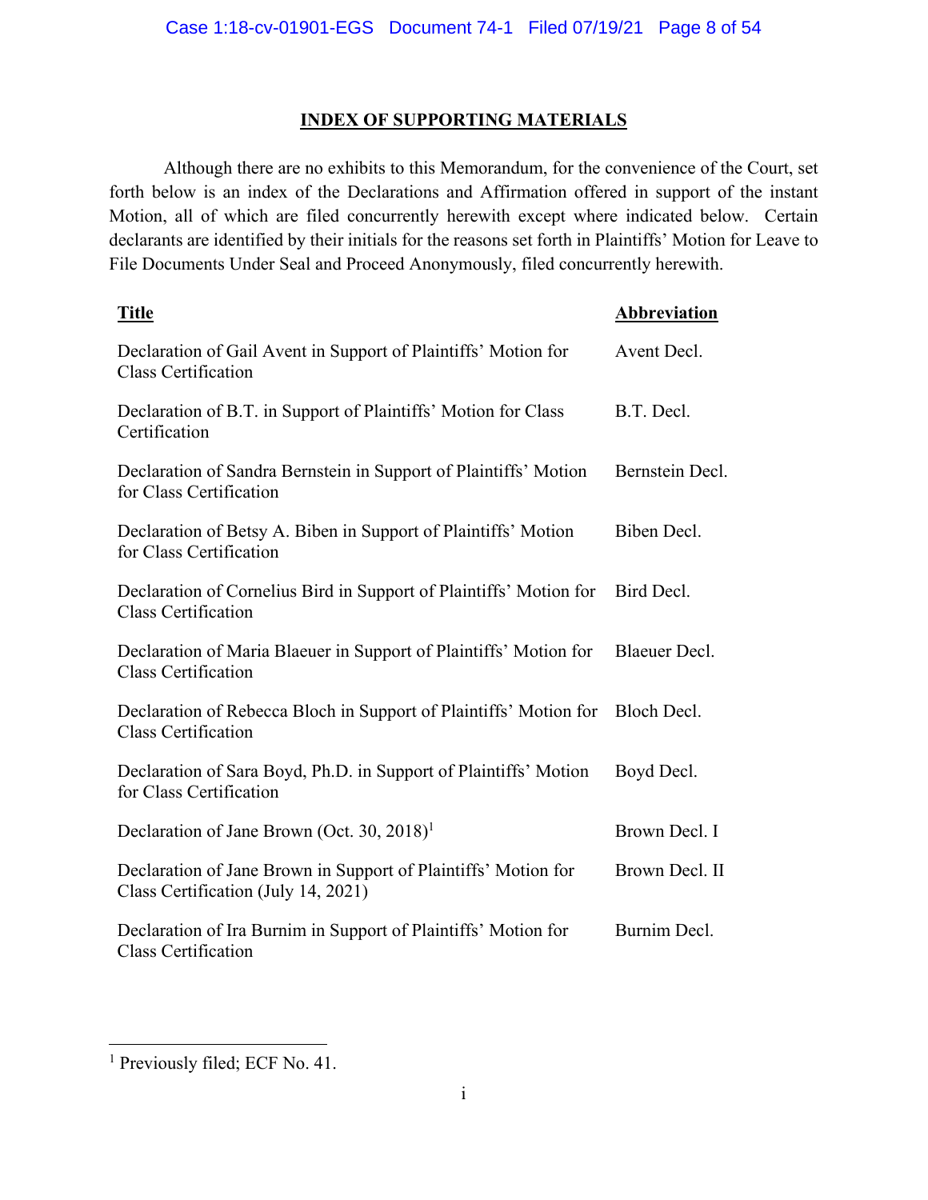## INDEX OF SUPPORTING MATERIALS

Although there are no exhibits to this Memorandum, for the convenience of the Court, set forth below is an index of the Declarations and Affirmation offered in support of the instant Motion, all of which are filed concurrently herewith except where indicated below. Certain declarants are identified by their initials for the reasons set forth in Plaintiffs' Motion for Leave to File Documents Under Seal and Proceed Anonymously, filed concurrently herewith.

| Title | Abbreviation |
|---|---|
| Declaration of Gail Avent in Support of Plaintiffs' Motion for Class Certification | Avent Decl. |
| Declaration of B.T. in Support of Plaintiffs' Motion for Class Certification | B.T. Decl. |
| Declaration of Sandra Bernstein in Support of Plaintiffs' Motion for Class Certification | Bernstein Decl. |
| Declaration of Betsy A. Biben in Support of Plaintiffs' Motion for Class Certification | Biben Decl. |
| Declaration of Cornelius Bird in Support of Plaintiffs' Motion for Class Certification | Bird Decl. |
| Declaration of Maria Blaeuer in Support of Plaintiffs' Motion for Class Certification | Blaeuer Decl. |
| Declaration of Rebecca Bloch in Support of Plaintiffs' Motion for Class Certification | Bloch Decl. |
| Declaration of Sara Boyd, Ph.D. in Support of Plaintiffs' Motion for Class Certification | Boyd Decl. |
| Declaration of Jane Brown (Oct. 30, 2018)[1] | Brown Decl. I |
| Declaration of Jane Brown in Support of Plaintiffs' Motion for Class Certification (July 14, 2021) | Brown Decl. II |
| Declaration of Ira Burnim in Support of Plaintiffs' Motion for Class Certification | Burnim Decl. |

[1] Previously filed; ECF No. 41.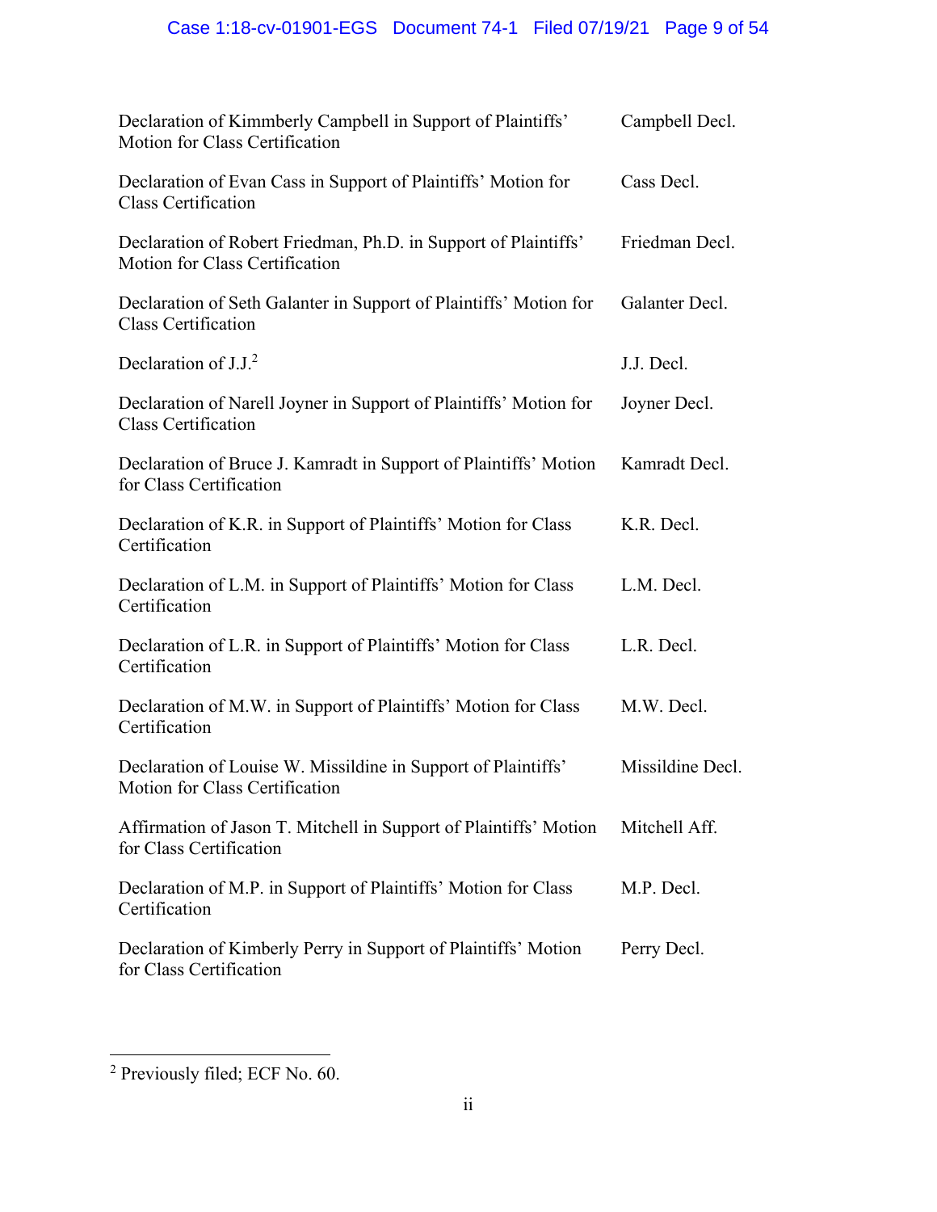| | |
|---|---|
| Declaration of Kimmberly Campbell in Support of Plaintiffs' Motion for Class Certification | Campbell Decl. |
| Declaration of Evan Cass in Support of Plaintiffs' Motion for Class Certification | Cass Decl. |
| Declaration of Robert Friedman, Ph.D. in Support of Plaintiffs' Motion for Class Certification | Friedman Decl. |
| Declaration of Seth Galanter in Support of Plaintiffs' Motion for Class Certification | Galanter Decl. |
| Declaration of J.J.[2] | J.J. Decl. |
| Declaration of Narell Joyner in Support of Plaintiffs' Motion for Class Certification | Joyner Decl. |
| Declaration of Bruce J. Kamradt in Support of Plaintiffs' Motion for Class Certification | Kamradt Decl. |
| Declaration of K.R. in Support of Plaintiffs' Motion for Class Certification | K.R. Decl. |
| Declaration of L.M. in Support of Plaintiffs' Motion for Class Certification | L.M. Decl. |
| Declaration of L.R. in Support of Plaintiffs' Motion for Class Certification | L.R. Decl. |
| Declaration of M.W. in Support of Plaintiffs' Motion for Class Certification | M.W. Decl. |
| Declaration of Louise W. Missildine in Support of Plaintiffs' Motion for Class Certification | Missildine Decl. |
| Affirmation of Jason T. Mitchell in Support of Plaintiffs' Motion for Class Certification | Mitchell Aff. |
| Declaration of M.P. in Support of Plaintiffs' Motion for Class Certification | M.P. Decl. |
| Declaration of Kimberly Perry in Support of Plaintiffs' Motion for Class Certification | Perry Decl. |

[2] Previously filed; ECF No. 60.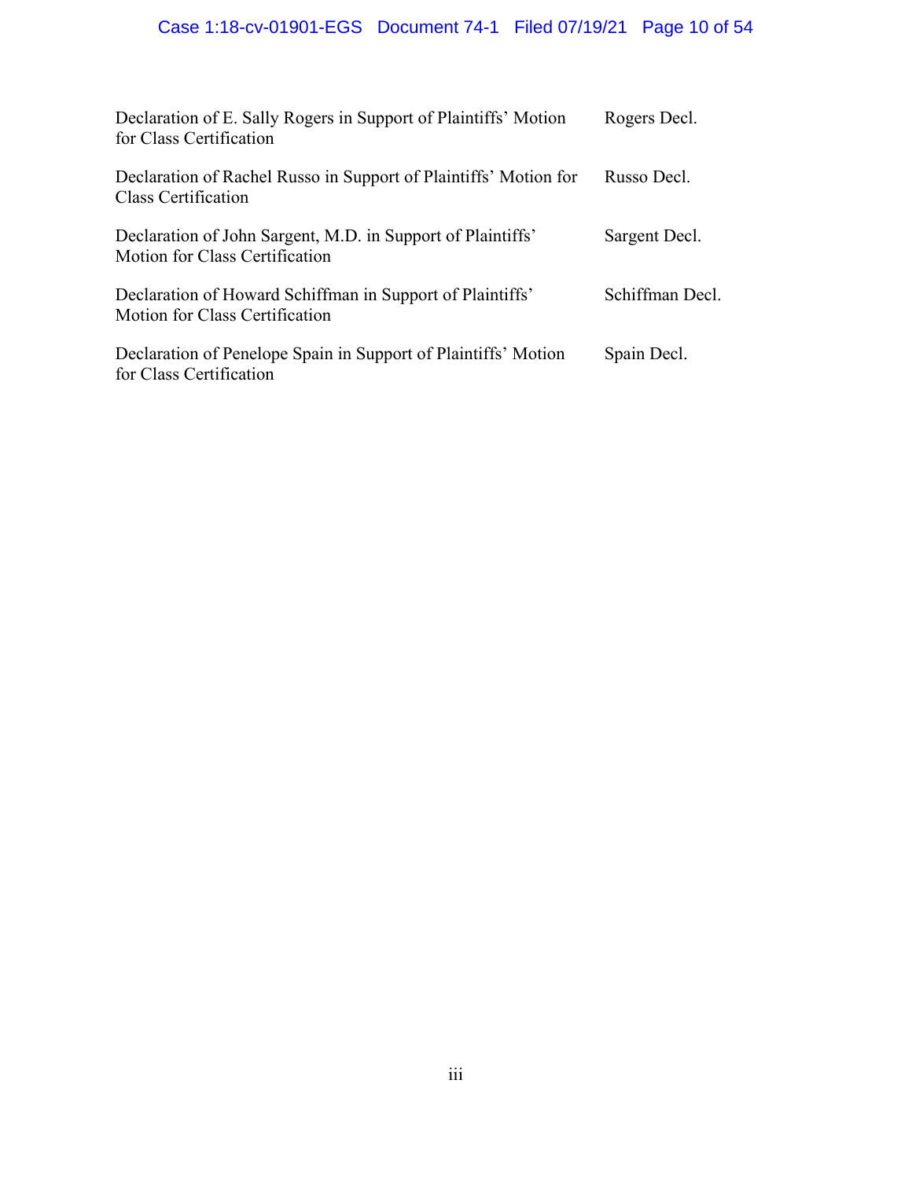| | |
|---|---|
| Declaration of E. Sally Rogers in Support of Plaintiffs' Motion for Class Certification | Rogers Decl. |
| Declaration of Rachel Russo in Support of Plaintiffs' Motion for Class Certification | Russo Decl. |
| Declaration of John Sargent, M.D. in Support of Plaintiffs' Motion for Class Certification | Sargent Decl. |
| Declaration of Howard Schiffman in Support of Plaintiffs' Motion for Class Certification | Schiffman Decl. |
| Declaration of Penelope Spain in Support of Plaintiffs' Motion for Class Certification | Spain Decl. |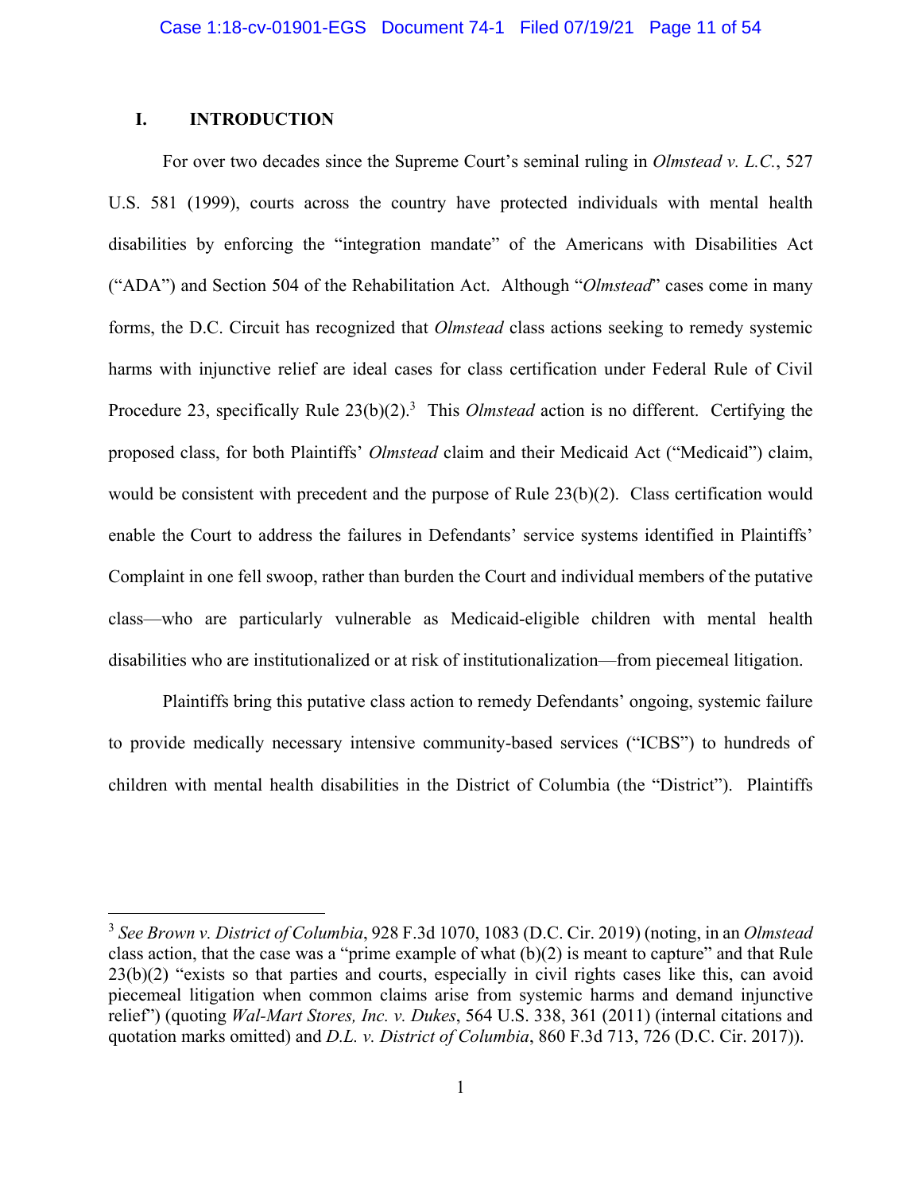## I. INTRODUCTION

For over two decades since the Supreme Court's seminal ruling in *Olmstead v. L.C.*, 527 U.S. 581 (1999), courts across the country have protected individuals with mental health disabilities by enforcing the "integration mandate" of the Americans with Disabilities Act ("ADA") and Section 504 of the Rehabilitation Act. Although "*Olmstead*" cases come in many forms, the D.C. Circuit has recognized that *Olmstead* class actions seeking to remedy systemic harms with injunctive relief are ideal cases for class certification under Federal Rule of Civil Procedure 23, specifically Rule 23(b)(2).[3] This *Olmstead* action is no different. Certifying the proposed class, for both Plaintiffs' *Olmstead* claim and their Medicaid Act ("Medicaid") claim, would be consistent with precedent and the purpose of Rule 23(b)(2). Class certification would enable the Court to address the failures in Defendants' service systems identified in Plaintiffs' Complaint in one fell swoop, rather than burden the Court and individual members of the putative class—who are particularly vulnerable as Medicaid-eligible children with mental health disabilities who are institutionalized or at risk of institutionalization—from piecemeal litigation.

Plaintiffs bring this putative class action to remedy Defendants' ongoing, systemic failure to provide medically necessary intensive community-based services ("ICBS") to hundreds of children with mental health disabilities in the District of Columbia (the "District"). Plaintiffs

---

[3] *See Brown v. District of Columbia*, 928 F.3d 1070, 1083 (D.C. Cir. 2019) (noting, in an *Olmstead* class action, that the case was a "prime example of what (b)(2) is meant to capture" and that Rule 23(b)(2) "exists so that parties and courts, especially in civil rights cases like this, can avoid piecemeal litigation when common claims arise from systemic harms and demand injunctive relief") (quoting *Wal-Mart Stores, Inc. v. Dukes*, 564 U.S. 338, 361 (2011) (internal citations and quotation marks omitted) and *D.L. v. District of Columbia*, 860 F.3d 713, 726 (D.C. Cir. 2017)).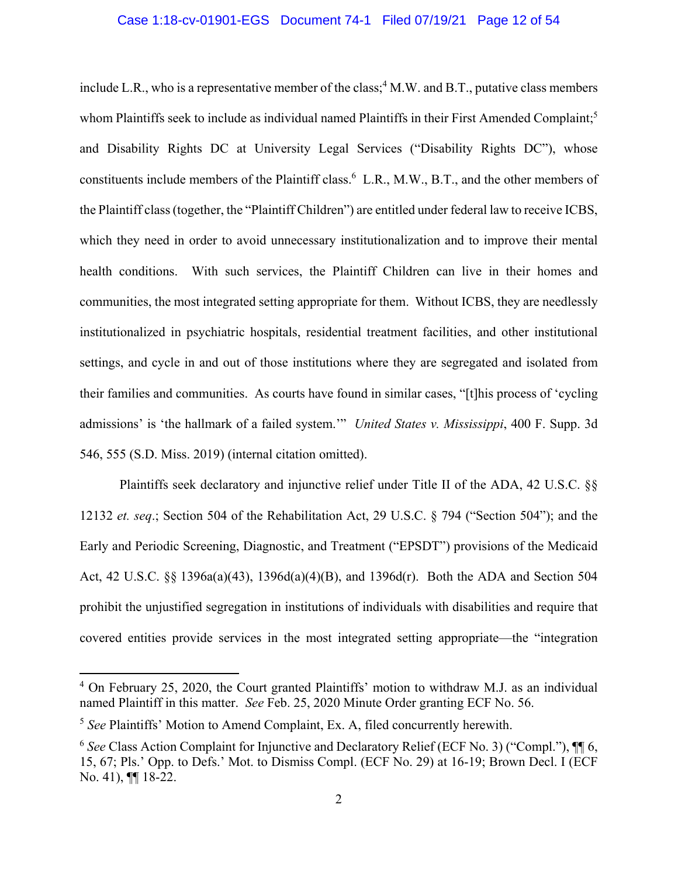include L.R., who is a representative member of the class;[4] M.W. and B.T., putative class members whom Plaintiffs seek to include as individual named Plaintiffs in their First Amended Complaint;[5] and Disability Rights DC at University Legal Services ("Disability Rights DC"), whose constituents include members of the Plaintiff class.[6] L.R., M.W., B.T., and the other members of the Plaintiff class (together, the "Plaintiff Children") are entitled under federal law to receive ICBS, which they need in order to avoid unnecessary institutionalization and to improve their mental health conditions. With such services, the Plaintiff Children can live in their homes and communities, the most integrated setting appropriate for them. Without ICBS, they are needlessly institutionalized in psychiatric hospitals, residential treatment facilities, and other institutional settings, and cycle in and out of those institutions where they are segregated and isolated from their families and communities. As courts have found in similar cases, "[t]his process of 'cycling admissions' is 'the hallmark of a failed system.'" *United States v. Mississippi*, 400 F. Supp. 3d 546, 555 (S.D. Miss. 2019) (internal citation omitted).

Plaintiffs seek declaratory and injunctive relief under Title II of the ADA, 42 U.S.C. §§ 12132 *et. seq*.; Section 504 of the Rehabilitation Act, 29 U.S.C. § 794 ("Section 504"); and the Early and Periodic Screening, Diagnostic, and Treatment ("EPSDT") provisions of the Medicaid Act, 42 U.S.C. §§ 1396a(a)(43), 1396d(a)(4)(B), and 1396d(r). Both the ADA and Section 504 prohibit the unjustified segregation in institutions of individuals with disabilities and require that covered entities provide services in the most integrated setting appropriate—the "integration

---

[4] On February 25, 2020, the Court granted Plaintiffs' motion to withdraw M.J. as an individual named Plaintiff in this matter. *See* Feb. 25, 2020 Minute Order granting ECF No. 56.

[5] *See* Plaintiffs' Motion to Amend Complaint, Ex. A, filed concurrently herewith.

[6] *See* Class Action Complaint for Injunctive and Declaratory Relief (ECF No. 3) ("Compl."), ¶¶ 6, 15, 67; Pls.' Opp. to Defs.' Mot. to Dismiss Compl. (ECF No. 29) at 16-19; Brown Decl. I (ECF No. 41), ¶¶ 18-22.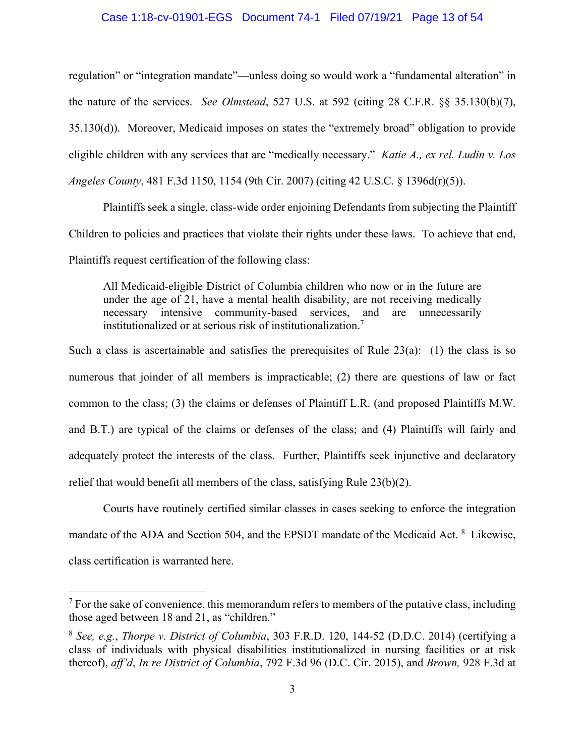regulation" or "integration mandate"—unless doing so would work a "fundamental alteration" in the nature of the services. *See Olmstead*, 527 U.S. at 592 (citing 28 C.F.R. §§ 35.130(b)(7), 35.130(d)). Moreover, Medicaid imposes on states the "extremely broad" obligation to provide eligible children with any services that are "medically necessary." *Katie A., ex rel. Ludin v. Los Angeles County*, 481 F.3d 1150, 1154 (9th Cir. 2007) (citing 42 U.S.C. § 1396d(r)(5)).

Plaintiffs seek a single, class-wide order enjoining Defendants from subjecting the Plaintiff Children to policies and practices that violate their rights under these laws. To achieve that end, Plaintiffs request certification of the following class:

> All Medicaid-eligible District of Columbia children who now or in the future are under the age of 21, have a mental health disability, are not receiving medically necessary intensive community-based services, and are unnecessarily institutionalized or at serious risk of institutionalization.[7]

Such a class is ascertainable and satisfies the prerequisites of Rule 23(a): (1) the class is so numerous that joinder of all members is impracticable; (2) there are questions of law or fact common to the class; (3) the claims or defenses of Plaintiff L.R. (and proposed Plaintiffs M.W. and B.T.) are typical of the claims or defenses of the class; and (4) Plaintiffs will fairly and adequately protect the interests of the class. Further, Plaintiffs seek injunctive and declaratory relief that would benefit all members of the class, satisfying Rule 23(b)(2).

Courts have routinely certified similar classes in cases seeking to enforce the integration mandate of the ADA and Section 504, and the EPSDT mandate of the Medicaid Act.[8] Likewise, class certification is warranted here.

---

[7] For the sake of convenience, this memorandum refers to members of the putative class, including those aged between 18 and 21, as "children."

[8] *See, e.g.*, *Thorpe v. District of Columbia*, 303 F.R.D. 120, 144-52 (D.D.C. 2014) (certifying a class of individuals with physical disabilities institutionalized in nursing facilities or at risk thereof), *aff'd*, *In re District of Columbia*, 792 F.3d 96 (D.C. Cir. 2015), and *Brown,* 928 F.3d at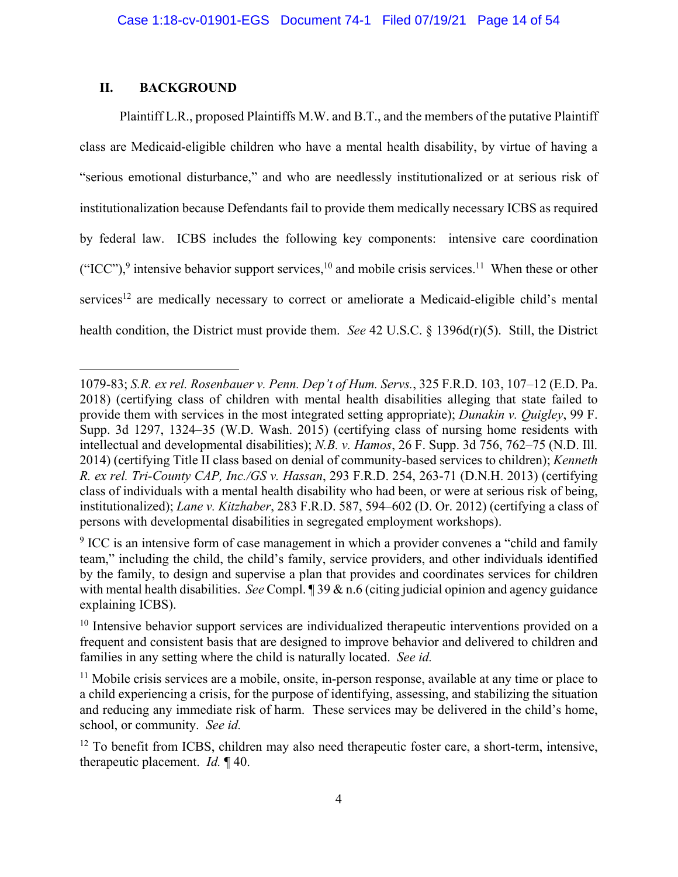## II. BACKGROUND

Plaintiff L.R., proposed Plaintiffs M.W. and B.T., and the members of the putative Plaintiff class are Medicaid-eligible children who have a mental health disability, by virtue of having a "serious emotional disturbance," and who are needlessly institutionalized or at serious risk of institutionalization because Defendants fail to provide them medically necessary ICBS as required by federal law. ICBS includes the following key components: intensive care coordination ("ICC"),[9] intensive behavior support services,[10] and mobile crisis services.[11] When these or other services[12] are medically necessary to correct or ameliorate a Medicaid-eligible child's mental health condition, the District must provide them. *See* 42 U.S.C. § 1396d(r)(5). Still, the District

---

1079-83; *S.R. ex rel. Rosenbauer v. Penn. Dep't of Hum. Servs.*, 325 F.R.D. 103, 107–12 (E.D. Pa. 2018) (certifying class of children with mental health disabilities alleging that state failed to provide them with services in the most integrated setting appropriate); *Dunakin v. Quigley*, 99 F. Supp. 3d 1297, 1324–35 (W.D. Wash. 2015) (certifying class of nursing home residents with intellectual and developmental disabilities); *N.B. v. Hamos*, 26 F. Supp. 3d 756, 762–75 (N.D. Ill. 2014) (certifying Title II class based on denial of community-based services to children); *Kenneth R. ex rel. Tri-County CAP, Inc./GS v. Hassan*, 293 F.R.D. 254, 263-71 (D.N.H. 2013) (certifying class of individuals with a mental health disability who had been, or were at serious risk of being, institutionalized); *Lane v. Kitzhaber*, 283 F.R.D. 587, 594–602 (D. Or. 2012) (certifying a class of persons with developmental disabilities in segregated employment workshops).

[9] ICC is an intensive form of case management in which a provider convenes a "child and family team," including the child, the child's family, service providers, and other individuals identified by the family, to design and supervise a plan that provides and coordinates services for children with mental health disabilities. *See* Compl. ¶ 39 & n.6 (citing judicial opinion and agency guidance explaining ICBS).

[10] Intensive behavior support services are individualized therapeutic interventions provided on a frequent and consistent basis that are designed to improve behavior and delivered to children and families in any setting where the child is naturally located. *See id.*

[11] Mobile crisis services are a mobile, onsite, in-person response, available at any time or place to a child experiencing a crisis, for the purpose of identifying, assessing, and stabilizing the situation and reducing any immediate risk of harm. These services may be delivered in the child's home, school, or community. *See id.*

[12] To benefit from ICBS, children may also need therapeutic foster care, a short-term, intensive, therapeutic placement. *Id.* ¶ 40.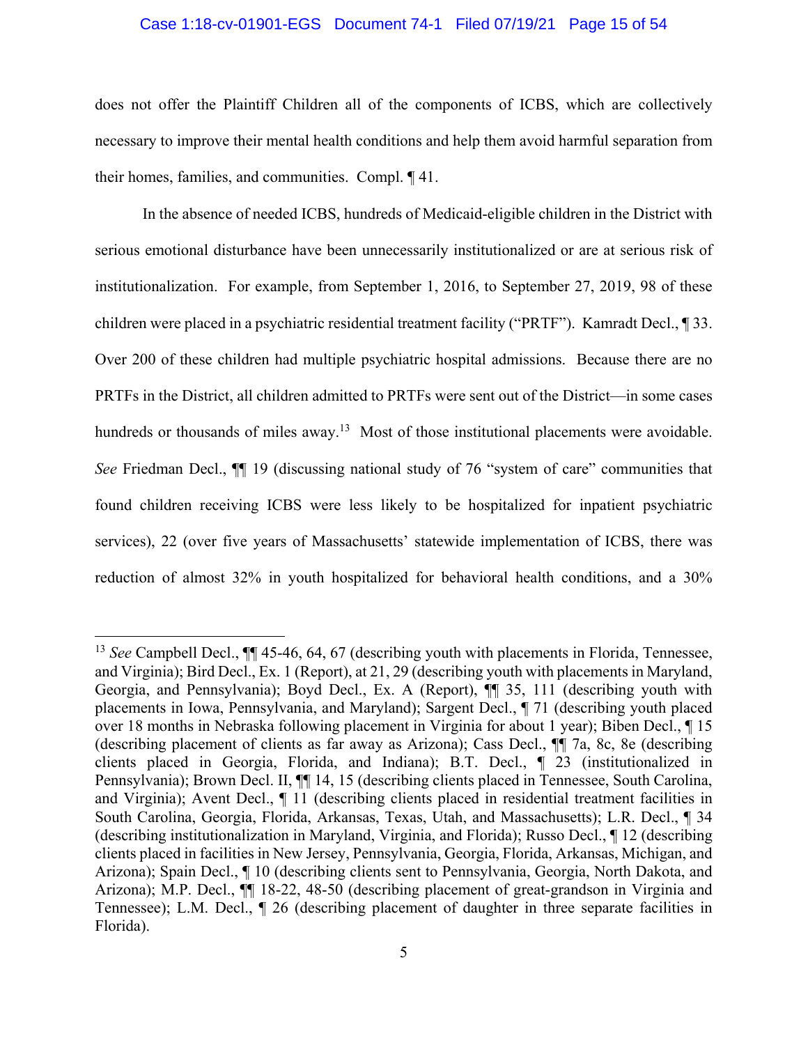does not offer the Plaintiff Children all of the components of ICBS, which are collectively necessary to improve their mental health conditions and help them avoid harmful separation from their homes, families, and communities. Compl. ¶ 41.

In the absence of needed ICBS, hundreds of Medicaid-eligible children in the District with serious emotional disturbance have been unnecessarily institutionalized or are at serious risk of institutionalization. For example, from September 1, 2016, to September 27, 2019, 98 of these children were placed in a psychiatric residential treatment facility ("PRTF"). Kamradt Decl., ¶ 33. Over 200 of these children had multiple psychiatric hospital admissions. Because there are no PRTFs in the District, all children admitted to PRTFs were sent out of the District—in some cases hundreds or thousands of miles away.[13] Most of those institutional placements were avoidable. *See* Friedman Decl., ¶¶ 19 (discussing national study of 76 "system of care" communities that found children receiving ICBS were less likely to be hospitalized for inpatient psychiatric services), 22 (over five years of Massachusetts' statewide implementation of ICBS, there was reduction of almost 32% in youth hospitalized for behavioral health conditions, and a 30%

---

[13] *See* Campbell Decl., ¶¶ 45-46, 64, 67 (describing youth with placements in Florida, Tennessee, and Virginia); Bird Decl., Ex. 1 (Report), at 21, 29 (describing youth with placements in Maryland, Georgia, and Pennsylvania); Boyd Decl., Ex. A (Report), ¶¶ 35, 111 (describing youth with placements in Iowa, Pennsylvania, and Maryland); Sargent Decl., ¶ 71 (describing youth placed over 18 months in Nebraska following placement in Virginia for about 1 year); Biben Decl., ¶ 15 (describing placement of clients as far away as Arizona); Cass Decl., ¶¶ 7a, 8c, 8e (describing clients placed in Georgia, Florida, and Indiana); B.T. Decl., ¶ 23 (institutionalized in Pennsylvania); Brown Decl. II, ¶¶ 14, 15 (describing clients placed in Tennessee, South Carolina, and Virginia); Avent Decl., ¶ 11 (describing clients placed in residential treatment facilities in South Carolina, Georgia, Florida, Arkansas, Texas, Utah, and Massachusetts); L.R. Decl., ¶ 34 (describing institutionalization in Maryland, Virginia, and Florida); Russo Decl., ¶ 12 (describing clients placed in facilities in New Jersey, Pennsylvania, Georgia, Florida, Arkansas, Michigan, and Arizona); Spain Decl., ¶ 10 (describing clients sent to Pennsylvania, Georgia, North Dakota, and Arizona); M.P. Decl., ¶¶ 18-22, 48-50 (describing placement of great-grandson in Virginia and Tennessee); L.M. Decl., ¶ 26 (describing placement of daughter in three separate facilities in Florida).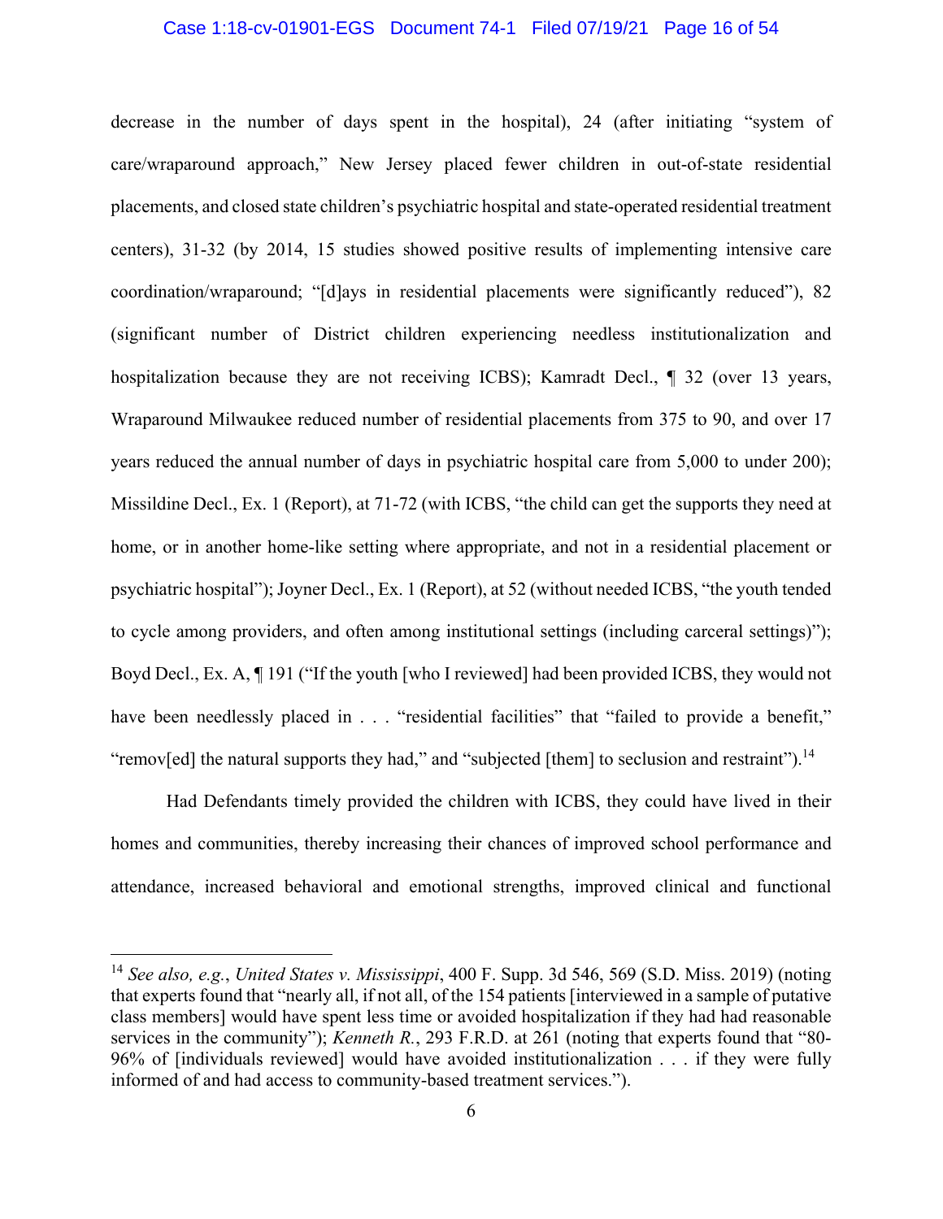decrease in the number of days spent in the hospital), 24 (after initiating "system of care/wraparound approach," New Jersey placed fewer children in out-of-state residential placements, and closed state children's psychiatric hospital and state-operated residential treatment centers), 31-32 (by 2014, 15 studies showed positive results of implementing intensive care coordination/wraparound; "[d]ays in residential placements were significantly reduced"), 82 (significant number of District children experiencing needless institutionalization and hospitalization because they are not receiving ICBS); Kamradt Decl., ¶ 32 (over 13 years, Wraparound Milwaukee reduced number of residential placements from 375 to 90, and over 17 years reduced the annual number of days in psychiatric hospital care from 5,000 to under 200); Missildine Decl., Ex. 1 (Report), at 71-72 (with ICBS, "the child can get the supports they need at home, or in another home-like setting where appropriate, and not in a residential placement or psychiatric hospital"); Joyner Decl., Ex. 1 (Report), at 52 (without needed ICBS, "the youth tended to cycle among providers, and often among institutional settings (including carceral settings)"); Boyd Decl., Ex. A, ¶ 191 ("If the youth [who I reviewed] had been provided ICBS, they would not have been needlessly placed in . . . "residential facilities" that "failed to provide a benefit," "remov[ed] the natural supports they had," and "subjected [them] to seclusion and restraint").[14]

Had Defendants timely provided the children with ICBS, they could have lived in their homes and communities, thereby increasing their chances of improved school performance and attendance, increased behavioral and emotional strengths, improved clinical and functional

---

[14] *See also, e.g.*, *United States v. Mississippi*, 400 F. Supp. 3d 546, 569 (S.D. Miss. 2019) (noting that experts found that "nearly all, if not all, of the 154 patients [interviewed in a sample of putative class members] would have spent less time or avoided hospitalization if they had had reasonable services in the community"); *Kenneth R.*, 293 F.R.D. at 261 (noting that experts found that "80-96% of [individuals reviewed] would have avoided institutionalization . . . if they were fully informed of and had access to community-based treatment services.").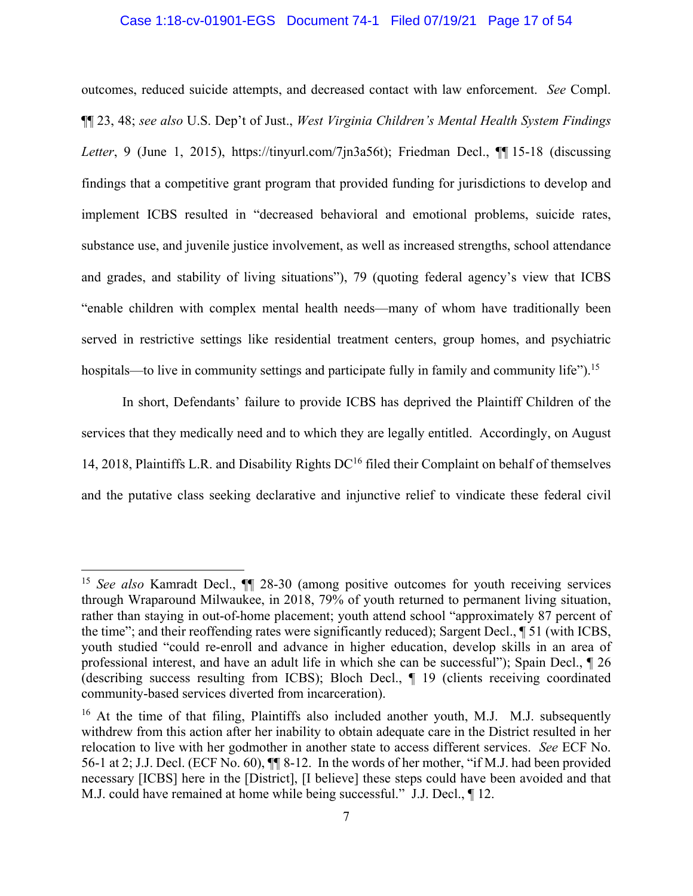outcomes, reduced suicide attempts, and decreased contact with law enforcement. *See* Compl. ¶¶ 23, 48; *see also* U.S. Dep't of Just., *West Virginia Children's Mental Health System Findings Letter*, 9 (June 1, 2015), https://tinyurl.com/7jn3a56t); Friedman Decl., ¶¶ 15-18 (discussing findings that a competitive grant program that provided funding for jurisdictions to develop and implement ICBS resulted in "decreased behavioral and emotional problems, suicide rates, substance use, and juvenile justice involvement, as well as increased strengths, school attendance and grades, and stability of living situations"), 79 (quoting federal agency's view that ICBS "enable children with complex mental health needs—many of whom have traditionally been served in restrictive settings like residential treatment centers, group homes, and psychiatric hospitals—to live in community settings and participate fully in family and community life").[15]

In short, Defendants' failure to provide ICBS has deprived the Plaintiff Children of the services that they medically need and to which they are legally entitled. Accordingly, on August 14, 2018, Plaintiffs L.R. and Disability Rights DC[16] filed their Complaint on behalf of themselves and the putative class seeking declarative and injunctive relief to vindicate these federal civil

---

[15] *See also* Kamradt Decl., ¶¶ 28-30 (among positive outcomes for youth receiving services through Wraparound Milwaukee, in 2018, 79% of youth returned to permanent living situation, rather than staying in out-of-home placement; youth attend school "approximately 87 percent of the time"; and their reoffending rates were significantly reduced); Sargent Decl., ¶ 51 (with ICBS, youth studied "could re-enroll and advance in higher education, develop skills in an area of professional interest, and have an adult life in which she can be successful"); Spain Decl., ¶ 26 (describing success resulting from ICBS); Bloch Decl., ¶ 19 (clients receiving coordinated community-based services diverted from incarceration).

[16] At the time of that filing, Plaintiffs also included another youth, M.J. M.J. subsequently withdrew from this action after her inability to obtain adequate care in the District resulted in her relocation to live with her godmother in another state to access different services. *See* ECF No. 56-1 at 2; J.J. Decl. (ECF No. 60), ¶¶ 8-12. In the words of her mother, "if M.J. had been provided necessary [ICBS] here in the [District], [I believe] these steps could have been avoided and that M.J. could have remained at home while being successful." J.J. Decl., ¶ 12.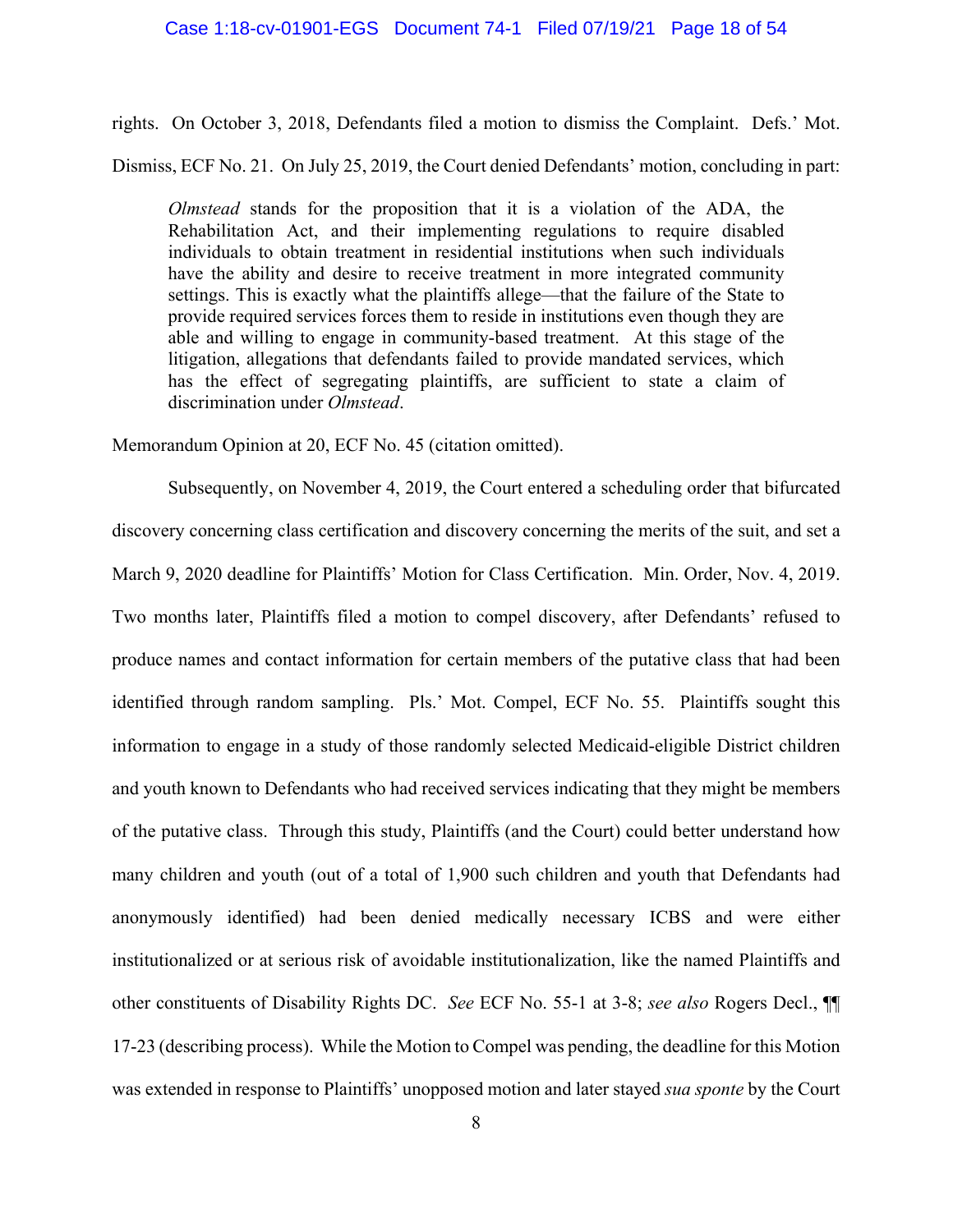rights. On October 3, 2018, Defendants filed a motion to dismiss the Complaint. Defs.' Mot. Dismiss, ECF No. 21. On July 25, 2019, the Court denied Defendants' motion, concluding in part:

> *Olmstead* stands for the proposition that it is a violation of the ADA, the Rehabilitation Act, and their implementing regulations to require disabled individuals to obtain treatment in residential institutions when such individuals have the ability and desire to receive treatment in more integrated community settings. This is exactly what the plaintiffs allege—that the failure of the State to provide required services forces them to reside in institutions even though they are able and willing to engage in community-based treatment. At this stage of the litigation, allegations that defendants failed to provide mandated services, which has the effect of segregating plaintiffs, are sufficient to state a claim of discrimination under *Olmstead*.

Memorandum Opinion at 20, ECF No. 45 (citation omitted).

Subsequently, on November 4, 2019, the Court entered a scheduling order that bifurcated discovery concerning class certification and discovery concerning the merits of the suit, and set a March 9, 2020 deadline for Plaintiffs' Motion for Class Certification. Min. Order, Nov. 4, 2019. Two months later, Plaintiffs filed a motion to compel discovery, after Defendants' refused to produce names and contact information for certain members of the putative class that had been identified through random sampling. Pls.' Mot. Compel, ECF No. 55. Plaintiffs sought this information to engage in a study of those randomly selected Medicaid-eligible District children and youth known to Defendants who had received services indicating that they might be members of the putative class. Through this study, Plaintiffs (and the Court) could better understand how many children and youth (out of a total of 1,900 such children and youth that Defendants had anonymously identified) had been denied medically necessary ICBS and were either institutionalized or at serious risk of avoidable institutionalization, like the named Plaintiffs and other constituents of Disability Rights DC. *See* ECF No. 55-1 at 3-8; *see also* Rogers Decl., ¶¶ 17-23 (describing process). While the Motion to Compel was pending, the deadline for this Motion was extended in response to Plaintiffs' unopposed motion and later stayed *sua sponte* by the Court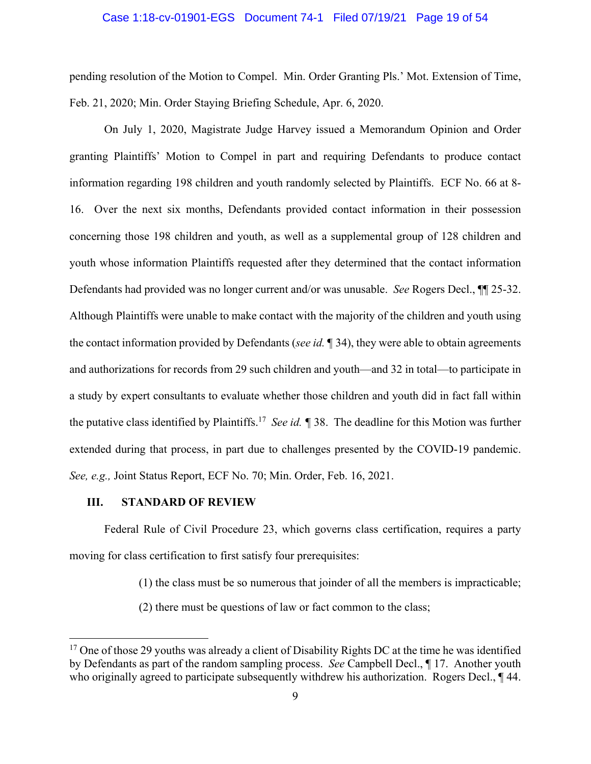pending resolution of the Motion to Compel. Min. Order Granting Pls.' Mot. Extension of Time, Feb. 21, 2020; Min. Order Staying Briefing Schedule, Apr. 6, 2020.

On July 1, 2020, Magistrate Judge Harvey issued a Memorandum Opinion and Order granting Plaintiffs' Motion to Compel in part and requiring Defendants to produce contact information regarding 198 children and youth randomly selected by Plaintiffs. ECF No. 66 at 8-16. Over the next six months, Defendants provided contact information in their possession concerning those 198 children and youth, as well as a supplemental group of 128 children and youth whose information Plaintiffs requested after they determined that the contact information Defendants had provided was no longer current and/or was unusable. *See* Rogers Decl., ¶¶ 25-32. Although Plaintiffs were unable to make contact with the majority of the children and youth using the contact information provided by Defendants (*see id.* ¶ 34), they were able to obtain agreements and authorizations for records from 29 such children and youth—and 32 in total—to participate in a study by expert consultants to evaluate whether those children and youth did in fact fall within the putative class identified by Plaintiffs.[17] *See id.* ¶ 38. The deadline for this Motion was further extended during that process, in part due to challenges presented by the COVID-19 pandemic. *See, e.g.,* Joint Status Report, ECF No. 70; Min. Order, Feb. 16, 2021.

## III. STANDARD OF REVIEW

Federal Rule of Civil Procedure 23, which governs class certification, requires a party moving for class certification to first satisfy four prerequisites:

> (1) the class must be so numerous that joinder of all the members is impracticable;
>
> (2) there must be questions of law or fact common to the class;

---

[17] One of those 29 youths was already a client of Disability Rights DC at the time he was identified by Defendants as part of the random sampling process. *See* Campbell Decl., ¶ 17. Another youth who originally agreed to participate subsequently withdrew his authorization. Rogers Decl., ¶ 44.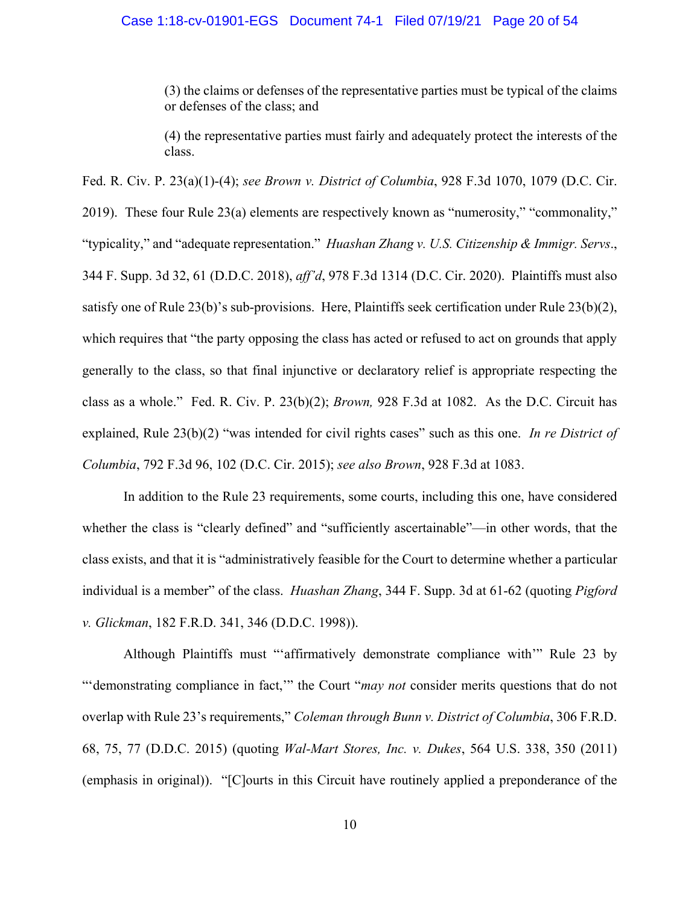> (3) the claims or defenses of the representative parties must be typical of the claims or defenses of the class; and
>
> (4) the representative parties must fairly and adequately protect the interests of the class.

Fed. R. Civ. P. 23(a)(1)-(4); *see Brown v. District of Columbia*, 928 F.3d 1070, 1079 (D.C. Cir. 2019). These four Rule 23(a) elements are respectively known as "numerosity," "commonality," "typicality," and "adequate representation." *Huashan Zhang v. U.S. Citizenship & Immigr. Servs*., 344 F. Supp. 3d 32, 61 (D.D.C. 2018), *aff'd*, 978 F.3d 1314 (D.C. Cir. 2020). Plaintiffs must also satisfy one of Rule 23(b)'s sub-provisions. Here, Plaintiffs seek certification under Rule 23(b)(2), which requires that "the party opposing the class has acted or refused to act on grounds that apply generally to the class, so that final injunctive or declaratory relief is appropriate respecting the class as a whole." Fed. R. Civ. P. 23(b)(2); *Brown,* 928 F.3d at 1082. As the D.C. Circuit has explained, Rule 23(b)(2) "was intended for civil rights cases" such as this one. *In re District of Columbia*, 792 F.3d 96, 102 (D.C. Cir. 2015); *see also Brown*, 928 F.3d at 1083.

In addition to the Rule 23 requirements, some courts, including this one, have considered whether the class is "clearly defined" and "sufficiently ascertainable"—in other words, that the class exists, and that it is "administratively feasible for the Court to determine whether a particular individual is a member" of the class. *Huashan Zhang*, 344 F. Supp. 3d at 61-62 (quoting *Pigford v. Glickman*, 182 F.R.D. 341, 346 (D.D.C. 1998)).

Although Plaintiffs must "'affirmatively demonstrate compliance with'" Rule 23 by "'demonstrating compliance in fact,'" the Court "*may not* consider merits questions that do not overlap with Rule 23's requirements," *Coleman through Bunn v. District of Columbia*, 306 F.R.D. 68, 75, 77 (D.D.C. 2015) (quoting *Wal-Mart Stores, Inc. v. Dukes*, 564 U.S. 338, 350 (2011) (emphasis in original)). "[C]ourts in this Circuit have routinely applied a preponderance of the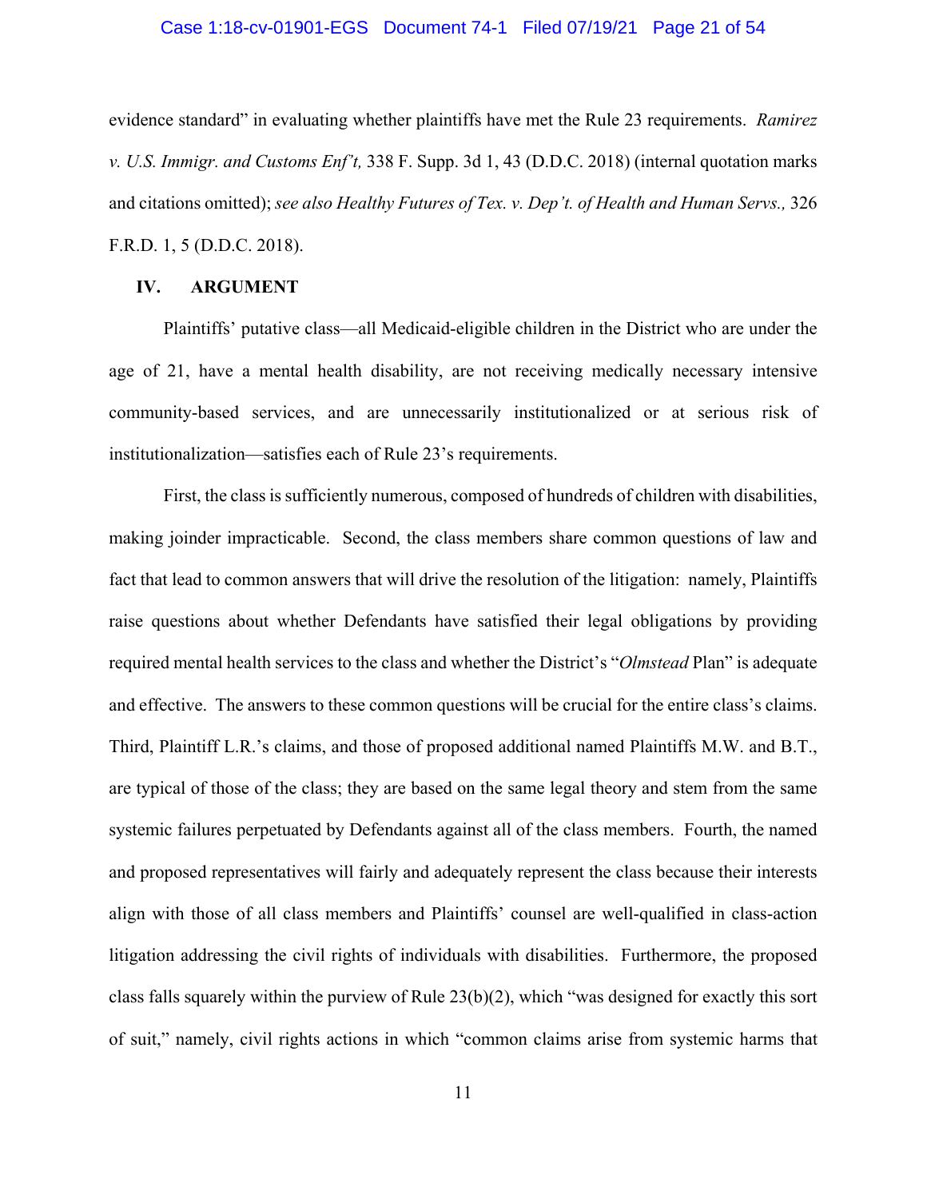evidence standard" in evaluating whether plaintiffs have met the Rule 23 requirements. *Ramirez v. U.S. Immigr. and Customs Enf't,* 338 F. Supp. 3d 1, 43 (D.D.C. 2018) (internal quotation marks and citations omitted); *see also Healthy Futures of Tex. v. Dep't. of Health and Human Servs.,* 326 F.R.D. 1, 5 (D.D.C. 2018).

## IV. ARGUMENT

Plaintiffs' putative class—all Medicaid-eligible children in the District who are under the age of 21, have a mental health disability, are not receiving medically necessary intensive community-based services, and are unnecessarily institutionalized or at serious risk of institutionalization—satisfies each of Rule 23's requirements.

First, the class is sufficiently numerous, composed of hundreds of children with disabilities, making joinder impracticable. Second, the class members share common questions of law and fact that lead to common answers that will drive the resolution of the litigation: namely, Plaintiffs raise questions about whether Defendants have satisfied their legal obligations by providing required mental health services to the class and whether the District's "*Olmstead* Plan" is adequate and effective. The answers to these common questions will be crucial for the entire class's claims. Third, Plaintiff L.R.'s claims, and those of proposed additional named Plaintiffs M.W. and B.T., are typical of those of the class; they are based on the same legal theory and stem from the same systemic failures perpetuated by Defendants against all of the class members. Fourth, the named and proposed representatives will fairly and adequately represent the class because their interests align with those of all class members and Plaintiffs' counsel are well-qualified in class-action litigation addressing the civil rights of individuals with disabilities. Furthermore, the proposed class falls squarely within the purview of Rule 23(b)(2), which "was designed for exactly this sort of suit," namely, civil rights actions in which "common claims arise from systemic harms that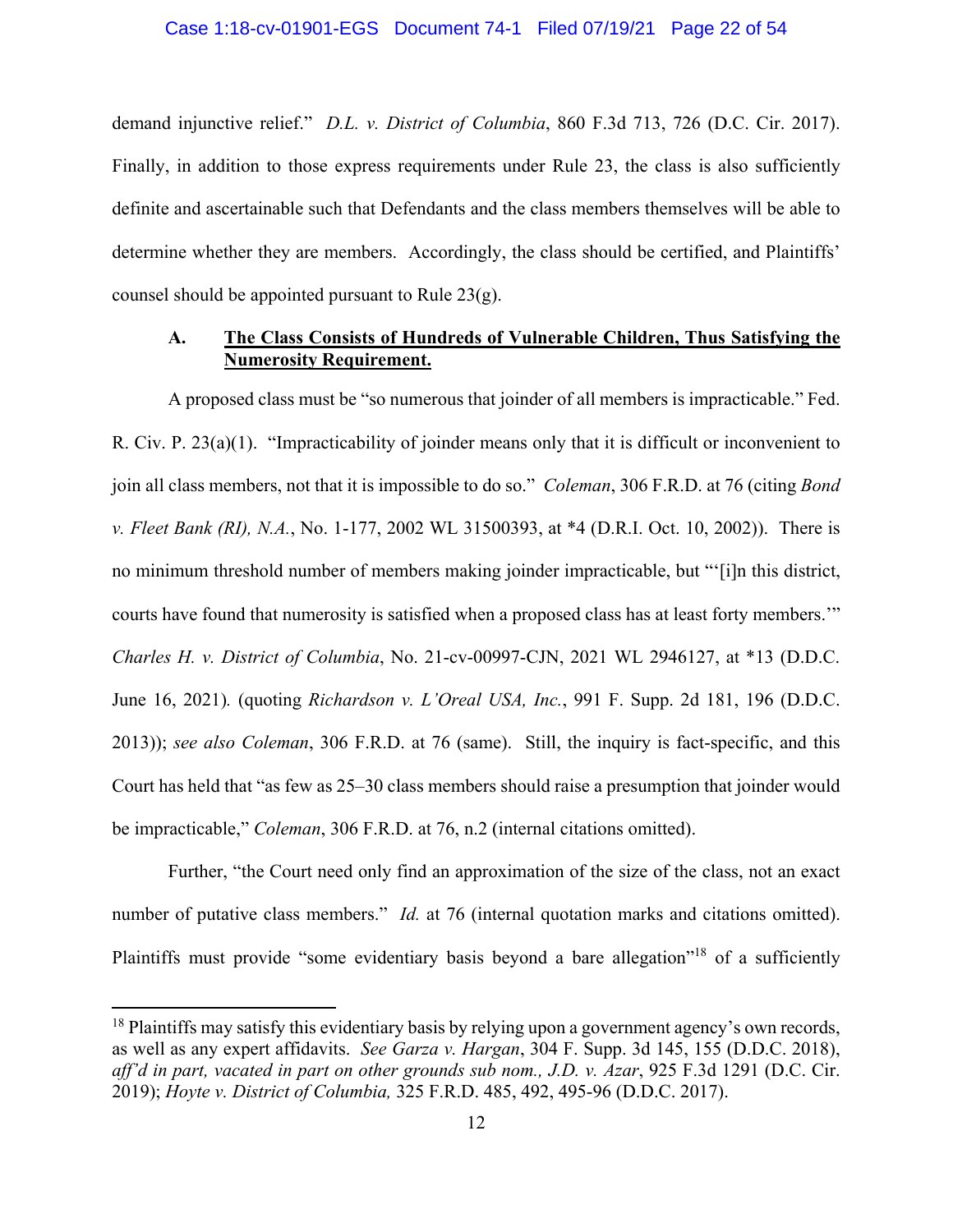demand injunctive relief." *D.L. v. District of Columbia*, 860 F.3d 713, 726 (D.C. Cir. 2017). Finally, in addition to those express requirements under Rule 23, the class is also sufficiently definite and ascertainable such that Defendants and the class members themselves will be able to determine whether they are members. Accordingly, the class should be certified, and Plaintiffs' counsel should be appointed pursuant to Rule 23(g).

### A. <u>The Class Consists of Hundreds of Vulnerable Children, Thus Satisfying the Numerosity Requirement.</u>

A proposed class must be "so numerous that joinder of all members is impracticable." Fed. R. Civ. P. 23(a)(1). "Impracticability of joinder means only that it is difficult or inconvenient to join all class members, not that it is impossible to do so." *Coleman*, 306 F.R.D. at 76 (citing *Bond v. Fleet Bank (RI), N.A.*, No. 1-177, 2002 WL 31500393, at *4 (D.R.I. Oct. 10, 2002)). There is no minimum threshold number of members making joinder impracticable, but "'[i]n this district, courts have found that numerosity is satisfied when a proposed class has at least forty members.'" *Charles H. v. District of Columbia*, No. 21-cv-00997-CJN, 2021 WL 2946127, at *13 (D.D.C. June 16, 2021). (quoting *Richardson v. L'Oreal USA, Inc.*, 991 F. Supp. 2d 181, 196 (D.D.C. 2013)); *see also Coleman*, 306 F.R.D. at 76 (same). Still, the inquiry is fact-specific, and this Court has held that "as few as 25–30 class members should raise a presumption that joinder would be impracticable," *Coleman*, 306 F.R.D. at 76, n.2 (internal citations omitted).

Further, "the Court need only find an approximation of the size of the class, not an exact number of putative class members." *Id.* at 76 (internal quotation marks and citations omitted). Plaintiffs must provide "some evidentiary basis beyond a bare allegation"[18] of a sufficiently

---

[18] Plaintiffs may satisfy this evidentiary basis by relying upon a government agency's own records, as well as any expert affidavits. *See Garza v. Hargan*, 304 F. Supp. 3d 145, 155 (D.D.C. 2018), *aff'd in part, vacated in part on other grounds sub nom., J.D. v. Azar*, 925 F.3d 1291 (D.C. Cir. 2019); *Hoyte v. District of Columbia,* 325 F.R.D. 485, 492, 495-96 (D.D.C. 2017).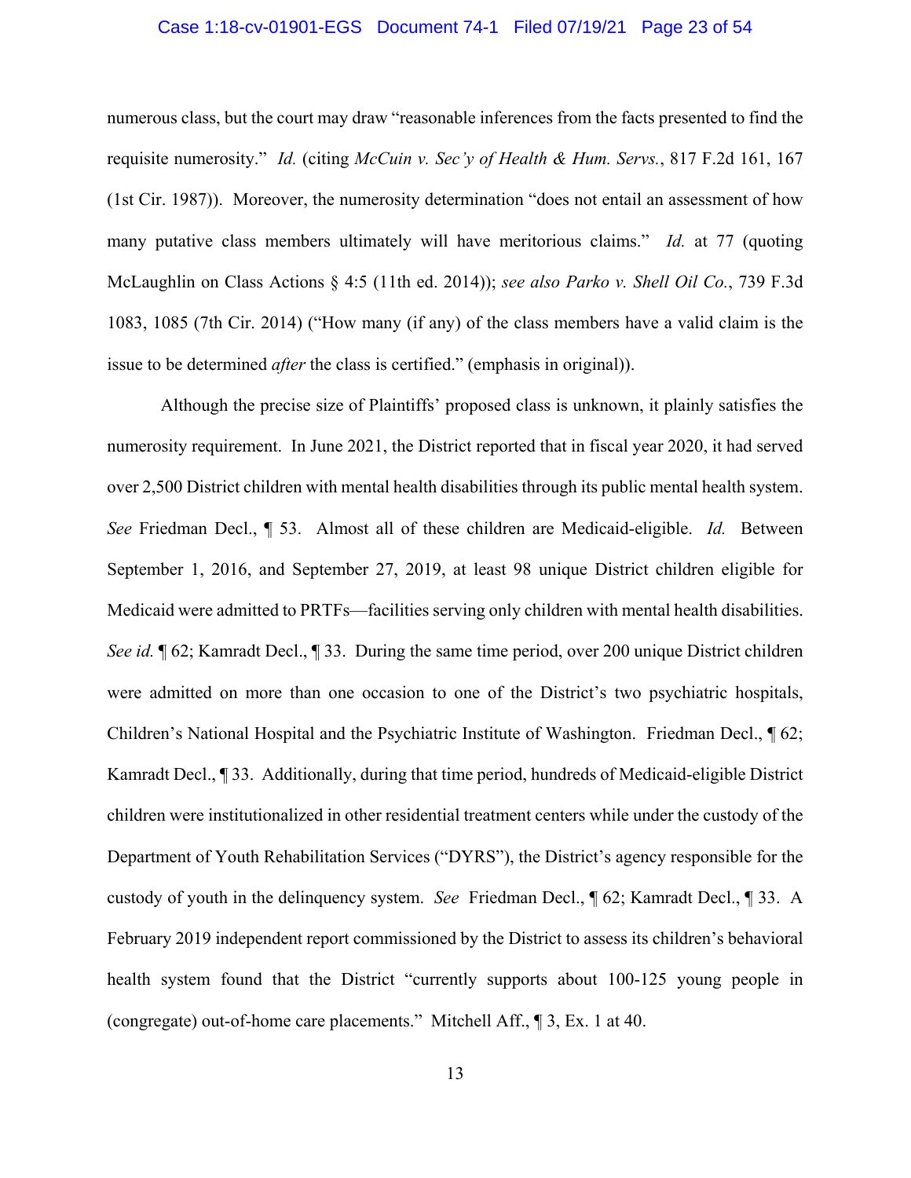numerous class, but the court may draw "reasonable inferences from the facts presented to find the requisite numerosity." *Id.* (citing *McCuin v. Sec'y of Health & Hum. Servs.*, 817 F.2d 161, 167 (1st Cir. 1987)). Moreover, the numerosity determination "does not entail an assessment of how many putative class members ultimately will have meritorious claims." *Id.* at 77 (quoting McLaughlin on Class Actions § 4:5 (11th ed. 2014)); *see also Parko v. Shell Oil Co.*, 739 F.3d 1083, 1085 (7th Cir. 2014) ("How many (if any) of the class members have a valid claim is the issue to be determined *after* the class is certified." (emphasis in original)).

Although the precise size of Plaintiffs' proposed class is unknown, it plainly satisfies the numerosity requirement. In June 2021, the District reported that in fiscal year 2020, it had served over 2,500 District children with mental health disabilities through its public mental health system. *See* Friedman Decl., ¶ 53. Almost all of these children are Medicaid-eligible. *Id.* Between September 1, 2016, and September 27, 2019, at least 98 unique District children eligible for Medicaid were admitted to PRTFs—facilities serving only children with mental health disabilities. *See id.* ¶ 62; Kamradt Decl., ¶ 33. During the same time period, over 200 unique District children were admitted on more than one occasion to one of the District's two psychiatric hospitals, Children's National Hospital and the Psychiatric Institute of Washington. Friedman Decl., ¶ 62; Kamradt Decl., ¶ 33. Additionally, during that time period, hundreds of Medicaid-eligible District children were institutionalized in other residential treatment centers while under the custody of the Department of Youth Rehabilitation Services ("DYRS"), the District's agency responsible for the custody of youth in the delinquency system. *See* Friedman Decl., ¶ 62; Kamradt Decl., ¶ 33. A February 2019 independent report commissioned by the District to assess its children's behavioral health system found that the District "currently supports about 100-125 young people in (congregate) out-of-home care placements." Mitchell Aff., ¶ 3, Ex. 1 at 40.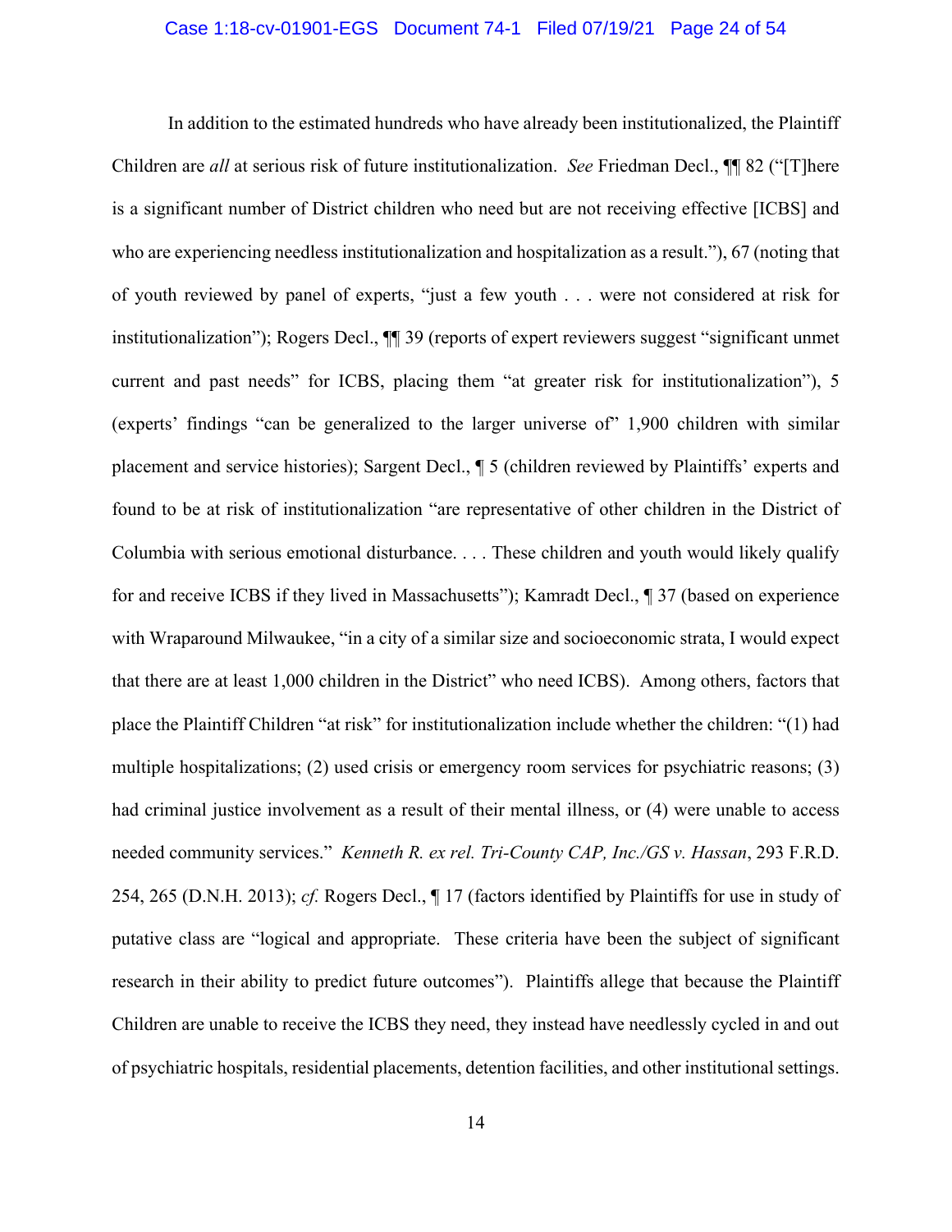In addition to the estimated hundreds who have already been institutionalized, the Plaintiff Children are *all* at serious risk of future institutionalization. *See* Friedman Decl., ¶¶ 82 ("[T]here is a significant number of District children who need but are not receiving effective [ICBS] and who are experiencing needless institutionalization and hospitalization as a result."), 67 (noting that of youth reviewed by panel of experts, "just a few youth . . . were not considered at risk for institutionalization"); Rogers Decl., ¶¶ 39 (reports of expert reviewers suggest "significant unmet current and past needs" for ICBS, placing them "at greater risk for institutionalization"), 5 (experts' findings "can be generalized to the larger universe of" 1,900 children with similar placement and service histories); Sargent Decl., ¶ 5 (children reviewed by Plaintiffs' experts and found to be at risk of institutionalization "are representative of other children in the District of Columbia with serious emotional disturbance. . . . These children and youth would likely qualify for and receive ICBS if they lived in Massachusetts"); Kamradt Decl., ¶ 37 (based on experience with Wraparound Milwaukee, "in a city of a similar size and socioeconomic strata, I would expect that there are at least 1,000 children in the District" who need ICBS). Among others, factors that place the Plaintiff Children "at risk" for institutionalization include whether the children: "(1) had multiple hospitalizations; (2) used crisis or emergency room services for psychiatric reasons; (3) had criminal justice involvement as a result of their mental illness, or (4) were unable to access needed community services." *Kenneth R. ex rel. Tri-County CAP, Inc./GS v. Hassan*, 293 F.R.D. 254, 265 (D.N.H. 2013); *cf.* Rogers Decl., ¶ 17 (factors identified by Plaintiffs for use in study of putative class are "logical and appropriate. These criteria have been the subject of significant research in their ability to predict future outcomes"). Plaintiffs allege that because the Plaintiff Children are unable to receive the ICBS they need, they instead have needlessly cycled in and out of psychiatric hospitals, residential placements, detention facilities, and other institutional settings.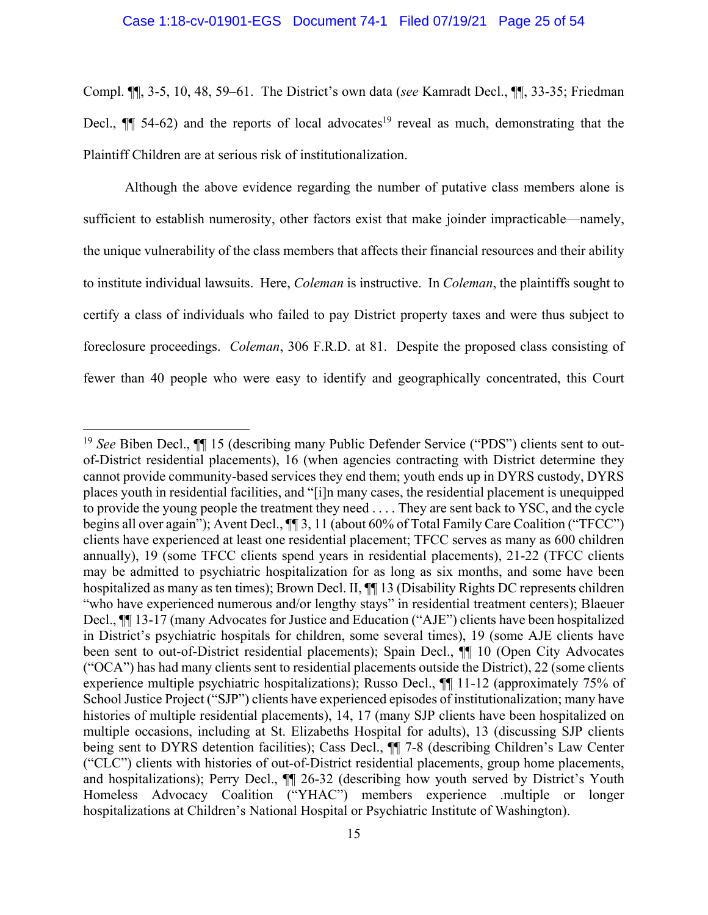Compl. ¶¶, 3-5, 10, 48, 59–61. The District's own data (*see* Kamradt Decl., ¶¶, 33-35; Friedman Decl., ¶¶ 54-62) and the reports of local advocates[19] reveal as much, demonstrating that the Plaintiff Children are at serious risk of institutionalization.

Although the above evidence regarding the number of putative class members alone is sufficient to establish numerosity, other factors exist that make joinder impracticable—namely, the unique vulnerability of the class members that affects their financial resources and their ability to institute individual lawsuits. Here, *Coleman* is instructive. In *Coleman*, the plaintiffs sought to certify a class of individuals who failed to pay District property taxes and were thus subject to foreclosure proceedings. *Coleman*, 306 F.R.D. at 81. Despite the proposed class consisting of fewer than 40 people who were easy to identify and geographically concentrated, this Court

---

[19] *See* Biben Decl., ¶¶ 15 (describing many Public Defender Service ("PDS") clients sent to out-of-District residential placements), 16 (when agencies contracting with District determine they cannot provide community-based services they end them; youth ends up in DYRS custody, DYRS places youth in residential facilities, and "[i]n many cases, the residential placement is unequipped to provide the young people the treatment they need . . . . They are sent back to YSC, and the cycle begins all over again"); Avent Decl., ¶¶ 3, 11 (about 60% of Total Family Care Coalition ("TFCC") clients have experienced at least one residential placement; TFCC serves as many as 600 children annually), 19 (some TFCC clients spend years in residential placements), 21-22 (TFCC clients may be admitted to psychiatric hospitalization for as long as six months, and some have been hospitalized as many as ten times); Brown Decl. II, ¶¶ 13 (Disability Rights DC represents children "who have experienced numerous and/or lengthy stays" in residential treatment centers); Blaeuer Decl., ¶¶ 13-17 (many Advocates for Justice and Education ("AJE") clients have been hospitalized in District's psychiatric hospitals for children, some several times), 19 (some AJE clients have been sent to out-of-District residential placements); Spain Decl., ¶¶ 10 (Open City Advocates ("OCA") has had many clients sent to residential placements outside the District), 22 (some clients experience multiple psychiatric hospitalizations); Russo Decl., ¶¶ 11-12 (approximately 75% of School Justice Project ("SJP") clients have experienced episodes of institutionalization; many have histories of multiple residential placements), 14, 17 (many SJP clients have been hospitalized on multiple occasions, including at St. Elizabeths Hospital for adults), 13 (discussing SJP clients being sent to DYRS detention facilities); Cass Decl., ¶¶ 7-8 (describing Children's Law Center ("CLC") clients with histories of out-of-District residential placements, group home placements, and hospitalizations); Perry Decl., ¶¶ 26-32 (describing how youth served by District's Youth Homeless Advocacy Coalition ("YHAC") members experience .multiple or longer hospitalizations at Children's National Hospital or Psychiatric Institute of Washington).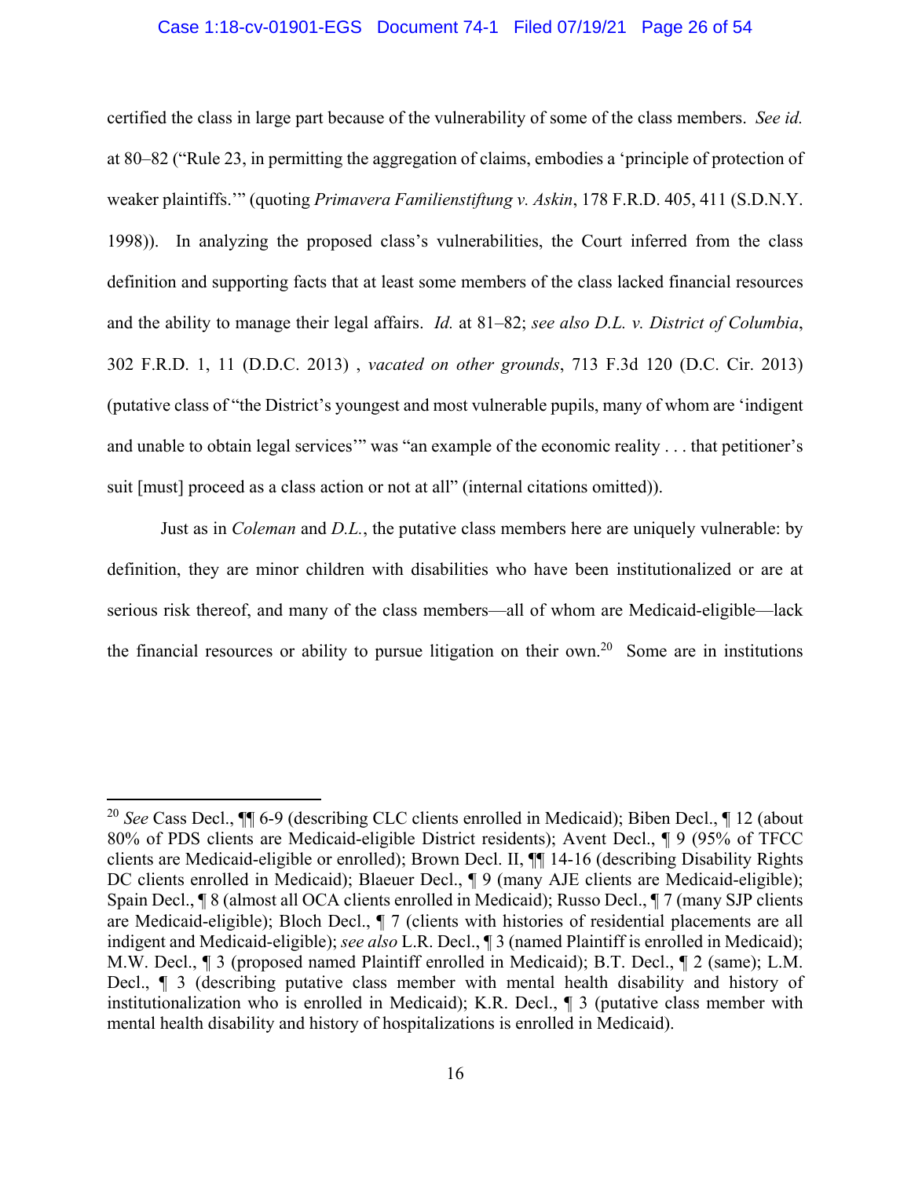certified the class in large part because of the vulnerability of some of the class members. *See id.* at 80–82 ("Rule 23, in permitting the aggregation of claims, embodies a 'principle of protection of weaker plaintiffs.'" (quoting *Primavera Familienstiftung v. Askin*, 178 F.R.D. 405, 411 (S.D.N.Y. 1998)). In analyzing the proposed class's vulnerabilities, the Court inferred from the class definition and supporting facts that at least some members of the class lacked financial resources and the ability to manage their legal affairs. *Id.* at 81–82; *see also D.L. v. District of Columbia*, 302 F.R.D. 1, 11 (D.D.C. 2013) , *vacated on other grounds*, 713 F.3d 120 (D.C. Cir. 2013) (putative class of "the District's youngest and most vulnerable pupils, many of whom are 'indigent and unable to obtain legal services'" was "an example of the economic reality . . . that petitioner's suit [must] proceed as a class action or not at all" (internal citations omitted)).

Just as in *Coleman* and *D.L.*, the putative class members here are uniquely vulnerable: by definition, they are minor children with disabilities who have been institutionalized or are at serious risk thereof, and many of the class members—all of whom are Medicaid-eligible—lack the financial resources or ability to pursue litigation on their own.[20] Some are in institutions

---

[20] *See* Cass Decl., ¶¶ 6-9 (describing CLC clients enrolled in Medicaid); Biben Decl., ¶ 12 (about 80% of PDS clients are Medicaid-eligible District residents); Avent Decl., ¶ 9 (95% of TFCC clients are Medicaid-eligible or enrolled); Brown Decl. II, ¶¶ 14-16 (describing Disability Rights DC clients enrolled in Medicaid); Blaeuer Decl., ¶ 9 (many AJE clients are Medicaid-eligible); Spain Decl., ¶ 8 (almost all OCA clients enrolled in Medicaid); Russo Decl., ¶ 7 (many SJP clients are Medicaid-eligible); Bloch Decl., ¶ 7 (clients with histories of residential placements are all indigent and Medicaid-eligible); *see also* L.R. Decl., ¶ 3 (named Plaintiff is enrolled in Medicaid); M.W. Decl., ¶ 3 (proposed named Plaintiff enrolled in Medicaid); B.T. Decl., ¶ 2 (same); L.M. Decl., ¶ 3 (describing putative class member with mental health disability and history of institutionalization who is enrolled in Medicaid); K.R. Decl., ¶ 3 (putative class member with mental health disability and history of hospitalizations is enrolled in Medicaid).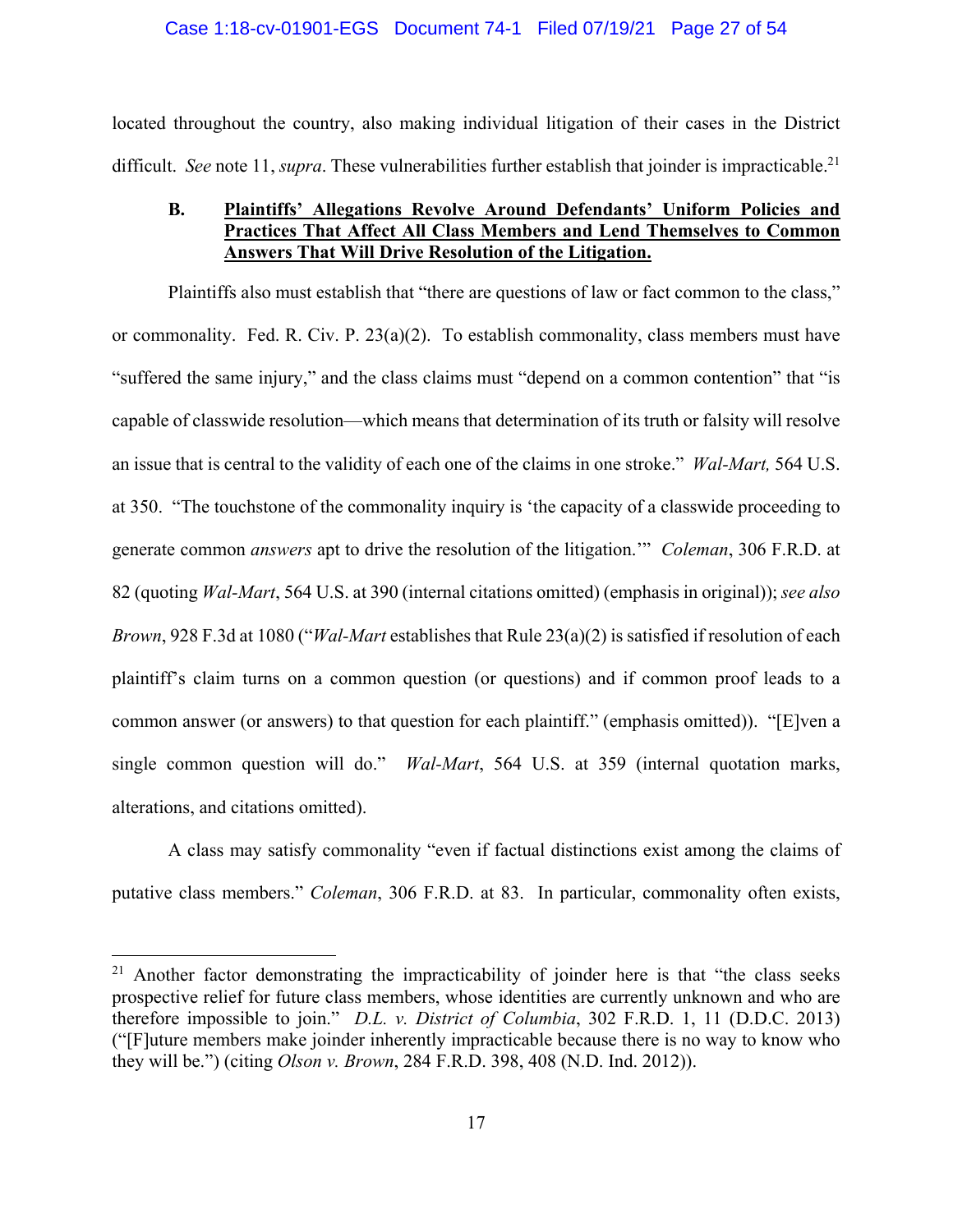located throughout the country, also making individual litigation of their cases in the District difficult. *See* note 11, *supra*. These vulnerabilities further establish that joinder is impracticable.[21]

### B. Plaintiffs' Allegations Revolve Around Defendants' Uniform Policies and Practices That Affect All Class Members and Lend Themselves to Common Answers That Will Drive Resolution of the Litigation.

Plaintiffs also must establish that "there are questions of law or fact common to the class," or commonality. Fed. R. Civ. P. 23(a)(2). To establish commonality, class members must have "suffered the same injury," and the class claims must "depend on a common contention" that "is capable of classwide resolution—which means that determination of its truth or falsity will resolve an issue that is central to the validity of each one of the claims in one stroke." *Wal-Mart,* 564 U.S. at 350. "The touchstone of the commonality inquiry is 'the capacity of a classwide proceeding to generate common *answers* apt to drive the resolution of the litigation.'" *Coleman*, 306 F.R.D. at 82 (quoting *Wal-Mart*, 564 U.S. at 390 (internal citations omitted) (emphasis in original)); *see also Brown*, 928 F.3d at 1080 ("*Wal-Mart* establishes that Rule 23(a)(2) is satisfied if resolution of each plaintiff's claim turns on a common question (or questions) and if common proof leads to a common answer (or answers) to that question for each plaintiff." (emphasis omitted)). "[E]ven a single common question will do." *Wal-Mart*, 564 U.S. at 359 (internal quotation marks, alterations, and citations omitted).

A class may satisfy commonality "even if factual distinctions exist among the claims of putative class members." *Coleman*, 306 F.R.D. at 83. In particular, commonality often exists,

---

[21] Another factor demonstrating the impracticability of joinder here is that "the class seeks prospective relief for future class members, whose identities are currently unknown and who are therefore impossible to join." *D.L. v. District of Columbia*, 302 F.R.D. 1, 11 (D.D.C. 2013) ("[F]uture members make joinder inherently impracticable because there is no way to know who they will be.") (citing *Olson v. Brown*, 284 F.R.D. 398, 408 (N.D. Ind. 2012)).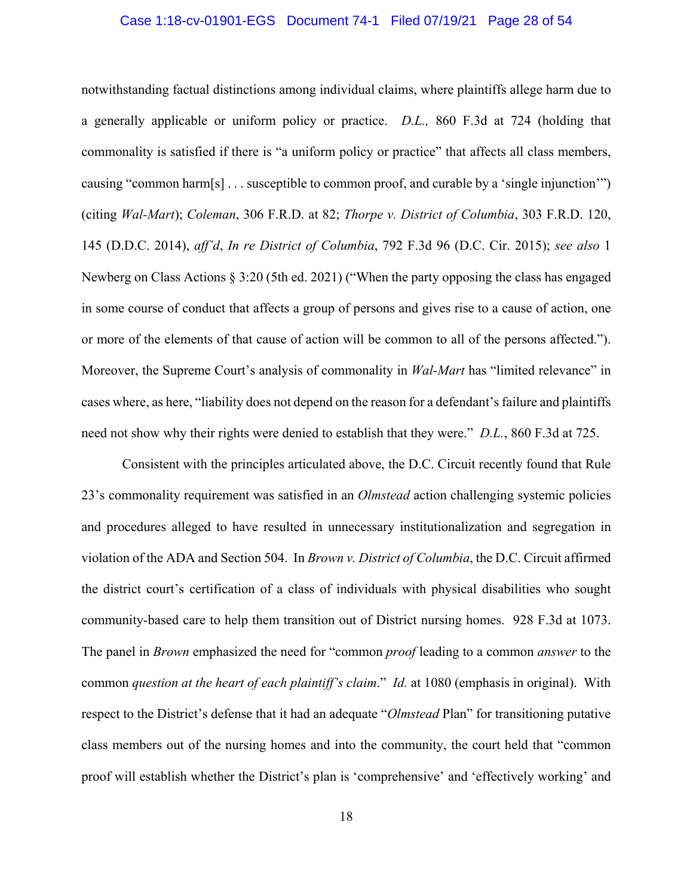notwithstanding factual distinctions among individual claims, where plaintiffs allege harm due to a generally applicable or uniform policy or practice. *D.L.,* 860 F.3d at 724 (holding that commonality is satisfied if there is "a uniform policy or practice" that affects all class members, causing "common harm[s] . . . susceptible to common proof, and curable by a 'single injunction'") (citing *Wal-Mart*); *Coleman*, 306 F.R.D. at 82; *Thorpe v. District of Columbia*, 303 F.R.D. 120, 145 (D.D.C. 2014), *aff'd*, *In re District of Columbia*, 792 F.3d 96 (D.C. Cir. 2015); *see also* 1 Newberg on Class Actions § 3:20 (5th ed. 2021) ("When the party opposing the class has engaged in some course of conduct that affects a group of persons and gives rise to a cause of action, one or more of the elements of that cause of action will be common to all of the persons affected."). Moreover, the Supreme Court's analysis of commonality in *Wal-Mart* has "limited relevance" in cases where, as here, "liability does not depend on the reason for a defendant's failure and plaintiffs need not show why their rights were denied to establish that they were." *D.L.*, 860 F.3d at 725.

Consistent with the principles articulated above, the D.C. Circuit recently found that Rule 23's commonality requirement was satisfied in an *Olmstead* action challenging systemic policies and procedures alleged to have resulted in unnecessary institutionalization and segregation in violation of the ADA and Section 504. In *Brown v. District of Columbia*, the D.C. Circuit affirmed the district court's certification of a class of individuals with physical disabilities who sought community-based care to help them transition out of District nursing homes. 928 F.3d at 1073. The panel in *Brown* emphasized the need for "common *proof* leading to a common *answer* to the common *question at the heart of each plaintiff's claim*." *Id.* at 1080 (emphasis in original). With respect to the District's defense that it had an adequate "*Olmstead* Plan" for transitioning putative class members out of the nursing homes and into the community, the court held that "common proof will establish whether the District's plan is 'comprehensive' and 'effectively working' and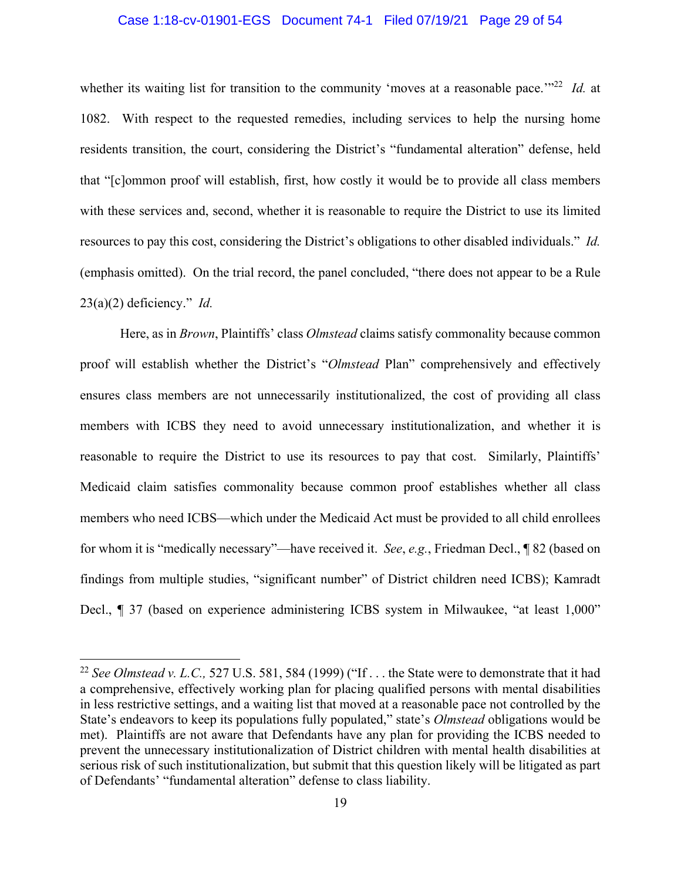whether its waiting list for transition to the community 'moves at a reasonable pace.'"[22] *Id.* at 1082. With respect to the requested remedies, including services to help the nursing home residents transition, the court, considering the District's "fundamental alteration" defense, held that "[c]ommon proof will establish, first, how costly it would be to provide all class members with these services and, second, whether it is reasonable to require the District to use its limited resources to pay this cost, considering the District's obligations to other disabled individuals." *Id.* (emphasis omitted). On the trial record, the panel concluded, "there does not appear to be a Rule 23(a)(2) deficiency." *Id.*

Here, as in *Brown*, Plaintiffs' class *Olmstead* claims satisfy commonality because common proof will establish whether the District's "*Olmstead* Plan" comprehensively and effectively ensures class members are not unnecessarily institutionalized, the cost of providing all class members with ICBS they need to avoid unnecessary institutionalization, and whether it is reasonable to require the District to use its resources to pay that cost. Similarly, Plaintiffs' Medicaid claim satisfies commonality because common proof establishes whether all class members who need ICBS—which under the Medicaid Act must be provided to all child enrollees for whom it is "medically necessary"—have received it. *See*, *e.g.*, Friedman Decl., ¶ 82 (based on findings from multiple studies, "significant number" of District children need ICBS); Kamradt Decl., ¶ 37 (based on experience administering ICBS system in Milwaukee, "at least 1,000"

---

[22] *See Olmstead v. L.C.,* 527 U.S. 581, 584 (1999) ("If . . . the State were to demonstrate that it had a comprehensive, effectively working plan for placing qualified persons with mental disabilities in less restrictive settings, and a waiting list that moved at a reasonable pace not controlled by the State's endeavors to keep its populations fully populated," state's *Olmstead* obligations would be met). Plaintiffs are not aware that Defendants have any plan for providing the ICBS needed to prevent the unnecessary institutionalization of District children with mental health disabilities at serious risk of such institutionalization, but submit that this question likely will be litigated as part of Defendants' "fundamental alteration" defense to class liability.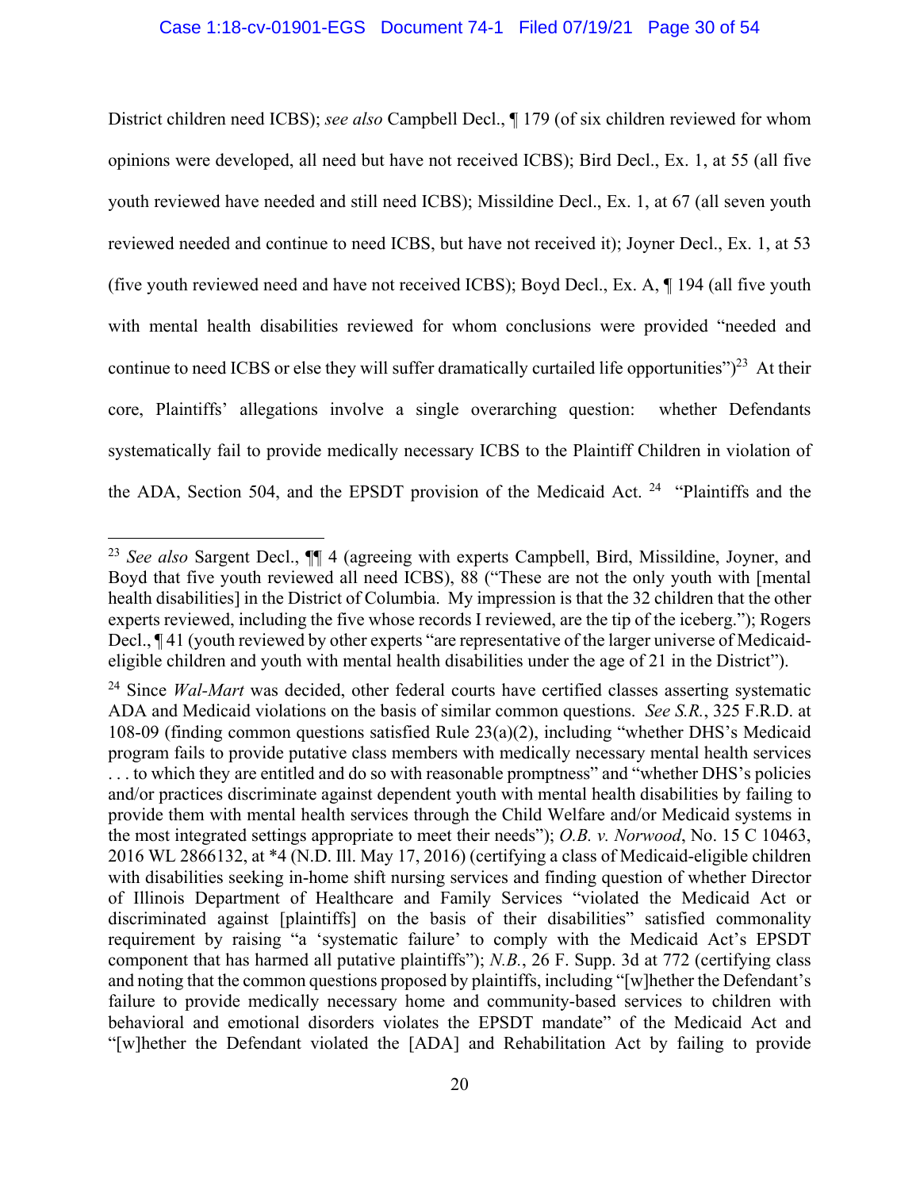District children need ICBS); *see also* Campbell Decl., ¶ 179 (of six children reviewed for whom opinions were developed, all need but have not received ICBS); Bird Decl., Ex. 1, at 55 (all five youth reviewed have needed and still need ICBS); Missildine Decl., Ex. 1, at 67 (all seven youth reviewed needed and continue to need ICBS, but have not received it); Joyner Decl., Ex. 1, at 53 (five youth reviewed need and have not received ICBS); Boyd Decl., Ex. A, ¶ 194 (all five youth with mental health disabilities reviewed for whom conclusions were provided "needed and continue to need ICBS or else they will suffer dramatically curtailed life opportunities")[23] At their core, Plaintiffs' allegations involve a single overarching question: whether Defendants systematically fail to provide medically necessary ICBS to the Plaintiff Children in violation of the ADA, Section 504, and the EPSDT provision of the Medicaid Act.[24] "Plaintiffs and the

---

[23] *See also* Sargent Decl., ¶¶ 4 (agreeing with experts Campbell, Bird, Missildine, Joyner, and Boyd that five youth reviewed all need ICBS), 88 ("These are not the only youth with [mental health disabilities] in the District of Columbia. My impression is that the 32 children that the other experts reviewed, including the five whose records I reviewed, are the tip of the iceberg."); Rogers Decl., ¶ 41 (youth reviewed by other experts "are representative of the larger universe of Medicaid-eligible children and youth with mental health disabilities under the age of 21 in the District").

[24] Since *Wal-Mart* was decided, other federal courts have certified classes asserting systematic ADA and Medicaid violations on the basis of similar common questions. *See S.R.*, 325 F.R.D. at 108-09 (finding common questions satisfied Rule 23(a)(2), including "whether DHS's Medicaid program fails to provide putative class members with medically necessary mental health services . . . to which they are entitled and do so with reasonable promptness" and "whether DHS's policies and/or practices discriminate against dependent youth with mental health disabilities by failing to provide them with mental health services through the Child Welfare and/or Medicaid systems in the most integrated settings appropriate to meet their needs"); *O.B. v. Norwood*, No. 15 C 10463, 2016 WL 2866132, at *4 (N.D. Ill. May 17, 2016) (certifying a class of Medicaid-eligible children with disabilities seeking in-home shift nursing services and finding question of whether Director of Illinois Department of Healthcare and Family Services "violated the Medicaid Act or discriminated against [plaintiffs] on the basis of their disabilities" satisfied commonality requirement by raising "a 'systematic failure' to comply with the Medicaid Act's EPSDT component that has harmed all putative plaintiffs"); *N.B.*, 26 F. Supp. 3d at 772 (certifying class and noting that the common questions proposed by plaintiffs, including "[w]hether the Defendant's failure to provide medically necessary home and community-based services to children with behavioral and emotional disorders violates the EPSDT mandate" of the Medicaid Act and "[w]hether the Defendant violated the [ADA] and Rehabilitation Act by failing to provide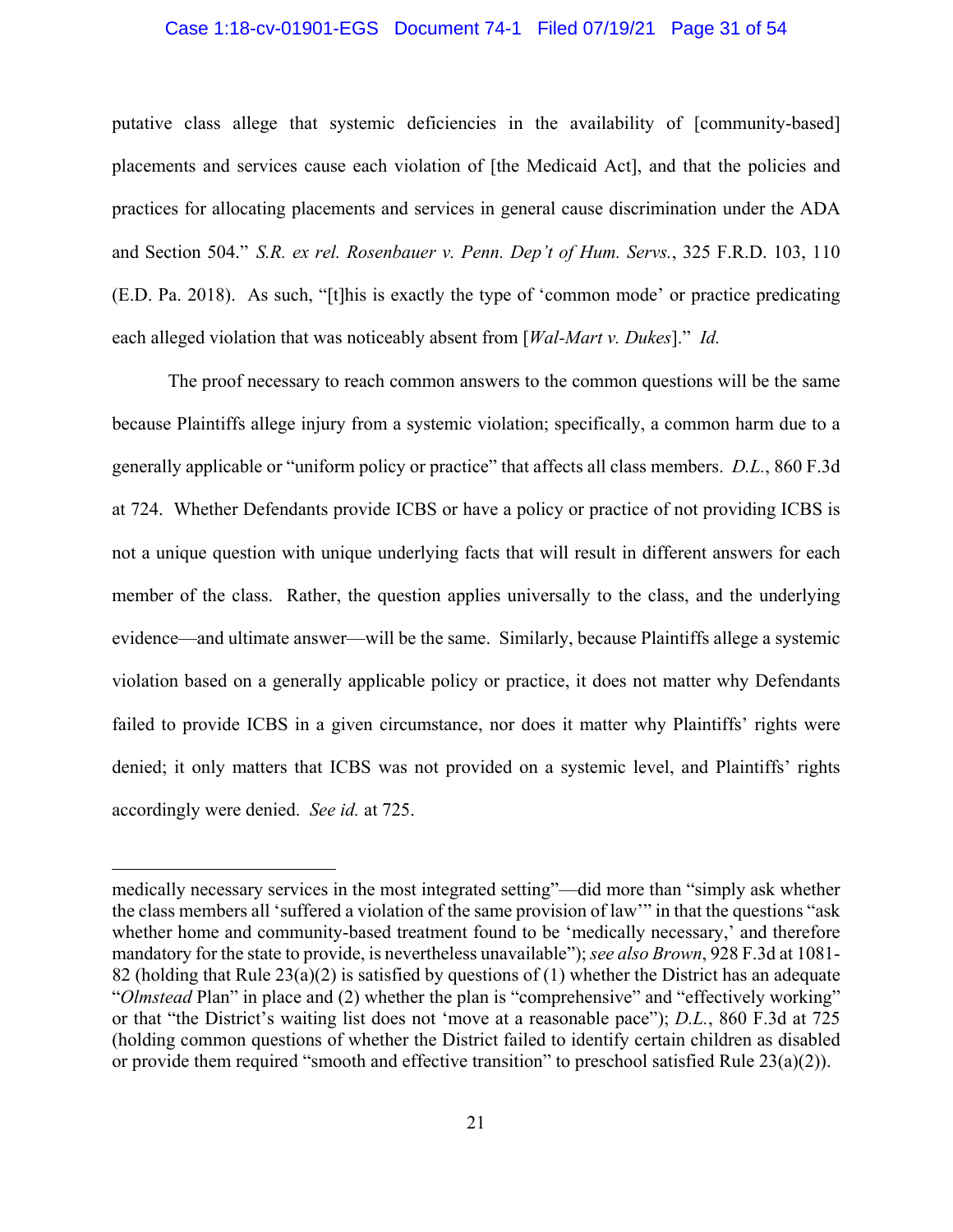putative class allege that systemic deficiencies in the availability of [community-based] placements and services cause each violation of [the Medicaid Act], and that the policies and practices for allocating placements and services in general cause discrimination under the ADA and Section 504." *S.R. ex rel. Rosenbauer v. Penn. Dep't of Hum. Servs.*, 325 F.R.D. 103, 110 (E.D. Pa. 2018). As such, "[t]his is exactly the type of 'common mode' or practice predicating each alleged violation that was noticeably absent from [*Wal-Mart v. Dukes*]." *Id.*

The proof necessary to reach common answers to the common questions will be the same because Plaintiffs allege injury from a systemic violation; specifically, a common harm due to a generally applicable or "uniform policy or practice" that affects all class members. *D.L.*, 860 F.3d at 724. Whether Defendants provide ICBS or have a policy or practice of not providing ICBS is not a unique question with unique underlying facts that will result in different answers for each member of the class. Rather, the question applies universally to the class, and the underlying evidence—and ultimate answer—will be the same. Similarly, because Plaintiffs allege a systemic violation based on a generally applicable policy or practice, it does not matter why Defendants failed to provide ICBS in a given circumstance, nor does it matter why Plaintiffs' rights were denied; it only matters that ICBS was not provided on a systemic level, and Plaintiffs' rights accordingly were denied. *See id.* at 725.

---

medically necessary services in the most integrated setting"—did more than "simply ask whether the class members all 'suffered a violation of the same provision of law'" in that the questions "ask whether home and community-based treatment found to be 'medically necessary,' and therefore mandatory for the state to provide, is nevertheless unavailable"); *see also Brown*, 928 F.3d at 1081-82 (holding that Rule 23(a)(2) is satisfied by questions of (1) whether the District has an adequate "*Olmstead* Plan" in place and (2) whether the plan is "comprehensive" and "effectively working" or that "the District's waiting list does not 'move at a reasonable pace"); *D.L.*, 860 F.3d at 725 (holding common questions of whether the District failed to identify certain children as disabled or provide them required "smooth and effective transition" to preschool satisfied Rule 23(a)(2)).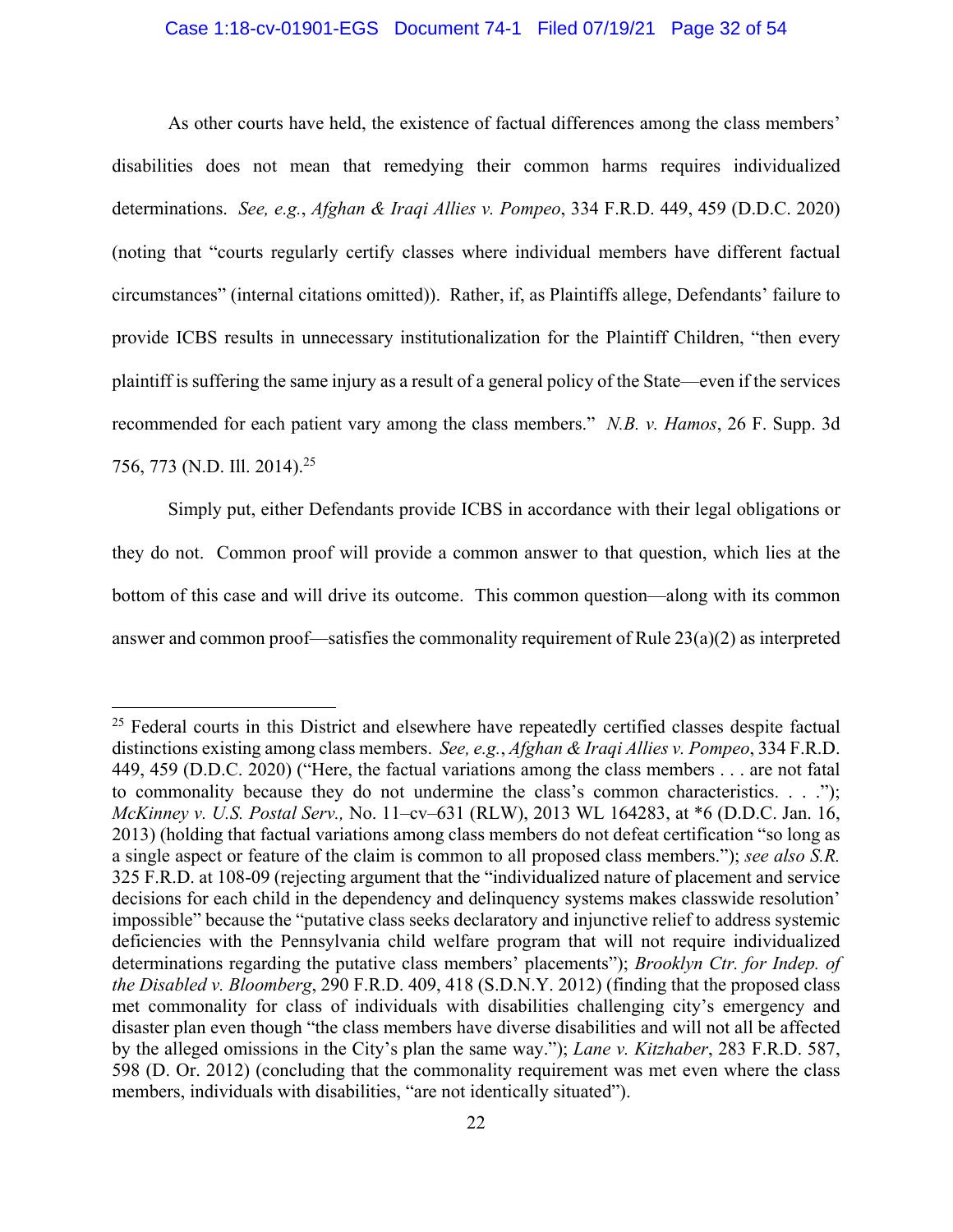As other courts have held, the existence of factual differences among the class members' disabilities does not mean that remedying their common harms requires individualized determinations. *See, e.g.*, *Afghan & Iraqi Allies v. Pompeo*, 334 F.R.D. 449, 459 (D.D.C. 2020) (noting that "courts regularly certify classes where individual members have different factual circumstances" (internal citations omitted)). Rather, if, as Plaintiffs allege, Defendants' failure to provide ICBS results in unnecessary institutionalization for the Plaintiff Children, "then every plaintiff is suffering the same injury as a result of a general policy of the State—even if the services recommended for each patient vary among the class members." *N.B. v. Hamos*, 26 F. Supp. 3d 756, 773 (N.D. Ill. 2014).[25]

Simply put, either Defendants provide ICBS in accordance with their legal obligations or they do not. Common proof will provide a common answer to that question, which lies at the bottom of this case and will drive its outcome. This common question—along with its common answer and common proof—satisfies the commonality requirement of Rule 23(a)(2) as interpreted

---

[25] Federal courts in this District and elsewhere have repeatedly certified classes despite factual distinctions existing among class members. *See, e.g.*, *Afghan & Iraqi Allies v. Pompeo*, 334 F.R.D. 449, 459 (D.D.C. 2020) ("Here, the factual variations among the class members . . . are not fatal to commonality because they do not undermine the class's common characteristics. . . ."); *McKinney v. U.S. Postal Serv.,* No. 11–cv–631 (RLW), 2013 WL 164283, at *6 (D.D.C. Jan. 16, 2013) (holding that factual variations among class members do not defeat certification "so long as a single aspect or feature of the claim is common to all proposed class members."); *see also S.R.* 325 F.R.D. at 108-09 (rejecting argument that the "individualized nature of placement and service decisions for each child in the dependency and delinquency systems makes classwide resolution' impossible" because the "putative class seeks declaratory and injunctive relief to address systemic deficiencies with the Pennsylvania child welfare program that will not require individualized determinations regarding the putative class members' placements"); *Brooklyn Ctr. for Indep. of the Disabled v. Bloomberg*, 290 F.R.D. 409, 418 (S.D.N.Y. 2012) (finding that the proposed class met commonality for class of individuals with disabilities challenging city's emergency and disaster plan even though "the class members have diverse disabilities and will not all be affected by the alleged omissions in the City's plan the same way."); *Lane v. Kitzhaber*, 283 F.R.D. 587, 598 (D. Or. 2012) (concluding that the commonality requirement was met even where the class members, individuals with disabilities, "are not identically situated").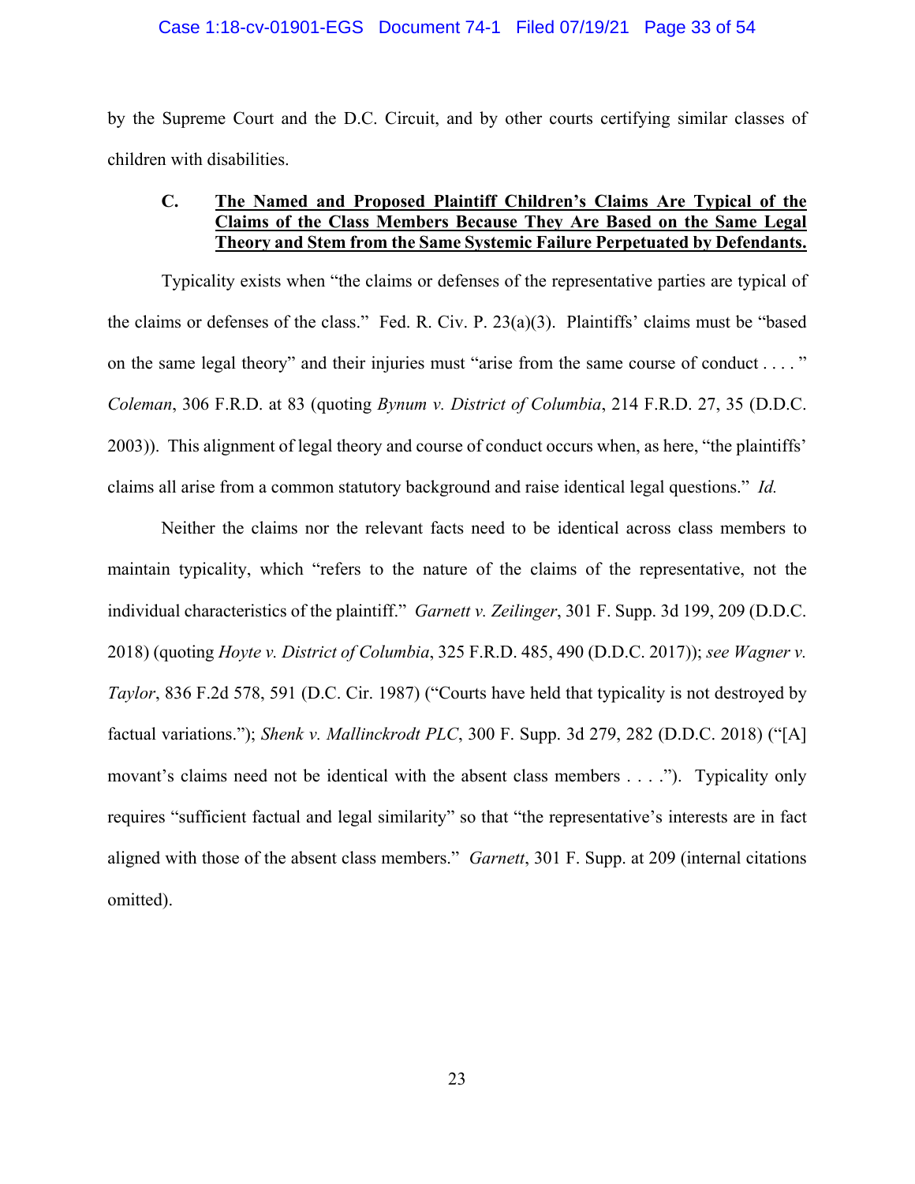by the Supreme Court and the D.C. Circuit, and by other courts certifying similar classes of children with disabilities.

### C. **The Named and Proposed Plaintiff Children's Claims Are Typical of the Claims of the Class Members Because They Are Based on the Same Legal Theory and Stem from the Same Systemic Failure Perpetuated by Defendants.**

Typicality exists when "the claims or defenses of the representative parties are typical of the claims or defenses of the class." Fed. R. Civ. P. 23(a)(3). Plaintiffs' claims must be "based on the same legal theory" and their injuries must "arise from the same course of conduct . . . . " *Coleman*, 306 F.R.D. at 83 (quoting *Bynum v. District of Columbia*, 214 F.R.D. 27, 35 (D.D.C. 2003)). This alignment of legal theory and course of conduct occurs when, as here, "the plaintiffs' claims all arise from a common statutory background and raise identical legal questions." *Id.*

Neither the claims nor the relevant facts need to be identical across class members to maintain typicality, which "refers to the nature of the claims of the representative, not the individual characteristics of the plaintiff." *Garnett v. Zeilinger*, 301 F. Supp. 3d 199, 209 (D.D.C. 2018) (quoting *Hoyte v. District of Columbia*, 325 F.R.D. 485, 490 (D.D.C. 2017)); *see Wagner v. Taylor*, 836 F.2d 578, 591 (D.C. Cir. 1987) ("Courts have held that typicality is not destroyed by factual variations."); *Shenk v. Mallinckrodt PLC*, 300 F. Supp. 3d 279, 282 (D.D.C. 2018) ("[A] movant's claims need not be identical with the absent class members . . . ."). Typicality only requires "sufficient factual and legal similarity" so that "the representative's interests are in fact aligned with those of the absent class members." *Garnett*, 301 F. Supp. at 209 (internal citations omitted).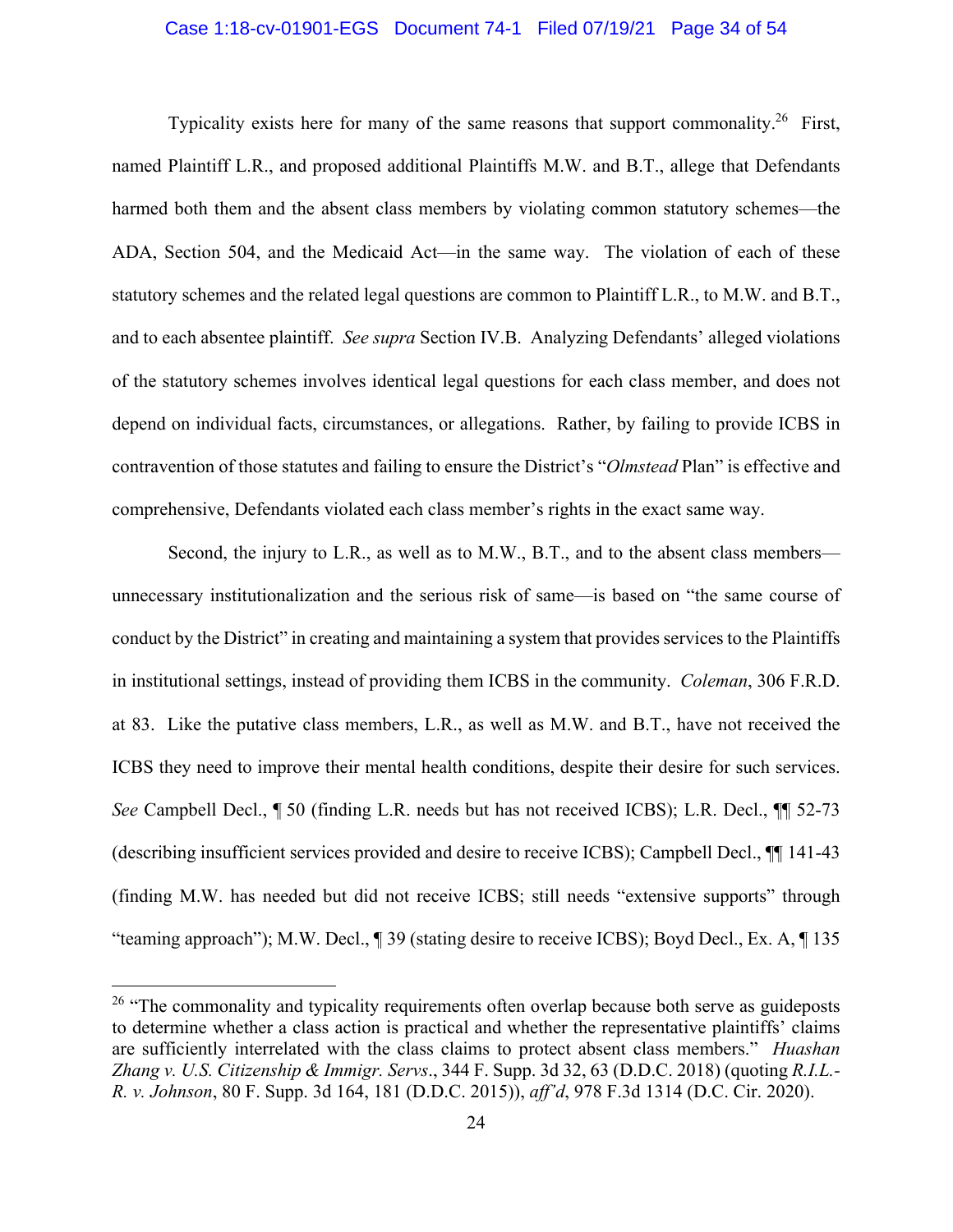Typicality exists here for many of the same reasons that support commonality.[26] First, named Plaintiff L.R., and proposed additional Plaintiffs M.W. and B.T., allege that Defendants harmed both them and the absent class members by violating common statutory schemes—the ADA, Section 504, and the Medicaid Act—in the same way. The violation of each of these statutory schemes and the related legal questions are common to Plaintiff L.R., to M.W. and B.T., and to each absentee plaintiff. *See supra* Section IV.B. Analyzing Defendants' alleged violations of the statutory schemes involves identical legal questions for each class member, and does not depend on individual facts, circumstances, or allegations. Rather, by failing to provide ICBS in contravention of those statutes and failing to ensure the District's "*Olmstead* Plan" is effective and comprehensive, Defendants violated each class member's rights in the exact same way.

Second, the injury to L.R., as well as to M.W., B.T., and to the absent class members—unnecessary institutionalization and the serious risk of same—is based on "the same course of conduct by the District" in creating and maintaining a system that provides services to the Plaintiffs in institutional settings, instead of providing them ICBS in the community. *Coleman*, 306 F.R.D. at 83. Like the putative class members, L.R., as well as M.W. and B.T., have not received the ICBS they need to improve their mental health conditions, despite their desire for such services. *See* Campbell Decl., ¶ 50 (finding L.R. needs but has not received ICBS); L.R. Decl., ¶¶ 52-73 (describing insufficient services provided and desire to receive ICBS); Campbell Decl., ¶¶ 141-43 (finding M.W. has needed but did not receive ICBS; still needs "extensive supports" through "teaming approach"); M.W. Decl., ¶ 39 (stating desire to receive ICBS); Boyd Decl., Ex. A, ¶ 135

---

[26] "The commonality and typicality requirements often overlap because both serve as guideposts to determine whether a class action is practical and whether the representative plaintiffs' claims are sufficiently interrelated with the class claims to protect absent class members." *Huashan Zhang v. U.S. Citizenship & Immigr. Servs*., 344 F. Supp. 3d 32, 63 (D.D.C. 2018) (quoting *R.I.L.-R. v. Johnson*, 80 F. Supp. 3d 164, 181 (D.D.C. 2015)), *aff'd*, 978 F.3d 1314 (D.C. Cir. 2020).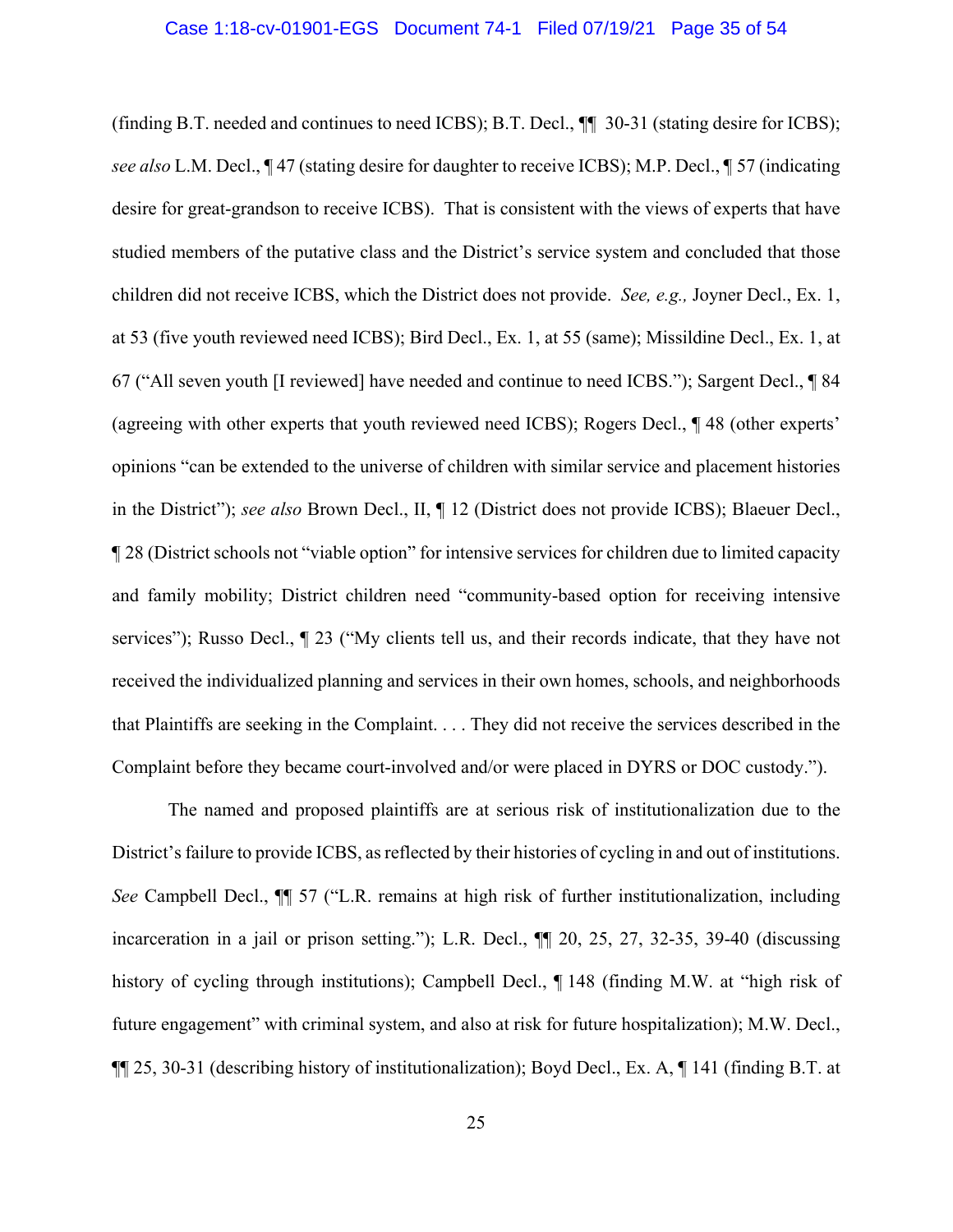(finding B.T. needed and continues to need ICBS); B.T. Decl., ¶¶ 30-31 (stating desire for ICBS); *see also* L.M. Decl., ¶ 47 (stating desire for daughter to receive ICBS); M.P. Decl., ¶ 57 (indicating desire for great-grandson to receive ICBS). That is consistent with the views of experts that have studied members of the putative class and the District's service system and concluded that those children did not receive ICBS, which the District does not provide. *See, e.g.,* Joyner Decl., Ex. 1, at 53 (five youth reviewed need ICBS); Bird Decl., Ex. 1, at 55 (same); Missildine Decl., Ex. 1, at 67 ("All seven youth [I reviewed] have needed and continue to need ICBS."); Sargent Decl., ¶ 84 (agreeing with other experts that youth reviewed need ICBS); Rogers Decl., ¶ 48 (other experts' opinions "can be extended to the universe of children with similar service and placement histories in the District"); *see also* Brown Decl., II, ¶ 12 (District does not provide ICBS); Blaeuer Decl., ¶ 28 (District schools not "viable option" for intensive services for children due to limited capacity and family mobility; District children need "community-based option for receiving intensive services"); Russo Decl., ¶ 23 ("My clients tell us, and their records indicate, that they have not received the individualized planning and services in their own homes, schools, and neighborhoods that Plaintiffs are seeking in the Complaint. . . . They did not receive the services described in the Complaint before they became court-involved and/or were placed in DYRS or DOC custody.").

The named and proposed plaintiffs are at serious risk of institutionalization due to the District's failure to provide ICBS, as reflected by their histories of cycling in and out of institutions. *See* Campbell Decl., ¶¶ 57 ("L.R. remains at high risk of further institutionalization, including incarceration in a jail or prison setting."); L.R. Decl., ¶¶ 20, 25, 27, 32-35, 39-40 (discussing history of cycling through institutions); Campbell Decl., ¶ 148 (finding M.W. at "high risk of future engagement" with criminal system, and also at risk for future hospitalization); M.W. Decl., ¶¶ 25, 30-31 (describing history of institutionalization); Boyd Decl., Ex. A, ¶ 141 (finding B.T. at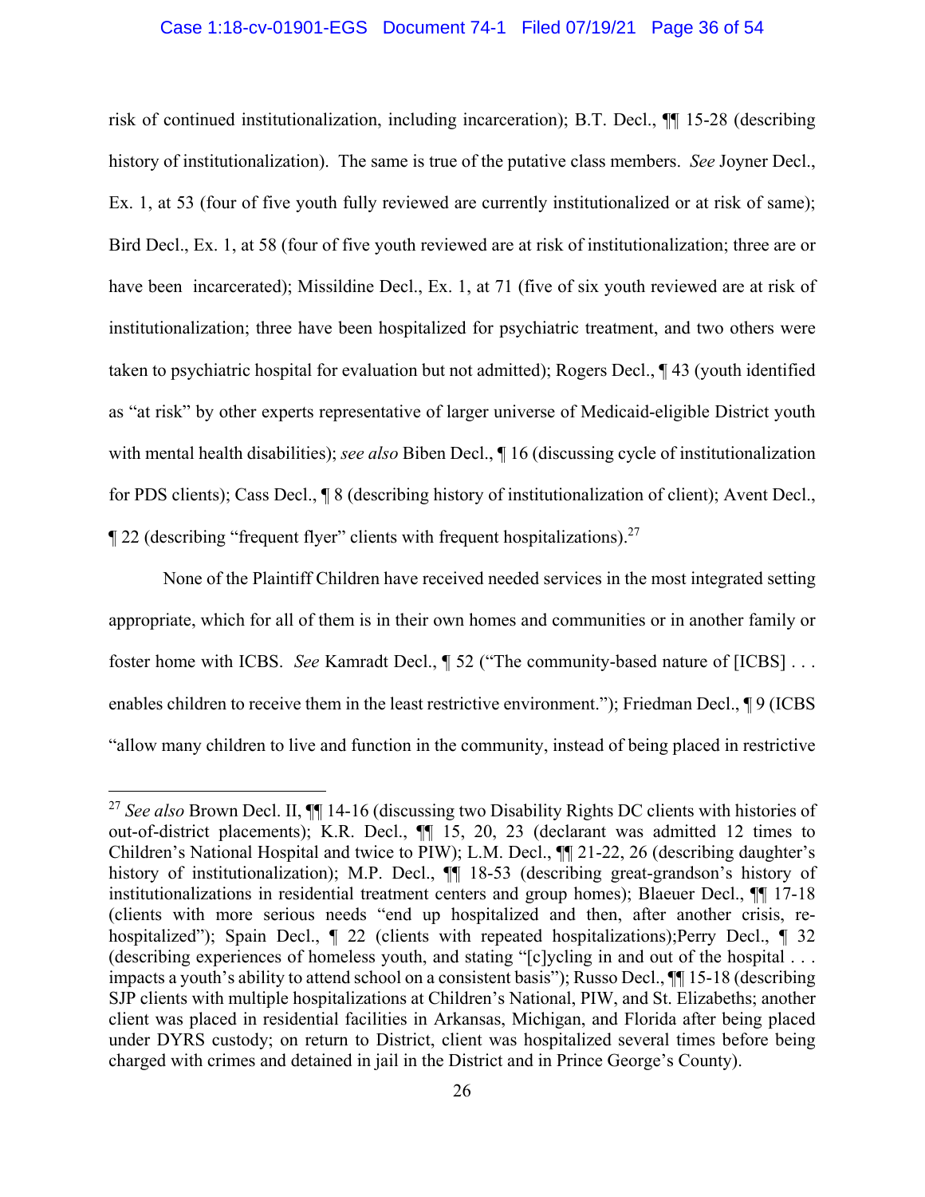risk of continued institutionalization, including incarceration); B.T. Decl., ¶¶ 15-28 (describing history of institutionalization). The same is true of the putative class members. *See* Joyner Decl., Ex. 1, at 53 (four of five youth fully reviewed are currently institutionalized or at risk of same); Bird Decl., Ex. 1, at 58 (four of five youth reviewed are at risk of institutionalization; three are or have been incarcerated); Missildine Decl., Ex. 1, at 71 (five of six youth reviewed are at risk of institutionalization; three have been hospitalized for psychiatric treatment, and two others were taken to psychiatric hospital for evaluation but not admitted); Rogers Decl., ¶ 43 (youth identified as "at risk" by other experts representative of larger universe of Medicaid-eligible District youth with mental health disabilities); *see also* Biben Decl., ¶ 16 (discussing cycle of institutionalization for PDS clients); Cass Decl., ¶ 8 (describing history of institutionalization of client); Avent Decl., ¶ 22 (describing "frequent flyer" clients with frequent hospitalizations).[27]

None of the Plaintiff Children have received needed services in the most integrated setting appropriate, which for all of them is in their own homes and communities or in another family or foster home with ICBS. *See* Kamradt Decl., ¶ 52 ("The community-based nature of [ICBS] . . . enables children to receive them in the least restrictive environment."); Friedman Decl., ¶ 9 (ICBS "allow many children to live and function in the community, instead of being placed in restrictive

---

[27] *See also* Brown Decl. II, ¶¶ 14-16 (discussing two Disability Rights DC clients with histories of out-of-district placements); K.R. Decl., ¶¶ 15, 20, 23 (declarant was admitted 12 times to Children's National Hospital and twice to PIW); L.M. Decl., ¶¶ 21-22, 26 (describing daughter's history of institutionalization); M.P. Decl., ¶¶ 18-53 (describing great-grandson's history of institutionalizations in residential treatment centers and group homes); Blaeuer Decl., ¶¶ 17-18 (clients with more serious needs "end up hospitalized and then, after another crisis, re-hospitalized"); Spain Decl., ¶ 22 (clients with repeated hospitalizations);Perry Decl., ¶ 32 (describing experiences of homeless youth, and stating "[c]ycling in and out of the hospital . . . impacts a youth's ability to attend school on a consistent basis"); Russo Decl., ¶¶ 15-18 (describing SJP clients with multiple hospitalizations at Children's National, PIW, and St. Elizabeths; another client was placed in residential facilities in Arkansas, Michigan, and Florida after being placed under DYRS custody; on return to District, client was hospitalized several times before being charged with crimes and detained in jail in the District and in Prince George's County).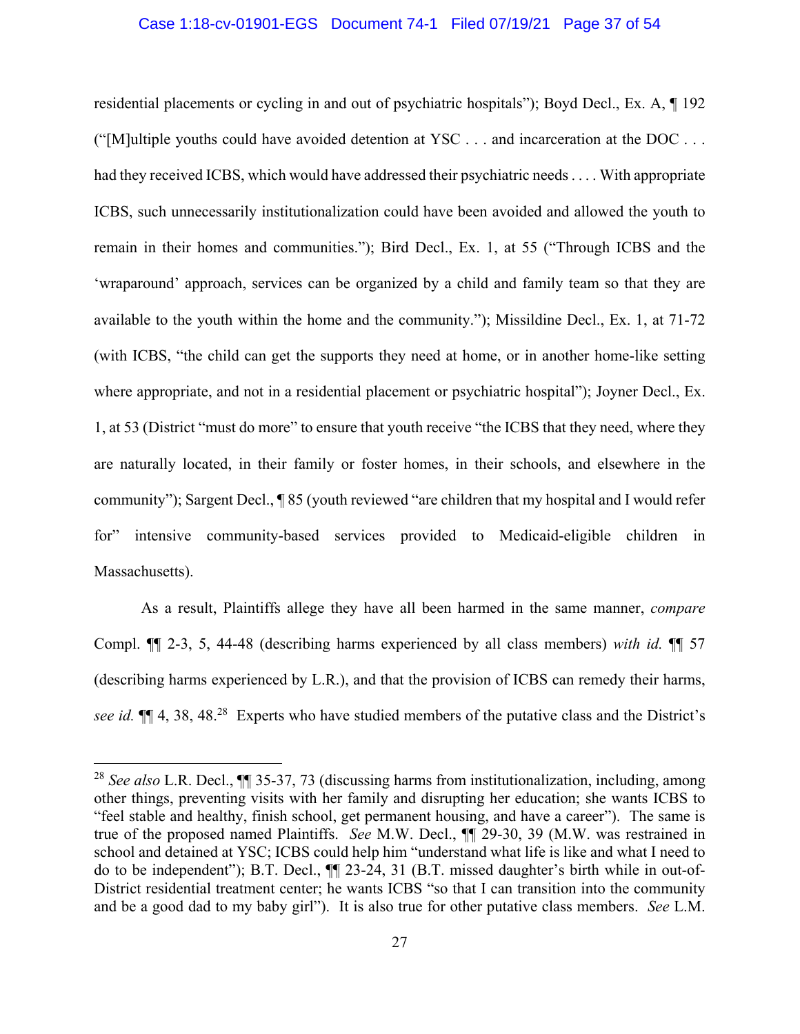residential placements or cycling in and out of psychiatric hospitals"); Boyd Decl., Ex. A, ¶ 192 ("[M]ultiple youths could have avoided detention at YSC . . . and incarceration at the DOC . . . had they received ICBS, which would have addressed their psychiatric needs . . . . With appropriate ICBS, such unnecessarily institutionalization could have been avoided and allowed the youth to remain in their homes and communities."); Bird Decl., Ex. 1, at 55 ("Through ICBS and the 'wraparound' approach, services can be organized by a child and family team so that they are available to the youth within the home and the community."); Missildine Decl., Ex. 1, at 71-72 (with ICBS, "the child can get the supports they need at home, or in another home-like setting where appropriate, and not in a residential placement or psychiatric hospital"); Joyner Decl., Ex. 1, at 53 (District "must do more" to ensure that youth receive "the ICBS that they need, where they are naturally located, in their family or foster homes, in their schools, and elsewhere in the community"); Sargent Decl., ¶ 85 (youth reviewed "are children that my hospital and I would refer for" intensive community-based services provided to Medicaid-eligible children in Massachusetts).

As a result, Plaintiffs allege they have all been harmed in the same manner, *compare* Compl. ¶¶ 2-3, 5, 44-48 (describing harms experienced by all class members) *with id.* ¶¶ 57 (describing harms experienced by L.R.), and that the provision of ICBS can remedy their harms, *see id.* ¶¶ 4, 38, 48.[28] Experts who have studied members of the putative class and the District's

[28] *See also* L.R. Decl., ¶¶ 35-37, 73 (discussing harms from institutionalization, including, among other things, preventing visits with her family and disrupting her education; she wants ICBS to "feel stable and healthy, finish school, get permanent housing, and have a career"). The same is true of the proposed named Plaintiffs. *See* M.W. Decl., ¶¶ 29-30, 39 (M.W. was restrained in school and detained at YSC; ICBS could help him "understand what life is like and what I need to do to be independent"); B.T. Decl., ¶¶ 23-24, 31 (B.T. missed daughter's birth while in out-of-District residential treatment center; he wants ICBS "so that I can transition into the community and be a good dad to my baby girl"). It is also true for other putative class members. *See* L.M.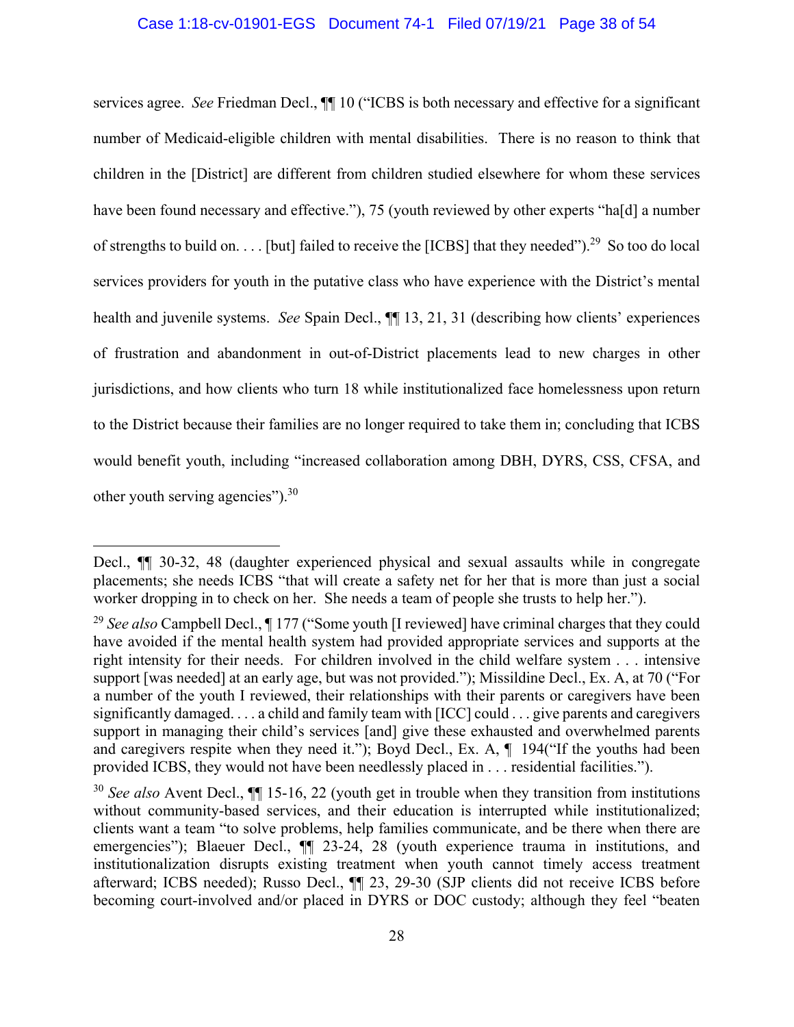services agree. *See* Friedman Decl., ¶¶ 10 ("ICBS is both necessary and effective for a significant number of Medicaid-eligible children with mental disabilities. There is no reason to think that children in the [District] are different from children studied elsewhere for whom these services have been found necessary and effective."), 75 (youth reviewed by other experts "ha[d] a number of strengths to build on. . . . [but] failed to receive the [ICBS] that they needed").[29] So too do local services providers for youth in the putative class who have experience with the District's mental health and juvenile systems. *See* Spain Decl., ¶¶ 13, 21, 31 (describing how clients' experiences of frustration and abandonment in out-of-District placements lead to new charges in other jurisdictions, and how clients who turn 18 while institutionalized face homelessness upon return to the District because their families are no longer required to take them in; concluding that ICBS would benefit youth, including "increased collaboration among DBH, DYRS, CSS, CFSA, and other youth serving agencies").[30]

---

Decl., ¶¶ 30-32, 48 (daughter experienced physical and sexual assaults while in congregate placements; she needs ICBS "that will create a safety net for her that is more than just a social worker dropping in to check on her. She needs a team of people she trusts to help her.").

[29] *See also* Campbell Decl., ¶ 177 ("Some youth [I reviewed] have criminal charges that they could have avoided if the mental health system had provided appropriate services and supports at the right intensity for their needs. For children involved in the child welfare system . . . intensive support [was needed] at an early age, but was not provided."); Missildine Decl., Ex. A, at 70 ("For a number of the youth I reviewed, their relationships with their parents or caregivers have been significantly damaged. . . . a child and family team with [ICC] could . . . give parents and caregivers support in managing their child's services [and] give these exhausted and overwhelmed parents and caregivers respite when they need it."); Boyd Decl., Ex. A, ¶ 194("If the youths had been provided ICBS, they would not have been needlessly placed in . . . residential facilities.").

[30] *See also* Avent Decl., ¶¶ 15-16, 22 (youth get in trouble when they transition from institutions without community-based services, and their education is interrupted while institutionalized; clients want a team "to solve problems, help families communicate, and be there when there are emergencies"); Blaeuer Decl., ¶¶ 23-24, 28 (youth experience trauma in institutions, and institutionalization disrupts existing treatment when youth cannot timely access treatment afterward; ICBS needed); Russo Decl., ¶¶ 23, 29-30 (SJP clients did not receive ICBS before becoming court-involved and/or placed in DYRS or DOC custody; although they feel "beaten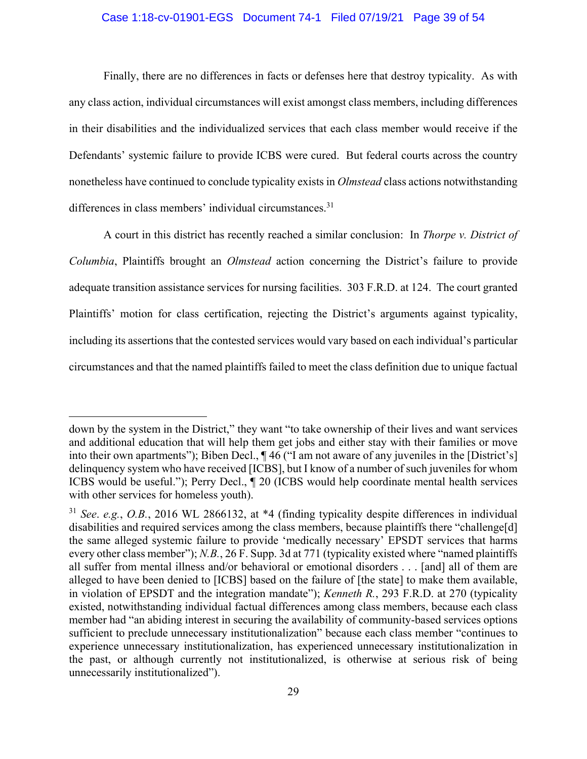Finally, there are no differences in facts or defenses here that destroy typicality. As with any class action, individual circumstances will exist amongst class members, including differences in their disabilities and the individualized services that each class member would receive if the Defendants' systemic failure to provide ICBS were cured. But federal courts across the country nonetheless have continued to conclude typicality exists in *Olmstead* class actions notwithstanding differences in class members' individual circumstances.[31]

A court in this district has recently reached a similar conclusion: In *Thorpe v. District of Columbia*, Plaintiffs brought an *Olmstead* action concerning the District's failure to provide adequate transition assistance services for nursing facilities. 303 F.R.D. at 124. The court granted Plaintiffs' motion for class certification, rejecting the District's arguments against typicality, including its assertions that the contested services would vary based on each individual's particular circumstances and that the named plaintiffs failed to meet the class definition due to unique factual

---

down by the system in the District," they want "to take ownership of their lives and want services and additional education that will help them get jobs and either stay with their families or move into their own apartments"); Biben Decl., ¶ 46 ("I am not aware of any juveniles in the [District's] delinquency system who have received [ICBS], but I know of a number of such juveniles for whom ICBS would be useful."); Perry Decl., ¶ 20 (ICBS would help coordinate mental health services with other services for homeless youth).

[31] *See*. *e.g.*, *O.B.*, 2016 WL 2866132, at *4 (finding typicality despite differences in individual disabilities and required services among the class members, because plaintiffs there "challenge[d] the same alleged systemic failure to provide 'medically necessary' EPSDT services that harms every other class member"); *N.B.*, 26 F. Supp. 3d at 771 (typicality existed where "named plaintiffs all suffer from mental illness and/or behavioral or emotional disorders . . . [and] all of them are alleged to have been denied to [ICBS] based on the failure of [the state] to make them available, in violation of EPSDT and the integration mandate"); *Kenneth R.*, 293 F.R.D. at 270 (typicality existed, notwithstanding individual factual differences among class members, because each class member had "an abiding interest in securing the availability of community-based services options sufficient to preclude unnecessary institutionalization" because each class member "continues to experience unnecessary institutionalization, has experienced unnecessary institutionalization in the past, or although currently not institutionalized, is otherwise at serious risk of being unnecessarily institutionalized").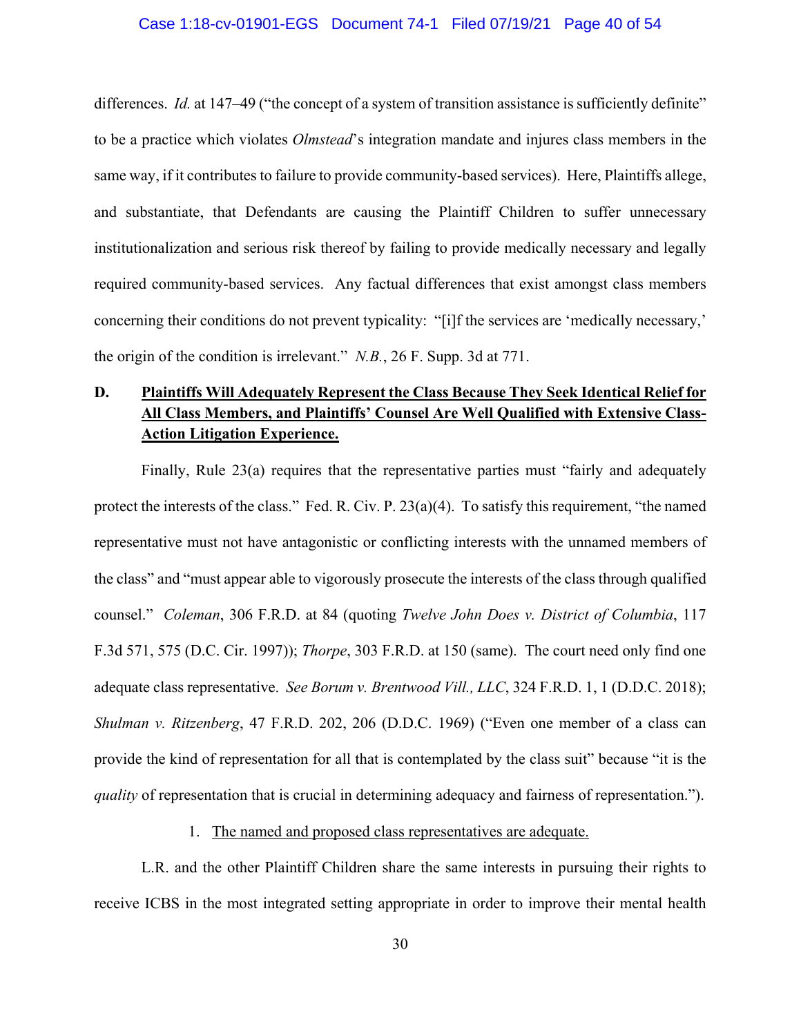differences. *Id.* at 147–49 ("the concept of a system of transition assistance is sufficiently definite" to be a practice which violates *Olmstead*'s integration mandate and injures class members in the same way, if it contributes to failure to provide community-based services). Here, Plaintiffs allege, and substantiate, that Defendants are causing the Plaintiff Children to suffer unnecessary institutionalization and serious risk thereof by failing to provide medically necessary and legally required community-based services. Any factual differences that exist amongst class members concerning their conditions do not prevent typicality: "[i]f the services are 'medically necessary,' the origin of the condition is irrelevant." *N.B.*, 26 F. Supp. 3d at 771.

### D. Plaintiffs Will Adequately Represent the Class Because They Seek Identical Relief for All Class Members, and Plaintiffs' Counsel Are Well Qualified with Extensive Class-Action Litigation Experience.

Finally, Rule 23(a) requires that the representative parties must "fairly and adequately protect the interests of the class." Fed. R. Civ. P. 23(a)(4). To satisfy this requirement, "the named representative must not have antagonistic or conflicting interests with the unnamed members of the class" and "must appear able to vigorously prosecute the interests of the class through qualified counsel." *Coleman*, 306 F.R.D. at 84 (quoting *Twelve John Does v. District of Columbia*, 117 F.3d 571, 575 (D.C. Cir. 1997)); *Thorpe*, 303 F.R.D. at 150 (same). The court need only find one adequate class representative. *See Borum v. Brentwood Vill., LLC*, 324 F.R.D. 1, 1 (D.D.C. 2018); *Shulman v. Ritzenberg*, 47 F.R.D. 202, 206 (D.D.C. 1969) ("Even one member of a class can provide the kind of representation for all that is contemplated by the class suit" because "it is the *quality* of representation that is crucial in determining adequacy and fairness of representation.").

#### 1. The named and proposed class representatives are adequate.

L.R. and the other Plaintiff Children share the same interests in pursuing their rights to receive ICBS in the most integrated setting appropriate in order to improve their mental health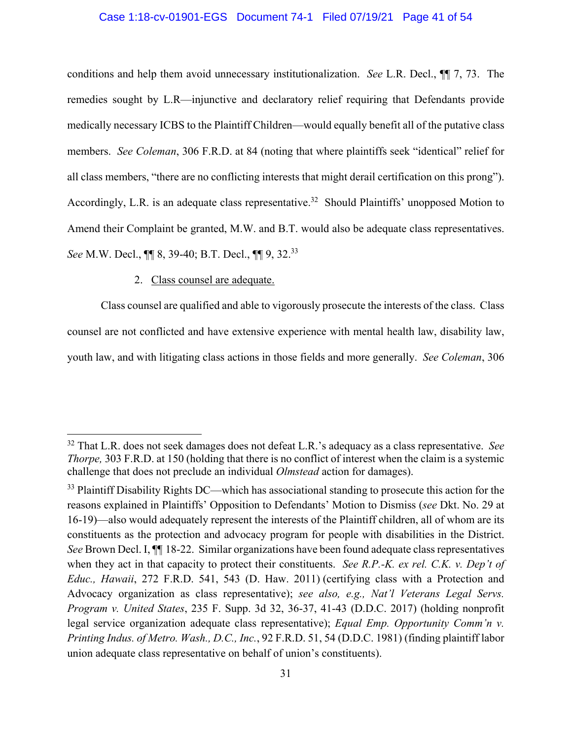conditions and help them avoid unnecessary institutionalization. *See* L.R. Decl., ¶¶ 7, 73. The remedies sought by L.R—injunctive and declaratory relief requiring that Defendants provide medically necessary ICBS to the Plaintiff Children—would equally benefit all of the putative class members. *See Coleman*, 306 F.R.D. at 84 (noting that where plaintiffs seek "identical" relief for all class members, "there are no conflicting interests that might derail certification on this prong"). Accordingly, L.R. is an adequate class representative.[32] Should Plaintiffs' unopposed Motion to Amend their Complaint be granted, M.W. and B.T. would also be adequate class representatives. *See* M.W. Decl., ¶¶ 8, 39-40; B.T. Decl., ¶¶ 9, 32.[33]

2. Class counsel are adequate.

Class counsel are qualified and able to vigorously prosecute the interests of the class. Class counsel are not conflicted and have extensive experience with mental health law, disability law, youth law, and with litigating class actions in those fields and more generally. *See Coleman*, 306

---

[32] That L.R. does not seek damages does not defeat L.R.'s adequacy as a class representative. *See Thorpe,* 303 F.R.D. at 150 (holding that there is no conflict of interest when the claim is a systemic challenge that does not preclude an individual *Olmstead* action for damages).

[33] Plaintiff Disability Rights DC—which has associational standing to prosecute this action for the reasons explained in Plaintiffs' Opposition to Defendants' Motion to Dismiss (*see* Dkt. No. 29 at 16-19)—also would adequately represent the interests of the Plaintiff children, all of whom are its constituents as the protection and advocacy program for people with disabilities in the District. *See* Brown Decl. I, ¶¶ 18-22. Similar organizations have been found adequate class representatives when they act in that capacity to protect their constituents. *See R.P.-K. ex rel. C.K. v. Dep't of Educ., Hawaii*, 272 F.R.D. 541, 543 (D. Haw. 2011) (certifying class with a Protection and Advocacy organization as class representative); *see also, e.g., Nat'l Veterans Legal Servs. Program v. United States*, 235 F. Supp. 3d 32, 36-37, 41-43 (D.D.C. 2017) (holding nonprofit legal service organization adequate class representative); *Equal Emp. Opportunity Comm'n v. Printing Indus. of Metro. Wash., D.C., Inc.*, 92 F.R.D. 51, 54 (D.D.C. 1981) (finding plaintiff labor union adequate class representative on behalf of union's constituents).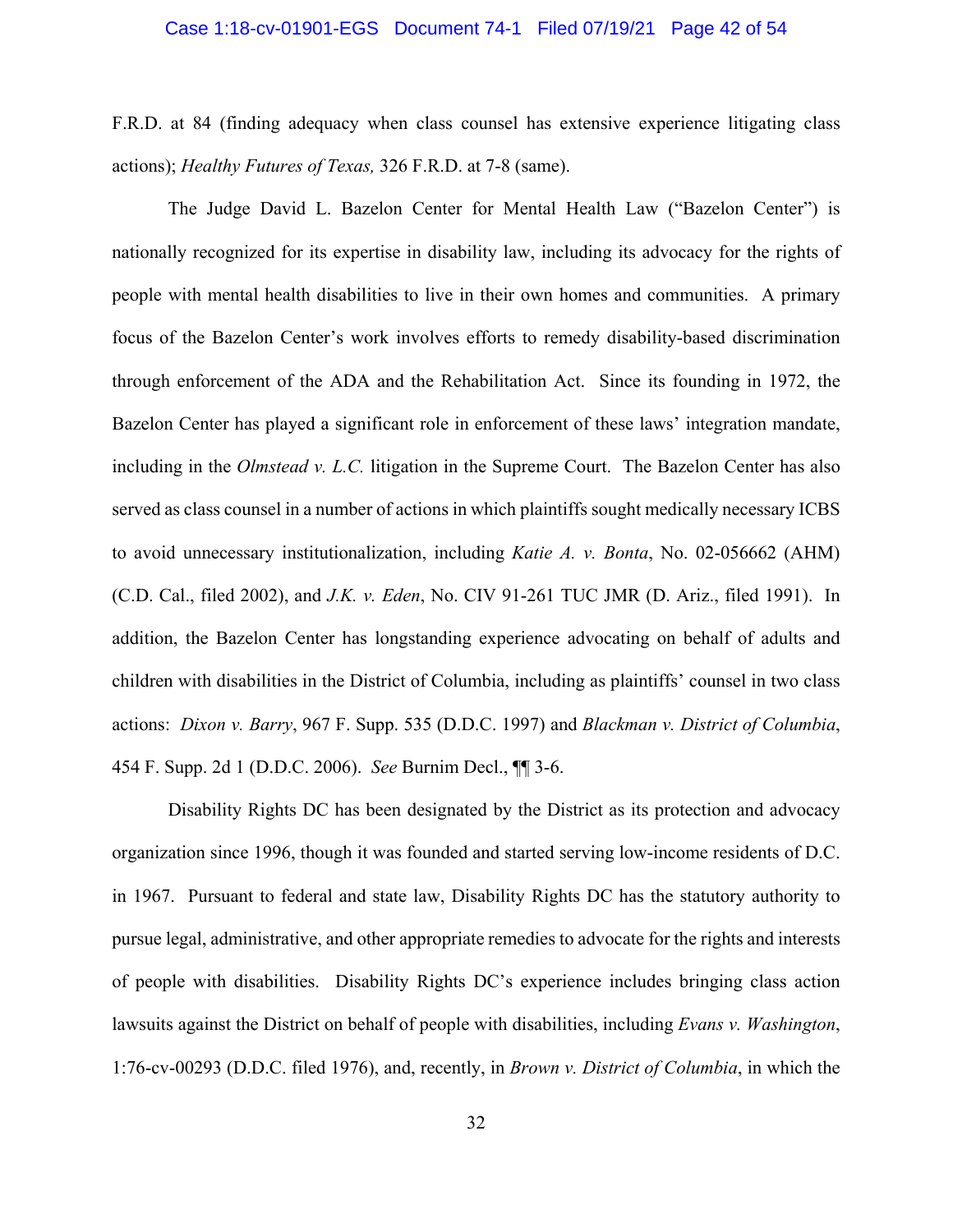F.R.D. at 84 (finding adequacy when class counsel has extensive experience litigating class actions); *Healthy Futures of Texas,* 326 F.R.D. at 7-8 (same).

The Judge David L. Bazelon Center for Mental Health Law ("Bazelon Center") is nationally recognized for its expertise in disability law, including its advocacy for the rights of people with mental health disabilities to live in their own homes and communities. A primary focus of the Bazelon Center's work involves efforts to remedy disability-based discrimination through enforcement of the ADA and the Rehabilitation Act. Since its founding in 1972, the Bazelon Center has played a significant role in enforcement of these laws' integration mandate, including in the *Olmstead v. L.C.* litigation in the Supreme Court. The Bazelon Center has also served as class counsel in a number of actions in which plaintiffs sought medically necessary ICBS to avoid unnecessary institutionalization, including *Katie A. v. Bonta*, No. 02-056662 (AHM) (C.D. Cal., filed 2002), and *J.K. v. Eden*, No. CIV 91-261 TUC JMR (D. Ariz., filed 1991). In addition, the Bazelon Center has longstanding experience advocating on behalf of adults and children with disabilities in the District of Columbia, including as plaintiffs' counsel in two class actions: *Dixon v. Barry*, 967 F. Supp. 535 (D.D.C. 1997) and *Blackman v. District of Columbia*, 454 F. Supp. 2d 1 (D.D.C. 2006). *See* Burnim Decl., ¶¶ 3-6.

Disability Rights DC has been designated by the District as its protection and advocacy organization since 1996, though it was founded and started serving low-income residents of D.C. in 1967. Pursuant to federal and state law, Disability Rights DC has the statutory authority to pursue legal, administrative, and other appropriate remedies to advocate for the rights and interests of people with disabilities. Disability Rights DC's experience includes bringing class action lawsuits against the District on behalf of people with disabilities, including *Evans v. Washington*, 1:76-cv-00293 (D.D.C. filed 1976), and, recently, in *Brown v. District of Columbia*, in which the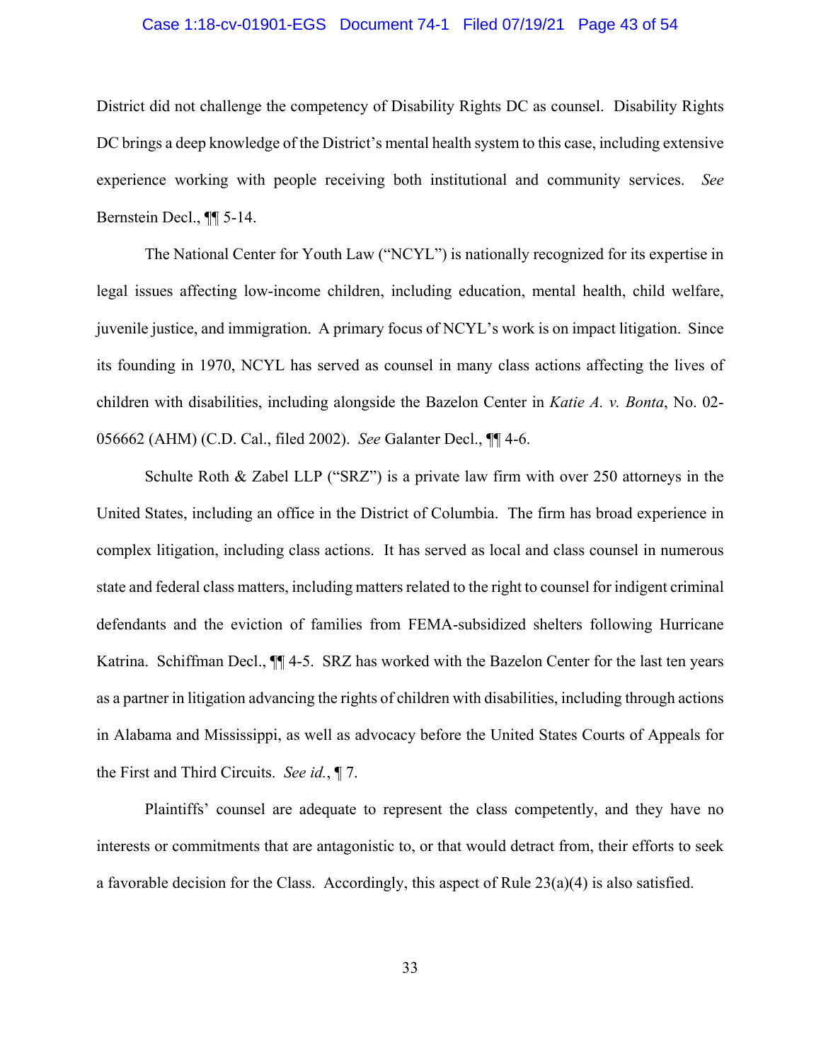District did not challenge the competency of Disability Rights DC as counsel. Disability Rights DC brings a deep knowledge of the District's mental health system to this case, including extensive experience working with people receiving both institutional and community services. *See* Bernstein Decl., ¶¶ 5-14.

The National Center for Youth Law ("NCYL") is nationally recognized for its expertise in legal issues affecting low-income children, including education, mental health, child welfare, juvenile justice, and immigration. A primary focus of NCYL's work is on impact litigation. Since its founding in 1970, NCYL has served as counsel in many class actions affecting the lives of children with disabilities, including alongside the Bazelon Center in *Katie A. v. Bonta*, No. 02-056662 (AHM) (C.D. Cal., filed 2002). *See* Galanter Decl., ¶¶ 4-6.

Schulte Roth & Zabel LLP ("SRZ") is a private law firm with over 250 attorneys in the United States, including an office in the District of Columbia. The firm has broad experience in complex litigation, including class actions. It has served as local and class counsel in numerous state and federal class matters, including matters related to the right to counsel for indigent criminal defendants and the eviction of families from FEMA-subsidized shelters following Hurricane Katrina. Schiffman Decl., ¶¶ 4-5. SRZ has worked with the Bazelon Center for the last ten years as a partner in litigation advancing the rights of children with disabilities, including through actions in Alabama and Mississippi, as well as advocacy before the United States Courts of Appeals for the First and Third Circuits. *See id.*, ¶ 7.

Plaintiffs' counsel are adequate to represent the class competently, and they have no interests or commitments that are antagonistic to, or that would detract from, their efforts to seek a favorable decision for the Class. Accordingly, this aspect of Rule 23(a)(4) is also satisfied.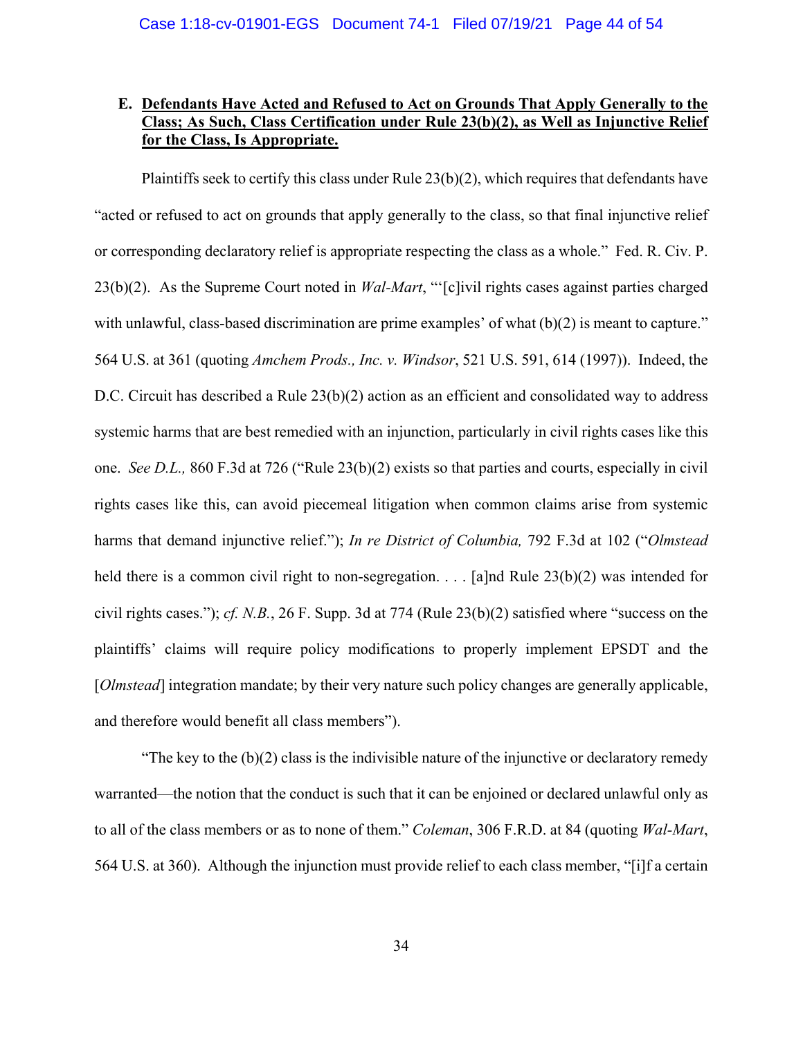### E. <u>Defendants Have Acted and Refused to Act on Grounds That Apply Generally to the Class; As Such, Class Certification under Rule 23(b)(2), as Well as Injunctive Relief for the Class, Is Appropriate.</u>

Plaintiffs seek to certify this class under Rule 23(b)(2), which requires that defendants have "acted or refused to act on grounds that apply generally to the class, so that final injunctive relief or corresponding declaratory relief is appropriate respecting the class as a whole." Fed. R. Civ. P. 23(b)(2). As the Supreme Court noted in *Wal-Mart*, "'[c]ivil rights cases against parties charged with unlawful, class-based discrimination are prime examples' of what (b)(2) is meant to capture." 564 U.S. at 361 (quoting *Amchem Prods., Inc. v. Windsor*, 521 U.S. 591, 614 (1997)). Indeed, the D.C. Circuit has described a Rule 23(b)(2) action as an efficient and consolidated way to address systemic harms that are best remedied with an injunction, particularly in civil rights cases like this one. *See D.L.,* 860 F.3d at 726 ("Rule 23(b)(2) exists so that parties and courts, especially in civil rights cases like this, can avoid piecemeal litigation when common claims arise from systemic harms that demand injunctive relief."); *In re District of Columbia,* 792 F.3d at 102 ("*Olmstead* held there is a common civil right to non-segregation. . . . [a]nd Rule 23(b)(2) was intended for civil rights cases."); *cf. N.B.*, 26 F. Supp. 3d at 774 (Rule 23(b)(2) satisfied where "success on the plaintiffs' claims will require policy modifications to properly implement EPSDT and the [*Olmstead*] integration mandate; by their very nature such policy changes are generally applicable, and therefore would benefit all class members").

"The key to the (b)(2) class is the indivisible nature of the injunctive or declaratory remedy warranted—the notion that the conduct is such that it can be enjoined or declared unlawful only as to all of the class members or as to none of them." *Coleman*, 306 F.R.D. at 84 (quoting *Wal-Mart*, 564 U.S. at 360). Although the injunction must provide relief to each class member, "[i]f a certain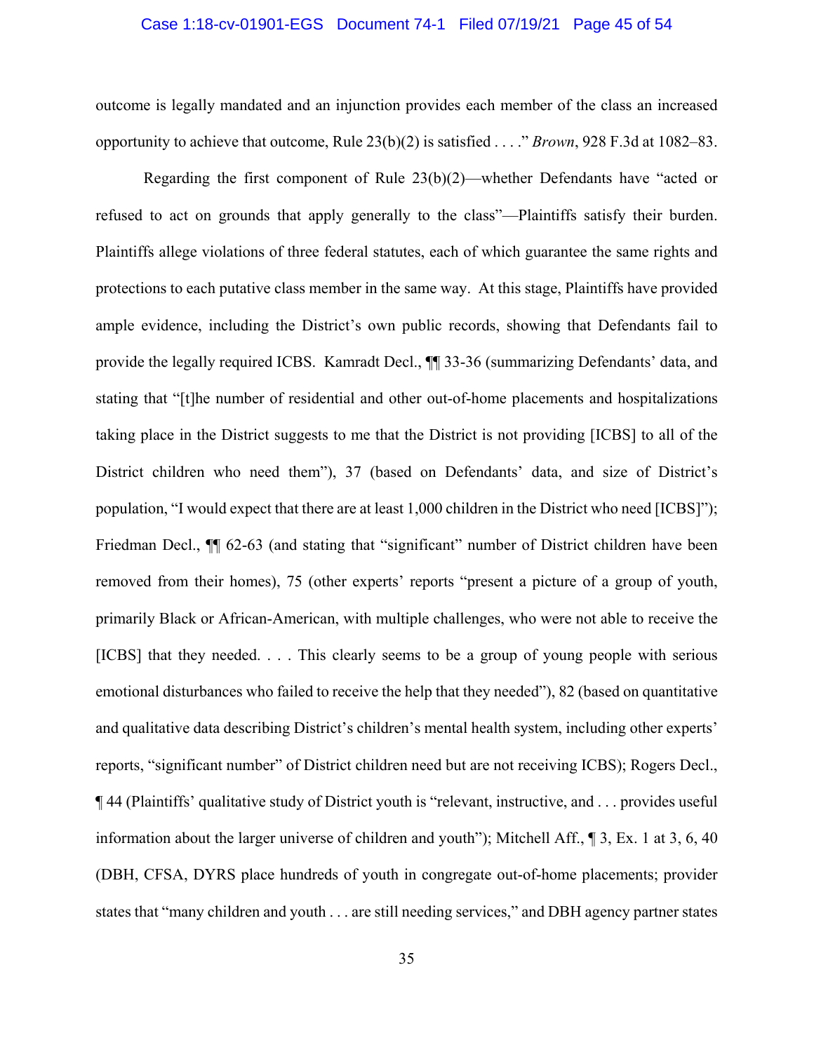outcome is legally mandated and an injunction provides each member of the class an increased opportunity to achieve that outcome, Rule 23(b)(2) is satisfied . . . ." *Brown*, 928 F.3d at 1082–83.

Regarding the first component of Rule 23(b)(2)—whether Defendants have "acted or refused to act on grounds that apply generally to the class"—Plaintiffs satisfy their burden. Plaintiffs allege violations of three federal statutes, each of which guarantee the same rights and protections to each putative class member in the same way. At this stage, Plaintiffs have provided ample evidence, including the District's own public records, showing that Defendants fail to provide the legally required ICBS. Kamradt Decl., ¶¶ 33-36 (summarizing Defendants' data, and stating that "[t]he number of residential and other out-of-home placements and hospitalizations taking place in the District suggests to me that the District is not providing [ICBS] to all of the District children who need them"), 37 (based on Defendants' data, and size of District's population, "I would expect that there are at least 1,000 children in the District who need [ICBS]"); Friedman Decl., ¶¶ 62-63 (and stating that "significant" number of District children have been removed from their homes), 75 (other experts' reports "present a picture of a group of youth, primarily Black or African-American, with multiple challenges, who were not able to receive the [ICBS] that they needed. . . . This clearly seems to be a group of young people with serious emotional disturbances who failed to receive the help that they needed"), 82 (based on quantitative and qualitative data describing District's children's mental health system, including other experts' reports, "significant number" of District children need but are not receiving ICBS); Rogers Decl., ¶ 44 (Plaintiffs' qualitative study of District youth is "relevant, instructive, and . . . provides useful information about the larger universe of children and youth"); Mitchell Aff., ¶ 3, Ex. 1 at 3, 6, 40 (DBH, CFSA, DYRS place hundreds of youth in congregate out-of-home placements; provider states that "many children and youth . . . are still needing services," and DBH agency partner states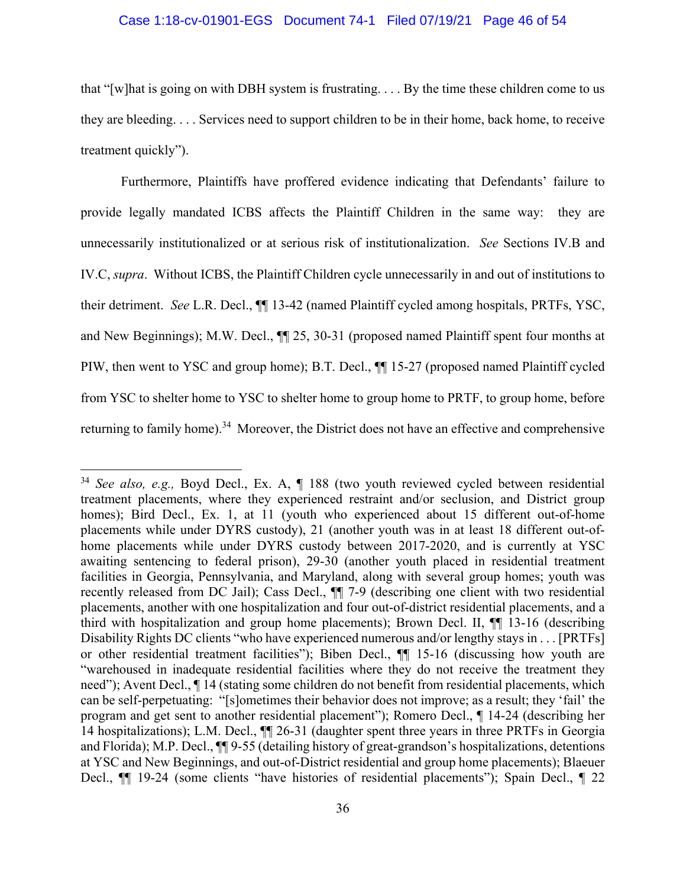that "[w]hat is going on with DBH system is frustrating. . . . By the time these children come to us they are bleeding. . . . Services need to support children to be in their home, back home, to receive treatment quickly").

Furthermore, Plaintiffs have proffered evidence indicating that Defendants' failure to provide legally mandated ICBS affects the Plaintiff Children in the same way: they are unnecessarily institutionalized or at serious risk of institutionalization. *See* Sections IV.B and IV.C, *supra*. Without ICBS, the Plaintiff Children cycle unnecessarily in and out of institutions to their detriment. *See* L.R. Decl., ¶¶ 13-42 (named Plaintiff cycled among hospitals, PRTFs, YSC, and New Beginnings); M.W. Decl., ¶¶ 25, 30-31 (proposed named Plaintiff spent four months at PIW, then went to YSC and group home); B.T. Decl., ¶¶ 15-27 (proposed named Plaintiff cycled from YSC to shelter home to YSC to shelter home to group home to PRTF, to group home, before returning to family home).[34] Moreover, the District does not have an effective and comprehensive

---

[34] *See also, e.g.,* Boyd Decl., Ex. A, ¶ 188 (two youth reviewed cycled between residential treatment placements, where they experienced restraint and/or seclusion, and District group homes); Bird Decl., Ex. 1, at 11 (youth who experienced about 15 different out-of-home placements while under DYRS custody), 21 (another youth was in at least 18 different out-of-home placements while under DYRS custody between 2017-2020, and is currently at YSC awaiting sentencing to federal prison), 29-30 (another youth placed in residential treatment facilities in Georgia, Pennsylvania, and Maryland, along with several group homes; youth was recently released from DC Jail); Cass Decl., ¶¶ 7-9 (describing one client with two residential placements, another with one hospitalization and four out-of-district residential placements, and a third with hospitalization and group home placements); Brown Decl. II, ¶¶ 13-16 (describing Disability Rights DC clients "who have experienced numerous and/or lengthy stays in . . . [PRTFs] or other residential treatment facilities"); Biben Decl., ¶¶ 15-16 (discussing how youth are "warehoused in inadequate residential facilities where they do not receive the treatment they need"); Avent Decl., ¶ 14 (stating some children do not benefit from residential placements, which can be self-perpetuating: "[s]ometimes their behavior does not improve; as a result; they 'fail' the program and get sent to another residential placement"); Romero Decl., ¶ 14-24 (describing her 14 hospitalizations); L.M. Decl., ¶¶ 26-31 (daughter spent three years in three PRTFs in Georgia and Florida); M.P. Decl., ¶¶ 9-55 (detailing history of great-grandson's hospitalizations, detentions at YSC and New Beginnings, and out-of-District residential and group home placements); Blaeuer Decl., ¶¶ 19-24 (some clients "have histories of residential placements"); Spain Decl., ¶ 22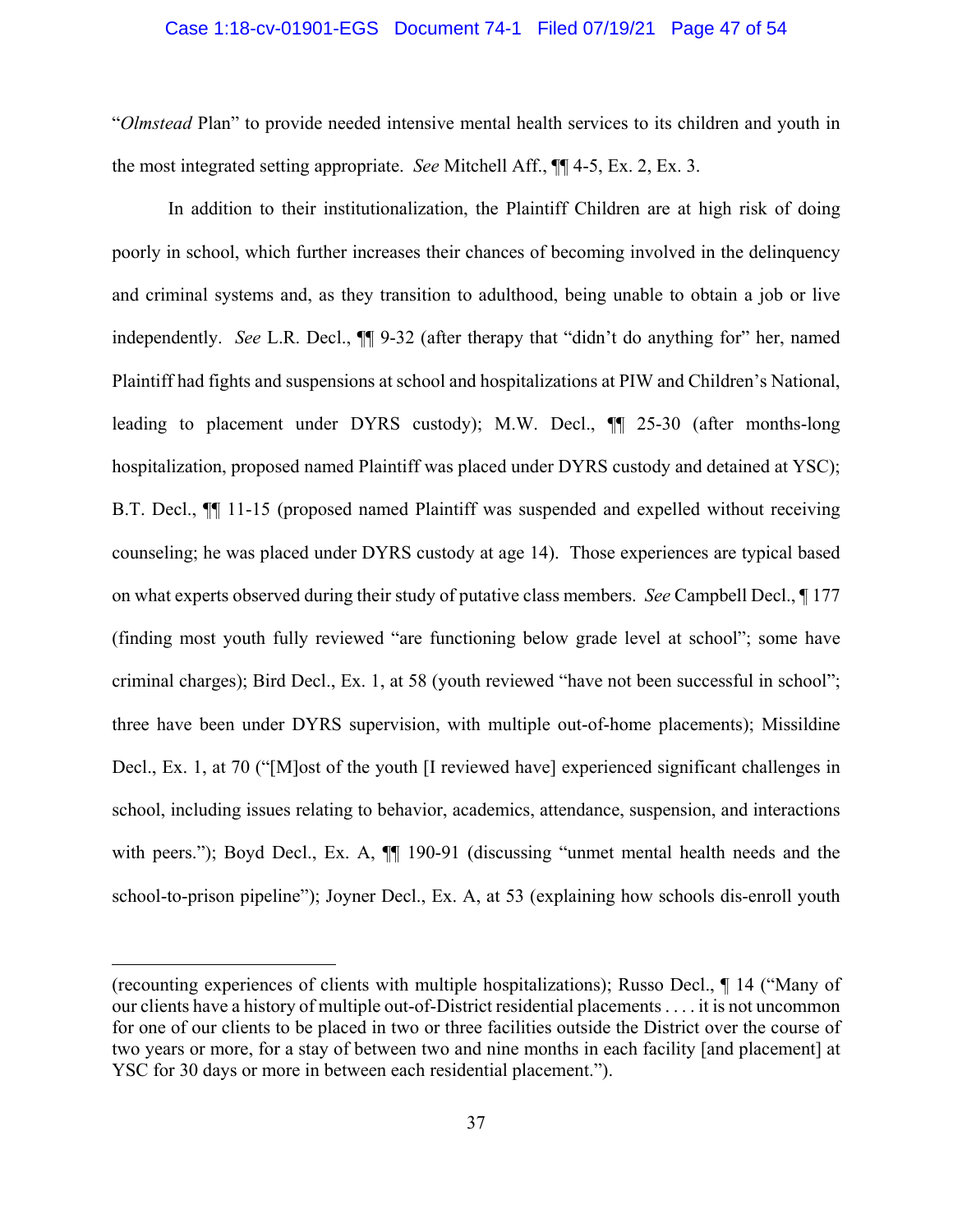"*Olmstead* Plan" to provide needed intensive mental health services to its children and youth in the most integrated setting appropriate. *See* Mitchell Aff., ¶¶ 4-5, Ex. 2, Ex. 3.

In addition to their institutionalization, the Plaintiff Children are at high risk of doing poorly in school, which further increases their chances of becoming involved in the delinquency and criminal systems and, as they transition to adulthood, being unable to obtain a job or live independently. *See* L.R. Decl., ¶¶ 9-32 (after therapy that "didn't do anything for" her, named Plaintiff had fights and suspensions at school and hospitalizations at PIW and Children's National, leading to placement under DYRS custody); M.W. Decl., ¶¶ 25-30 (after months-long hospitalization, proposed named Plaintiff was placed under DYRS custody and detained at YSC); B.T. Decl., ¶¶ 11-15 (proposed named Plaintiff was suspended and expelled without receiving counseling; he was placed under DYRS custody at age 14). Those experiences are typical based on what experts observed during their study of putative class members. *See* Campbell Decl., ¶ 177 (finding most youth fully reviewed "are functioning below grade level at school"; some have criminal charges); Bird Decl., Ex. 1, at 58 (youth reviewed "have not been successful in school"; three have been under DYRS supervision, with multiple out-of-home placements); Missildine Decl., Ex. 1, at 70 ("[M]ost of the youth [I reviewed have] experienced significant challenges in school, including issues relating to behavior, academics, attendance, suspension, and interactions with peers."); Boyd Decl., Ex. A, ¶¶ 190-91 (discussing "unmet mental health needs and the school-to-prison pipeline"); Joyner Decl., Ex. A, at 53 (explaining how schools dis-enroll youth

---

(recounting experiences of clients with multiple hospitalizations); Russo Decl., ¶ 14 ("Many of our clients have a history of multiple out-of-District residential placements . . . . it is not uncommon for one of our clients to be placed in two or three facilities outside the District over the course of two years or more, for a stay of between two and nine months in each facility [and placement] at YSC for 30 days or more in between each residential placement.").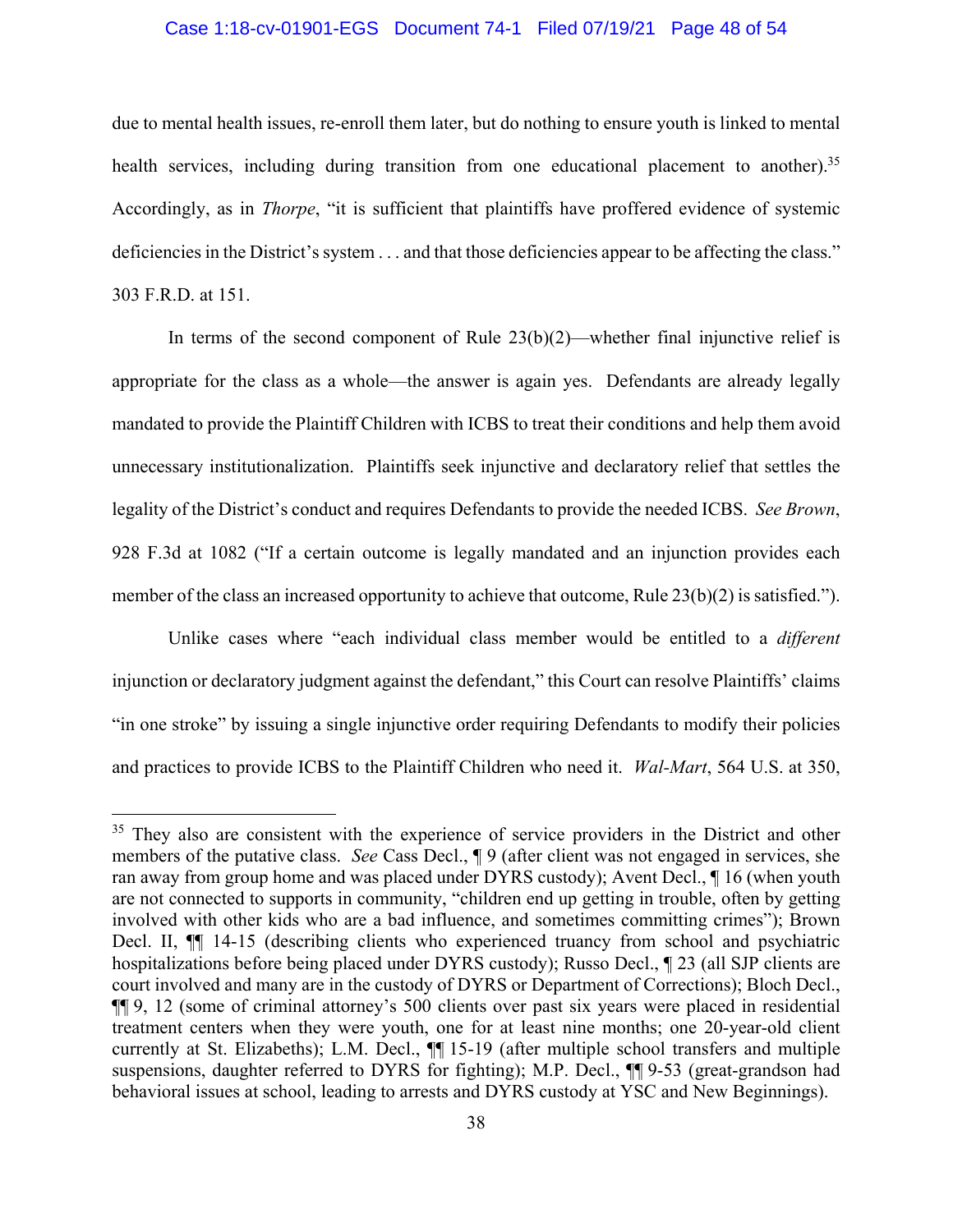due to mental health issues, re-enroll them later, but do nothing to ensure youth is linked to mental health services, including during transition from one educational placement to another).[35] Accordingly, as in *Thorpe*, "it is sufficient that plaintiffs have proffered evidence of systemic deficiencies in the District's system . . . and that those deficiencies appear to be affecting the class." 303 F.R.D. at 151.

In terms of the second component of Rule 23(b)(2)—whether final injunctive relief is appropriate for the class as a whole—the answer is again yes. Defendants are already legally mandated to provide the Plaintiff Children with ICBS to treat their conditions and help them avoid unnecessary institutionalization. Plaintiffs seek injunctive and declaratory relief that settles the legality of the District's conduct and requires Defendants to provide the needed ICBS. *See Brown*, 928 F.3d at 1082 ("If a certain outcome is legally mandated and an injunction provides each member of the class an increased opportunity to achieve that outcome, Rule 23(b)(2) is satisfied.").

Unlike cases where "each individual class member would be entitled to a *different* injunction or declaratory judgment against the defendant," this Court can resolve Plaintiffs' claims "in one stroke" by issuing a single injunctive order requiring Defendants to modify their policies and practices to provide ICBS to the Plaintiff Children who need it. *Wal-Mart*, 564 U.S. at 350,

---

[35] They also are consistent with the experience of service providers in the District and other members of the putative class. *See* Cass Decl., ¶ 9 (after client was not engaged in services, she ran away from group home and was placed under DYRS custody); Avent Decl., ¶ 16 (when youth are not connected to supports in community, "children end up getting in trouble, often by getting involved with other kids who are a bad influence, and sometimes committing crimes"); Brown Decl. II, ¶¶ 14-15 (describing clients who experienced truancy from school and psychiatric hospitalizations before being placed under DYRS custody); Russo Decl., ¶ 23 (all SJP clients are court involved and many are in the custody of DYRS or Department of Corrections); Bloch Decl., ¶¶ 9, 12 (some of criminal attorney's 500 clients over past six years were placed in residential treatment centers when they were youth, one for at least nine months; one 20-year-old client currently at St. Elizabeths); L.M. Decl., ¶¶ 15-19 (after multiple school transfers and multiple suspensions, daughter referred to DYRS for fighting); M.P. Decl., ¶¶ 9-53 (great-grandson had behavioral issues at school, leading to arrests and DYRS custody at YSC and New Beginnings).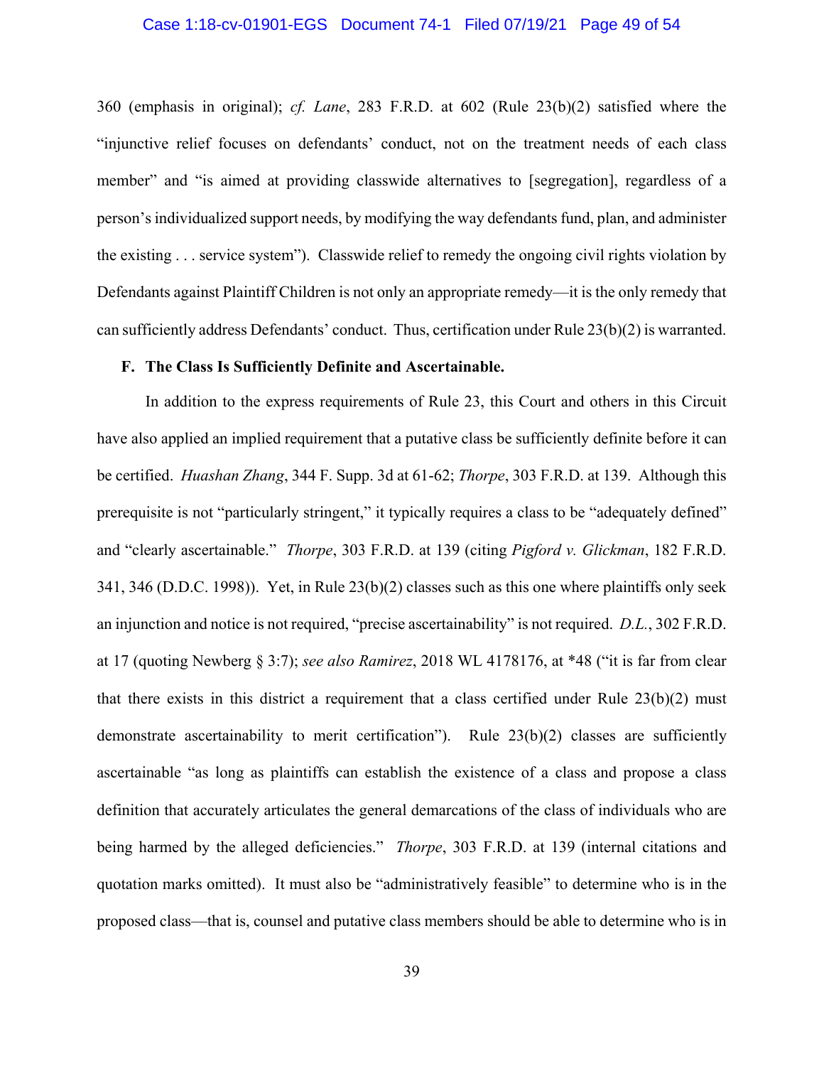360 (emphasis in original); *cf. Lane*, 283 F.R.D. at 602 (Rule 23(b)(2) satisfied where the "injunctive relief focuses on defendants' conduct, not on the treatment needs of each class member" and "is aimed at providing classwide alternatives to [segregation], regardless of a person's individualized support needs, by modifying the way defendants fund, plan, and administer the existing . . . service system"). Classwide relief to remedy the ongoing civil rights violation by Defendants against Plaintiff Children is not only an appropriate remedy—it is the only remedy that can sufficiently address Defendants' conduct. Thus, certification under Rule 23(b)(2) is warranted.

### F. The Class Is Sufficiently Definite and Ascertainable.

In addition to the express requirements of Rule 23, this Court and others in this Circuit have also applied an implied requirement that a putative class be sufficiently definite before it can be certified. *Huashan Zhang*, 344 F. Supp. 3d at 61-62; *Thorpe*, 303 F.R.D. at 139. Although this prerequisite is not "particularly stringent," it typically requires a class to be "adequately defined" and "clearly ascertainable." *Thorpe*, 303 F.R.D. at 139 (citing *Pigford v. Glickman*, 182 F.R.D. 341, 346 (D.D.C. 1998)). Yet, in Rule 23(b)(2) classes such as this one where plaintiffs only seek an injunction and notice is not required, "precise ascertainability" is not required. *D.L.*, 302 F.R.D. at 17 (quoting Newberg § 3:7); *see also Ramirez*, 2018 WL 4178176, at *48 ("it is far from clear that there exists in this district a requirement that a class certified under Rule 23(b)(2) must demonstrate ascertainability to merit certification"). Rule 23(b)(2) classes are sufficiently ascertainable "as long as plaintiffs can establish the existence of a class and propose a class definition that accurately articulates the general demarcations of the class of individuals who are being harmed by the alleged deficiencies." *Thorpe*, 303 F.R.D. at 139 (internal citations and quotation marks omitted). It must also be "administratively feasible" to determine who is in the proposed class—that is, counsel and putative class members should be able to determine who is in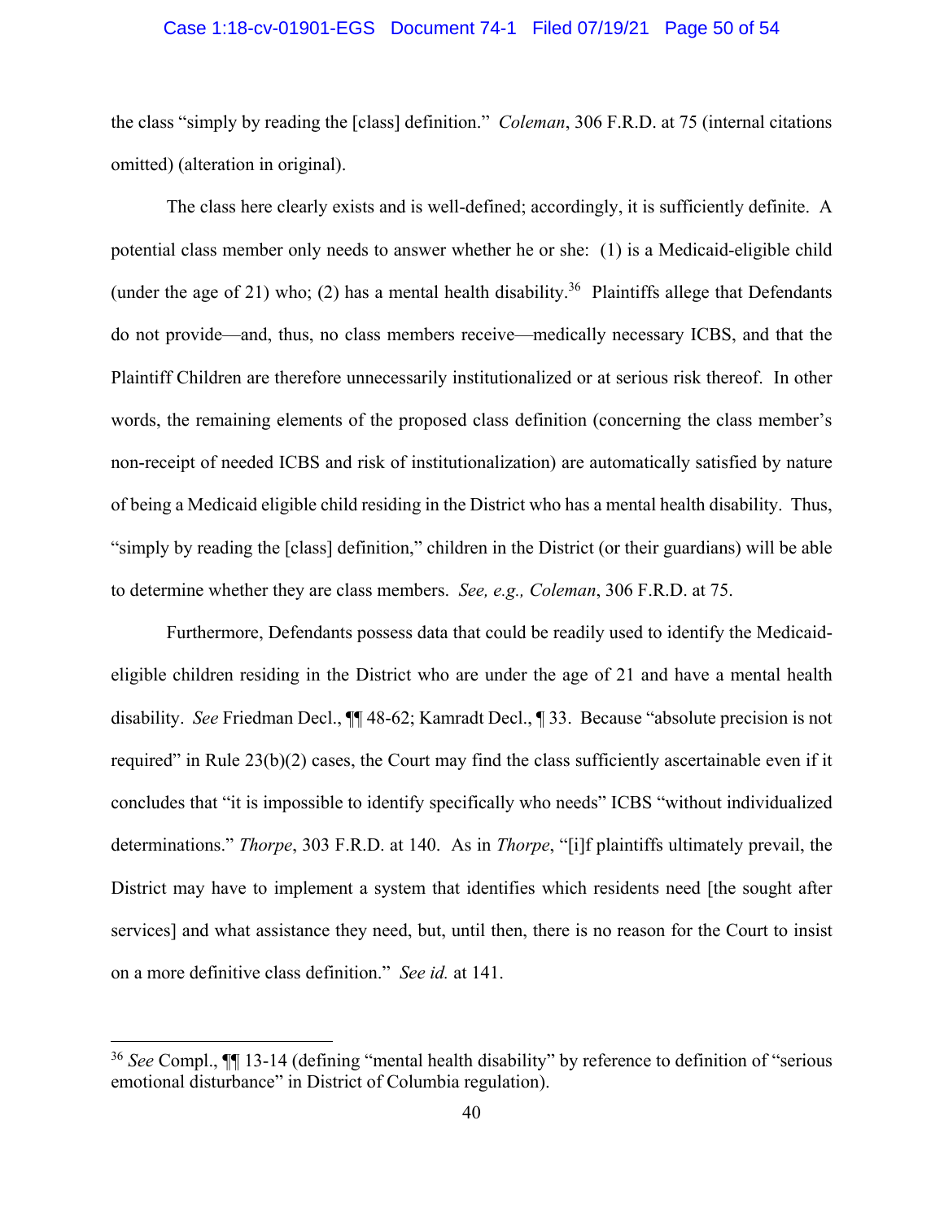the class "simply by reading the [class] definition." *Coleman*, 306 F.R.D. at 75 (internal citations omitted) (alteration in original).

The class here clearly exists and is well-defined; accordingly, it is sufficiently definite. A potential class member only needs to answer whether he or she: (1) is a Medicaid-eligible child (under the age of 21) who; (2) has a mental health disability.[36] Plaintiffs allege that Defendants do not provide—and, thus, no class members receive—medically necessary ICBS, and that the Plaintiff Children are therefore unnecessarily institutionalized or at serious risk thereof. In other words, the remaining elements of the proposed class definition (concerning the class member's non-receipt of needed ICBS and risk of institutionalization) are automatically satisfied by nature of being a Medicaid eligible child residing in the District who has a mental health disability. Thus, "simply by reading the [class] definition," children in the District (or their guardians) will be able to determine whether they are class members. *See, e.g., Coleman*, 306 F.R.D. at 75.

Furthermore, Defendants possess data that could be readily used to identify the Medicaid-eligible children residing in the District who are under the age of 21 and have a mental health disability. *See* Friedman Decl., ¶¶ 48-62; Kamradt Decl., ¶ 33. Because "absolute precision is not required" in Rule 23(b)(2) cases, the Court may find the class sufficiently ascertainable even if it concludes that "it is impossible to identify specifically who needs" ICBS "without individualized determinations." *Thorpe*, 303 F.R.D. at 140. As in *Thorpe*, "[i]f plaintiffs ultimately prevail, the District may have to implement a system that identifies which residents need [the sought after services] and what assistance they need, but, until then, there is no reason for the Court to insist on a more definitive class definition." *See id.* at 141.

---

[36] *See* Compl., ¶¶ 13-14 (defining "mental health disability" by reference to definition of "serious emotional disturbance" in District of Columbia regulation).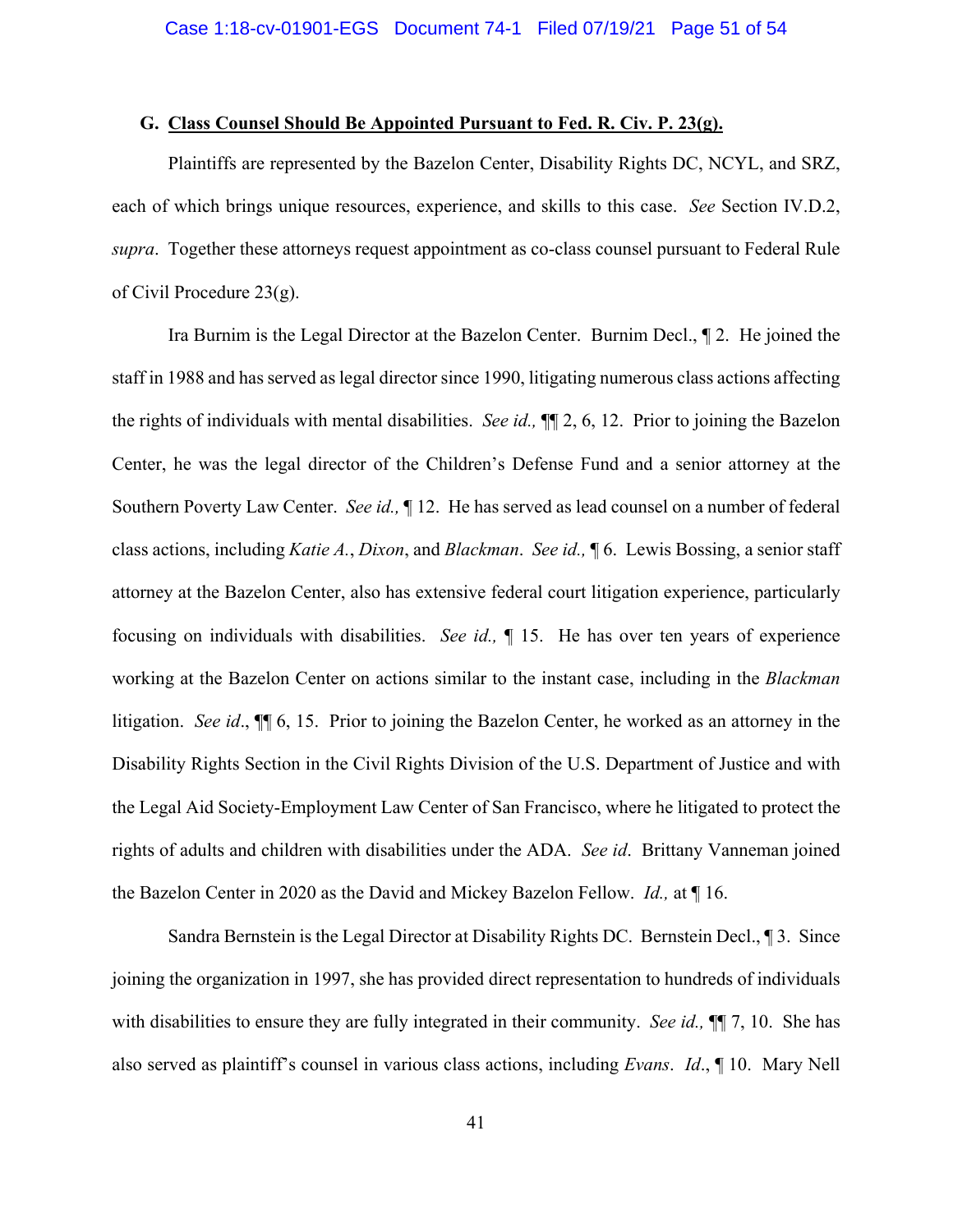### G. Class Counsel Should Be Appointed Pursuant to Fed. R. Civ. P. 23(g).

Plaintiffs are represented by the Bazelon Center, Disability Rights DC, NCYL, and SRZ, each of which brings unique resources, experience, and skills to this case. *See* Section IV.D.2, *supra*. Together these attorneys request appointment as co-class counsel pursuant to Federal Rule of Civil Procedure 23(g).

Ira Burnim is the Legal Director at the Bazelon Center. Burnim Decl., ¶ 2. He joined the staff in 1988 and has served as legal director since 1990, litigating numerous class actions affecting the rights of individuals with mental disabilities. *See id.,* ¶¶ 2, 6, 12. Prior to joining the Bazelon Center, he was the legal director of the Children's Defense Fund and a senior attorney at the Southern Poverty Law Center. *See id.,* ¶ 12. He has served as lead counsel on a number of federal class actions, including *Katie A.*, *Dixon*, and *Blackman*. *See id.,* ¶ 6. Lewis Bossing, a senior staff attorney at the Bazelon Center, also has extensive federal court litigation experience, particularly focusing on individuals with disabilities. *See id.,* ¶ 15. He has over ten years of experience working at the Bazelon Center on actions similar to the instant case, including in the *Blackman* litigation. *See id*., ¶¶ 6, 15. Prior to joining the Bazelon Center, he worked as an attorney in the Disability Rights Section in the Civil Rights Division of the U.S. Department of Justice and with the Legal Aid Society-Employment Law Center of San Francisco, where he litigated to protect the rights of adults and children with disabilities under the ADA. *See id*. Brittany Vanneman joined the Bazelon Center in 2020 as the David and Mickey Bazelon Fellow. *Id.,* at ¶ 16.

Sandra Bernstein is the Legal Director at Disability Rights DC. Bernstein Decl., ¶ 3. Since joining the organization in 1997, she has provided direct representation to hundreds of individuals with disabilities to ensure they are fully integrated in their community. *See id.,* ¶¶ 7, 10. She has also served as plaintiff's counsel in various class actions, including *Evans*. *Id*., ¶ 10. Mary Nell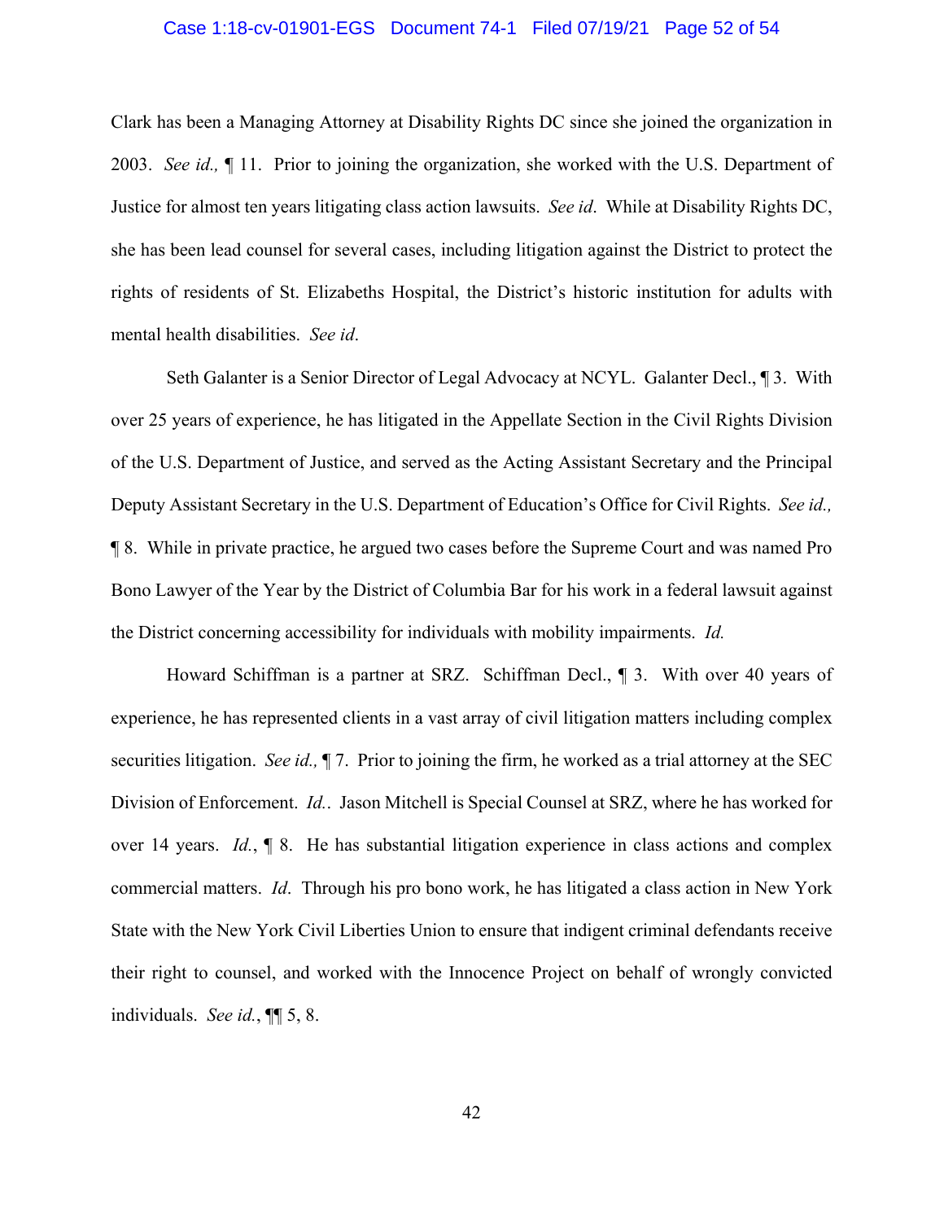Clark has been a Managing Attorney at Disability Rights DC since she joined the organization in 2003. *See id.,* ¶ 11. Prior to joining the organization, she worked with the U.S. Department of Justice for almost ten years litigating class action lawsuits. *See id*. While at Disability Rights DC, she has been lead counsel for several cases, including litigation against the District to protect the rights of residents of St. Elizabeths Hospital, the District's historic institution for adults with mental health disabilities. *See id*.

Seth Galanter is a Senior Director of Legal Advocacy at NCYL. Galanter Decl., ¶ 3. With over 25 years of experience, he has litigated in the Appellate Section in the Civil Rights Division of the U.S. Department of Justice, and served as the Acting Assistant Secretary and the Principal Deputy Assistant Secretary in the U.S. Department of Education's Office for Civil Rights. *See id.,* ¶ 8. While in private practice, he argued two cases before the Supreme Court and was named Pro Bono Lawyer of the Year by the District of Columbia Bar for his work in a federal lawsuit against the District concerning accessibility for individuals with mobility impairments. *Id.*

Howard Schiffman is a partner at SRZ. Schiffman Decl., ¶ 3. With over 40 years of experience, he has represented clients in a vast array of civil litigation matters including complex securities litigation. *See id.,* ¶ 7. Prior to joining the firm, he worked as a trial attorney at the SEC Division of Enforcement. *Id.*. Jason Mitchell is Special Counsel at SRZ, where he has worked for over 14 years. *Id.*, ¶ 8. He has substantial litigation experience in class actions and complex commercial matters. *Id*. Through his pro bono work, he has litigated a class action in New York State with the New York Civil Liberties Union to ensure that indigent criminal defendants receive their right to counsel, and worked with the Innocence Project on behalf of wrongly convicted individuals. *See id.*, ¶¶ 5, 8.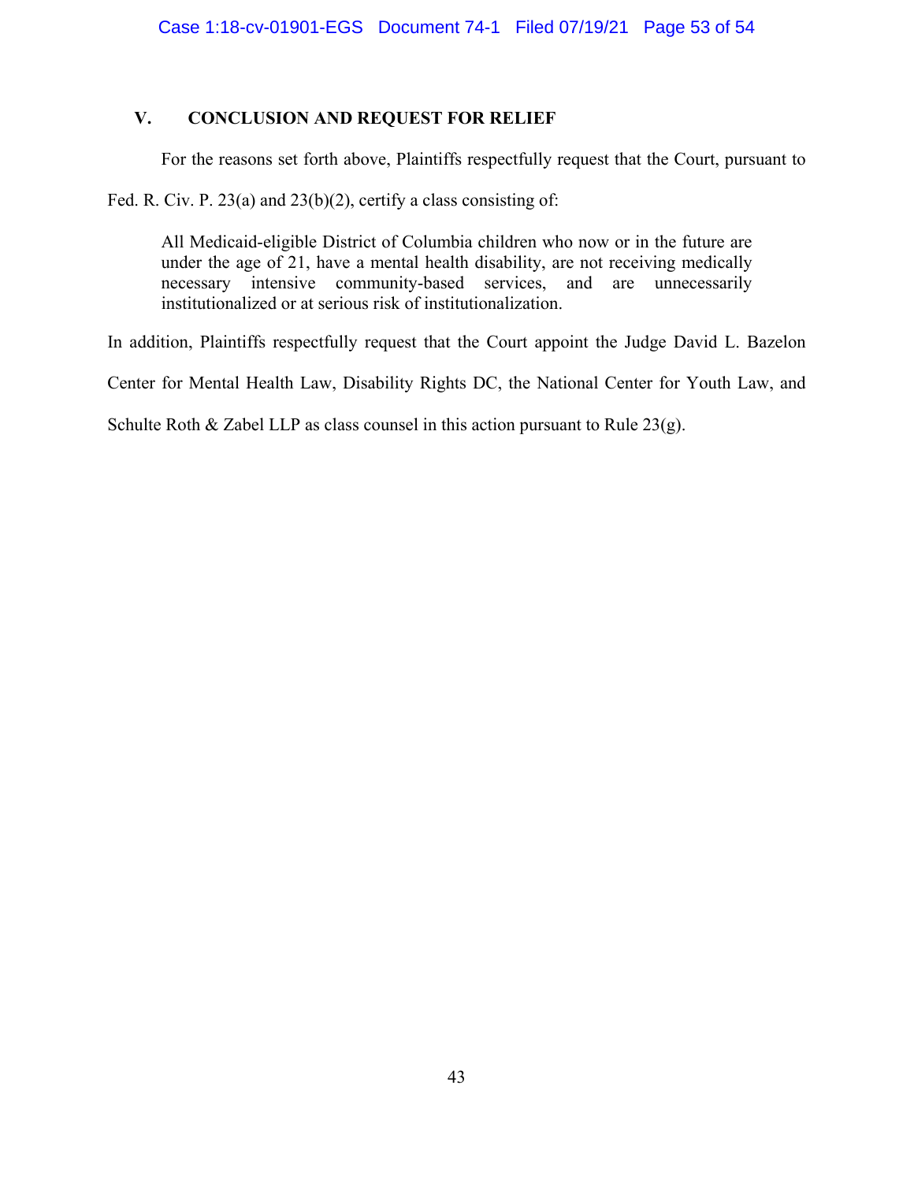## V. CONCLUSION AND REQUEST FOR RELIEF

For the reasons set forth above, Plaintiffs respectfully request that the Court, pursuant to Fed. R. Civ. P. 23(a) and 23(b)(2), certify a class consisting of:

> All Medicaid-eligible District of Columbia children who now or in the future are under the age of 21, have a mental health disability, are not receiving medically necessary intensive community-based services, and are unnecessarily institutionalized or at serious risk of institutionalization.

In addition, Plaintiffs respectfully request that the Court appoint the Judge David L. Bazelon Center for Mental Health Law, Disability Rights DC, the National Center for Youth Law, and Schulte Roth & Zabel LLP as class counsel in this action pursuant to Rule 23(g).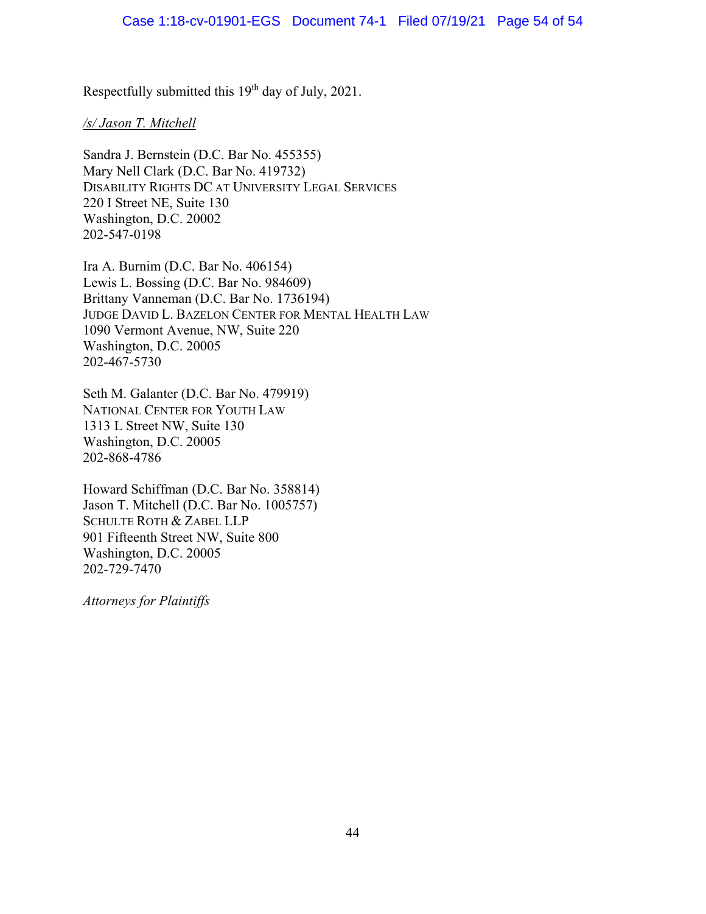Respectfully submitted this 19th day of July, 2021.

*/s/ Jason T. Mitchell*

Sandra J. Bernstein (D.C. Bar No. 455355)
Mary Nell Clark (D.C. Bar No. 419732)
DISABILITY RIGHTS DC AT UNIVERSITY LEGAL SERVICES
220 I Street NE, Suite 130
Washington, D.C. 20002
202-547-0198

Ira A. Burnim (D.C. Bar No. 406154)
Lewis L. Bossing (D.C. Bar No. 984609)
Brittany Vanneman (D.C. Bar No. 1736194)
JUDGE DAVID L. BAZELON CENTER FOR MENTAL HEALTH LAW
1090 Vermont Avenue, NW, Suite 220
Washington, D.C. 20005
202-467-5730

Seth M. Galanter (D.C. Bar No. 479919)
NATIONAL CENTER FOR YOUTH LAW
1313 L Street NW, Suite 130
Washington, D.C. 20005
202-868-4786

Howard Schiffman (D.C. Bar No. 358814)
Jason T. Mitchell (D.C. Bar No. 1005757)
SCHULTE ROTH & ZABEL LLP
901 Fifteenth Street NW, Suite 800
Washington, D.C. 20005
202-729-7470

*Attorneys for Plaintiffs*